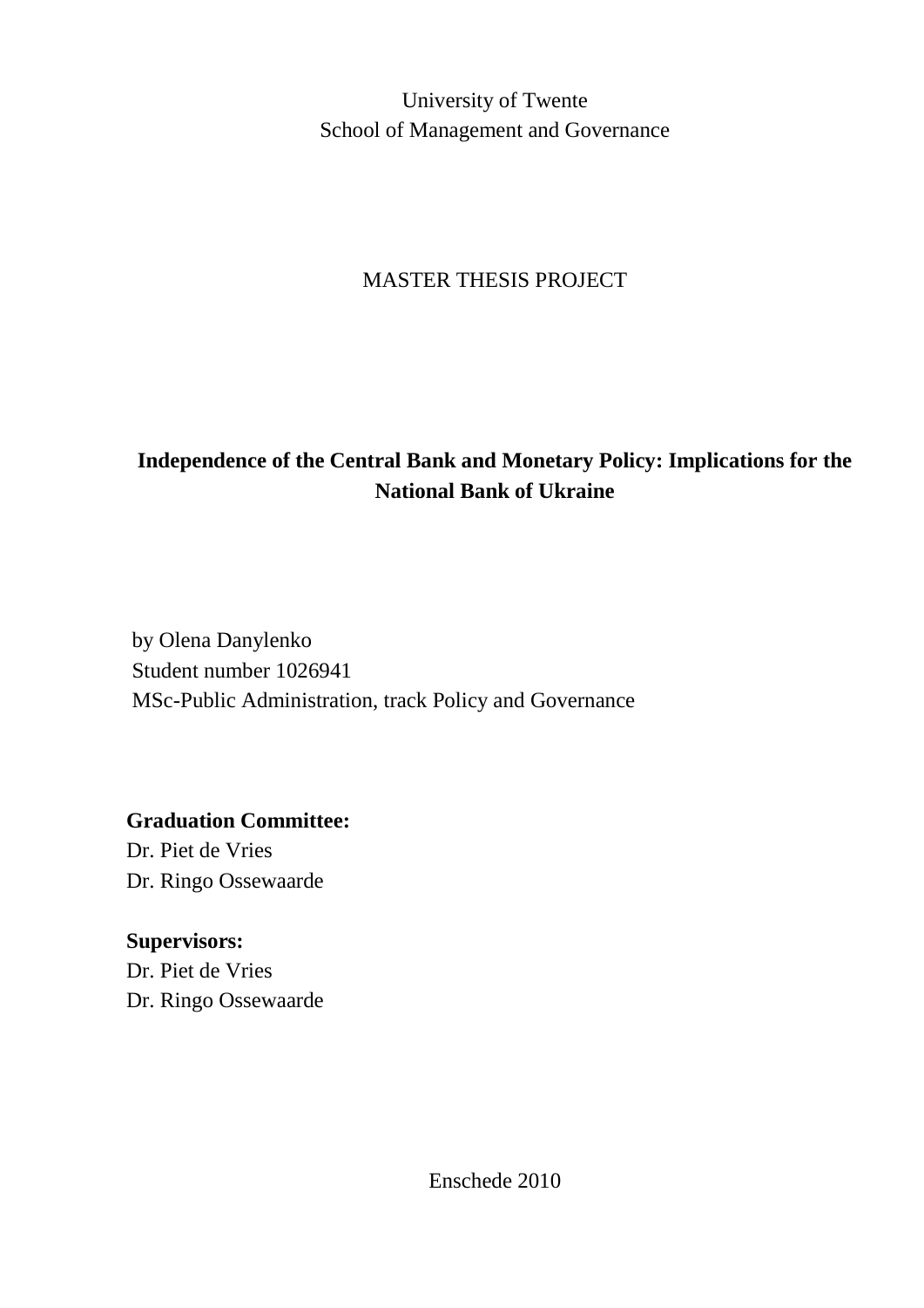University of Twente
School of Management and Governance

MASTER THESIS PROJECT

# Independence of the Central Bank and Monetary Policy: Implications for the National Bank of Ukraine

by Olena Danylenko
Student number 1026941
MSc-Public Administration, track Policy and Governance

**Graduation Committee:**
Dr. Piet de Vries
Dr. Ringo Ossewaarde

**Supervisors:**
Dr. Piet de Vries
Dr. Ringo Ossewaarde

Enschede 2010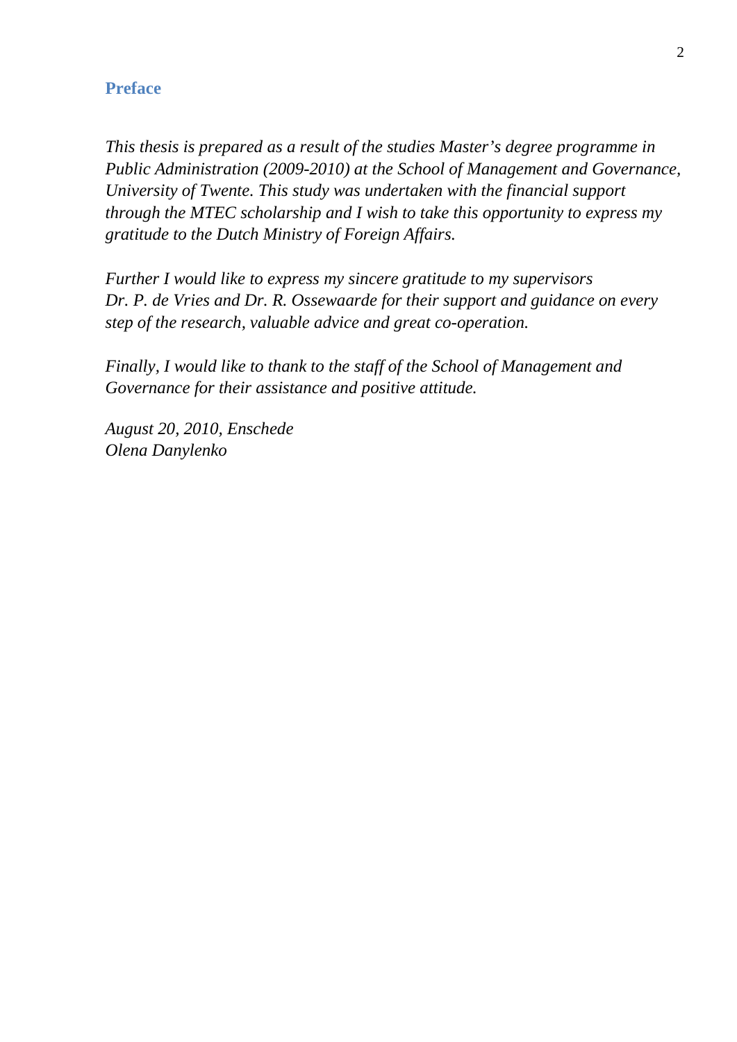## Preface

*This thesis is prepared as a result of the studies Master's degree programme in Public Administration (2009-2010) at the School of Management and Governance, University of Twente. This study was undertaken with the financial support through the MTEC scholarship and I wish to take this opportunity to express my gratitude to the Dutch Ministry of Foreign Affairs.*

*Further I would like to express my sincere gratitude to my supervisors Dr. P. de Vries and Dr. R. Ossewaarde for their support and guidance on every step of the research, valuable advice and great co-operation.*

*Finally, I would like to thank to the staff of the School of Management and Governance for their assistance and positive attitude.*

*August 20, 2010, Enschede*
*Olena Danylenko*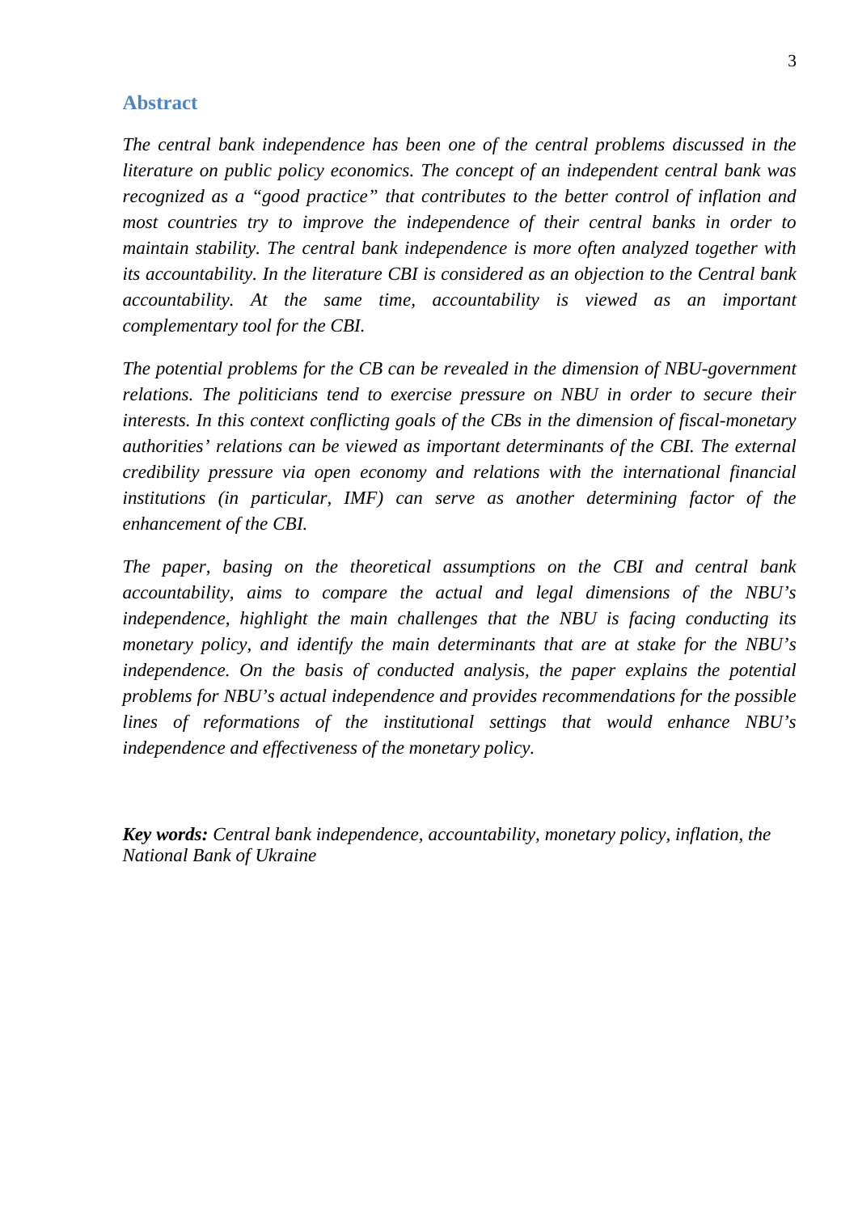## Abstract

*The central bank independence has been one of the central problems discussed in the literature on public policy economics. The concept of an independent central bank was recognized as a "good practice" that contributes to the better control of inflation and most countries try to improve the independence of their central banks in order to maintain stability. The central bank independence is more often analyzed together with its accountability. In the literature CBI is considered as an objection to the Central bank accountability. At the same time, accountability is viewed as an important complementary tool for the CBI.*

*The potential problems for the CB can be revealed in the dimension of NBU-government relations. The politicians tend to exercise pressure on NBU in order to secure their interests. In this context conflicting goals of the CBs in the dimension of fiscal-monetary authorities' relations can be viewed as important determinants of the CBI. The external credibility pressure via open economy and relations with the international financial institutions (in particular, IMF) can serve as another determining factor of the enhancement of the CBI.*

*The paper, basing on the theoretical assumptions on the CBI and central bank accountability, aims to compare the actual and legal dimensions of the NBU's independence, highlight the main challenges that the NBU is facing conducting its monetary policy, and identify the main determinants that are at stake for the NBU's independence. On the basis of conducted analysis, the paper explains the potential problems for NBU's actual independence and provides recommendations for the possible lines of reformations of the institutional settings that would enhance NBU's independence and effectiveness of the monetary policy.*

***Key words:*** *Central bank independence, accountability, monetary policy, inflation, the National Bank of Ukraine*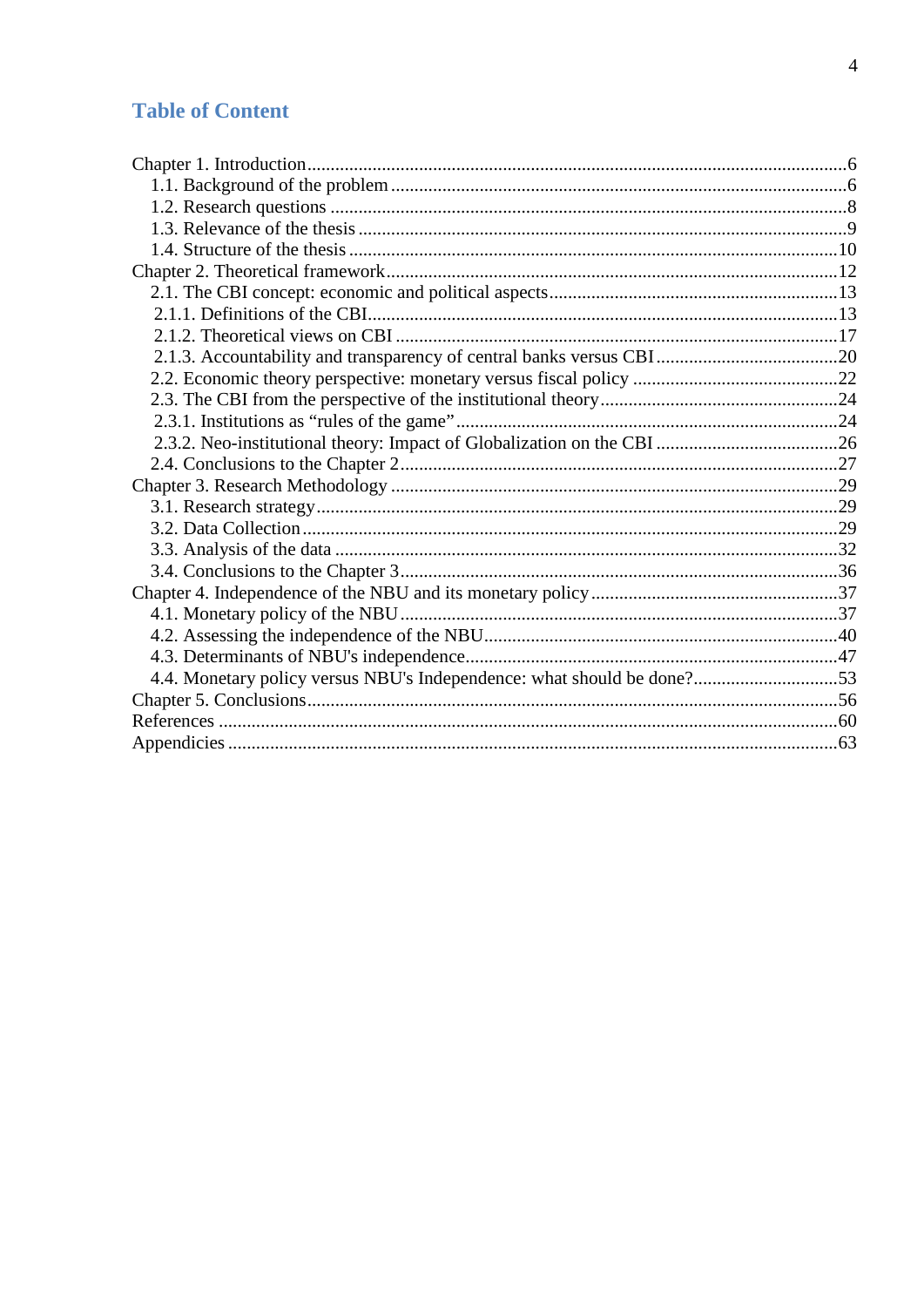# Table of Content

Chapter 1. Introduction ....................................................................................................6
- 1.1. Background of the problem ....................................................................................6
- 1.2. Research questions ...............................................................................................8
- 1.3. Relevance of the thesis ..........................................................................................9
- 1.4. Structure of the thesis ..........................................................................................10

Chapter 2. Theoretical framework ................................................................................12
- 2.1. The CBI concept: economic and political aspects ...............................................13
  - 2.1.1. Definitions of the CBI .....................................................................................13
  - 2.1.2. Theoretical views on CBI ...............................................................................17
  - 2.1.3. Accountability and transparency of central banks versus CBI ........................20
- 2.2. Economic theory perspective: monetary versus fiscal policy ..............................22
- 2.3. The CBI from the perspective of the institutional theory ....................................24
  - 2.3.1. Institutions as "rules of the game" ..................................................................24
  - 2.3.2. Neo-institutional theory: Impact of Globalization on the CBI ........................26
- 2.4. Conclusions to the Chapter 2 ...............................................................................27

Chapter 3. Research Methodology ...............................................................................29
- 3.1. Research strategy ................................................................................................29
- 3.2. Data Collection ....................................................................................................29
- 3.3. Analysis of the data .............................................................................................32
- 3.4. Conclusions to the Chapter 3 ...............................................................................36

Chapter 4. Independence of the NBU and its monetary policy .....................................37
- 4.1. Monetary policy of the NBU ...............................................................................37
- 4.2. Assessing the independence of the NBU ............................................................40
- 4.3. Determinants of NBU's independence ................................................................47
- 4.4. Monetary policy versus NBU's Independence: what should be done? ...............53

Chapter 5. Conclusions .................................................................................................56

References ....................................................................................................................60

Appendicies ..................................................................................................................63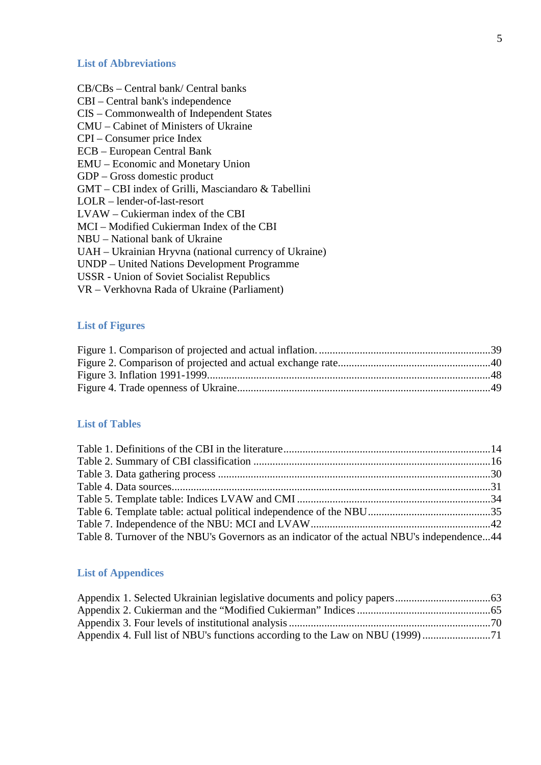## List of Abbreviations

CB/CBs – Central bank/ Central banks
CBI – Central bank's independence
CIS – Commonwealth of Independent States
CMU – Cabinet of Ministers of Ukraine
CPI – Consumer price Index
ECB – European Central Bank
EMU – Economic and Monetary Union
GDP – Gross domestic product
GMT – CBI index of Grilli, Masciandaro & Tabellini
LOLR – lender-of-last-resort
LVAW – Cukierman index of the CBI
MCI – Modified Cukierman Index of the CBI
NBU – National bank of Ukraine
UAH – Ukrainian Hryvna (national currency of Ukraine)
UNDP – United Nations Development Programme
USSR - Union of Soviet Socialist Republics
VR – Verkhovna Rada of Ukraine (Parliament)

## List of Figures

Figure 1. Comparison of projected and actual inflation. ....................................................................39
Figure 2. Comparison of projected and actual exchange rate.............................................................40
Figure 3. Inflation 1991-1999.............................................................................................................48
Figure 4. Trade openness of Ukraine..................................................................................................49

## List of Tables

Table 1. Definitions of the CBI in the literature..................................................................................14
Table 2. Summary of CBI classification ............................................................................................16
Table 3. Data gathering process .........................................................................................................30
Table 4. Data sources..........................................................................................................................31
Table 5. Template table: Indices LVAW and CMI ............................................................................34
Table 6. Template table: actual political independence of the NBU..................................................35
Table 7. Independence of the NBU: MCI and LVAW.......................................................................42
Table 8. Turnover of the NBU's Governors as an indicator of the actual NBU's independence...44

## List of Appendices

Appendix 1. Selected Ukrainian legislative documents and policy papers..................................63
Appendix 2. Cukierman and the “Modified Cukierman” Indices ..................................................65
Appendix 3. Four levels of institutional analysis ..........................................................................70
Appendix 4. Full list of NBU's functions according to the Law on NBU (1999) .........................71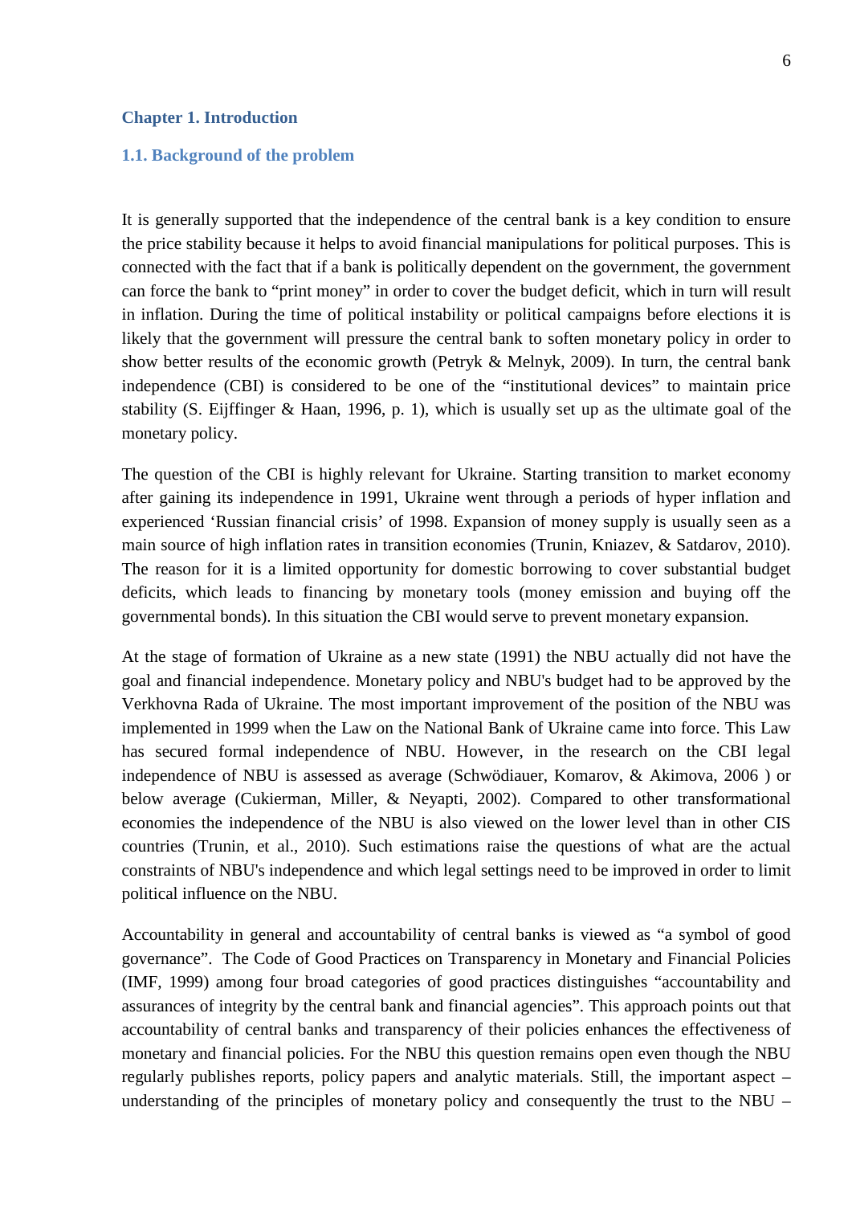# Chapter 1. Introduction

## 1.1. Background of the problem

It is generally supported that the independence of the central bank is a key condition to ensure the price stability because it helps to avoid financial manipulations for political purposes. This is connected with the fact that if a bank is politically dependent on the government, the government can force the bank to "print money" in order to cover the budget deficit, which in turn will result in inflation. During the time of political instability or political campaigns before elections it is likely that the government will pressure the central bank to soften monetary policy in order to show better results of the economic growth (Petryk & Melnyk, 2009). In turn, the central bank independence (CBI) is considered to be one of the "institutional devices" to maintain price stability (S. Eijffinger & Haan, 1996, p. 1), which is usually set up as the ultimate goal of the monetary policy.

The question of the CBI is highly relevant for Ukraine. Starting transition to market economy after gaining its independence in 1991, Ukraine went through a periods of hyper inflation and experienced 'Russian financial crisis' of 1998. Expansion of money supply is usually seen as a main source of high inflation rates in transition economies (Trunin, Kniazev, & Satdarov, 2010). The reason for it is a limited opportunity for domestic borrowing to cover substantial budget deficits, which leads to financing by monetary tools (money emission and buying off the governmental bonds). In this situation the CBI would serve to prevent monetary expansion.

At the stage of formation of Ukraine as a new state (1991) the NBU actually did not have the goal and financial independence. Monetary policy and NBU's budget had to be approved by the Verkhovna Rada of Ukraine. The most important improvement of the position of the NBU was implemented in 1999 when the Law on the National Bank of Ukraine came into force. This Law has secured formal independence of NBU. However, in the research on the CBI legal independence of NBU is assessed as average (Schwödiauer, Komarov, & Akimova, 2006 ) or below average (Cukierman, Miller, & Neyapti, 2002). Compared to other transformational economies the independence of the NBU is also viewed on the lower level than in other CIS countries (Trunin, et al., 2010). Such estimations raise the questions of what are the actual constraints of NBU's independence and which legal settings need to be improved in order to limit political influence on the NBU.

Accountability in general and accountability of central banks is viewed as "a symbol of good governance". The Code of Good Practices on Transparency in Monetary and Financial Policies (IMF, 1999) among four broad categories of good practices distinguishes "accountability and assurances of integrity by the central bank and financial agencies". This approach points out that accountability of central banks and transparency of their policies enhances the effectiveness of monetary and financial policies. For the NBU this question remains open even though the NBU regularly publishes reports, policy papers and analytic materials. Still, the important aspect – understanding of the principles of monetary policy and consequently the trust to the NBU –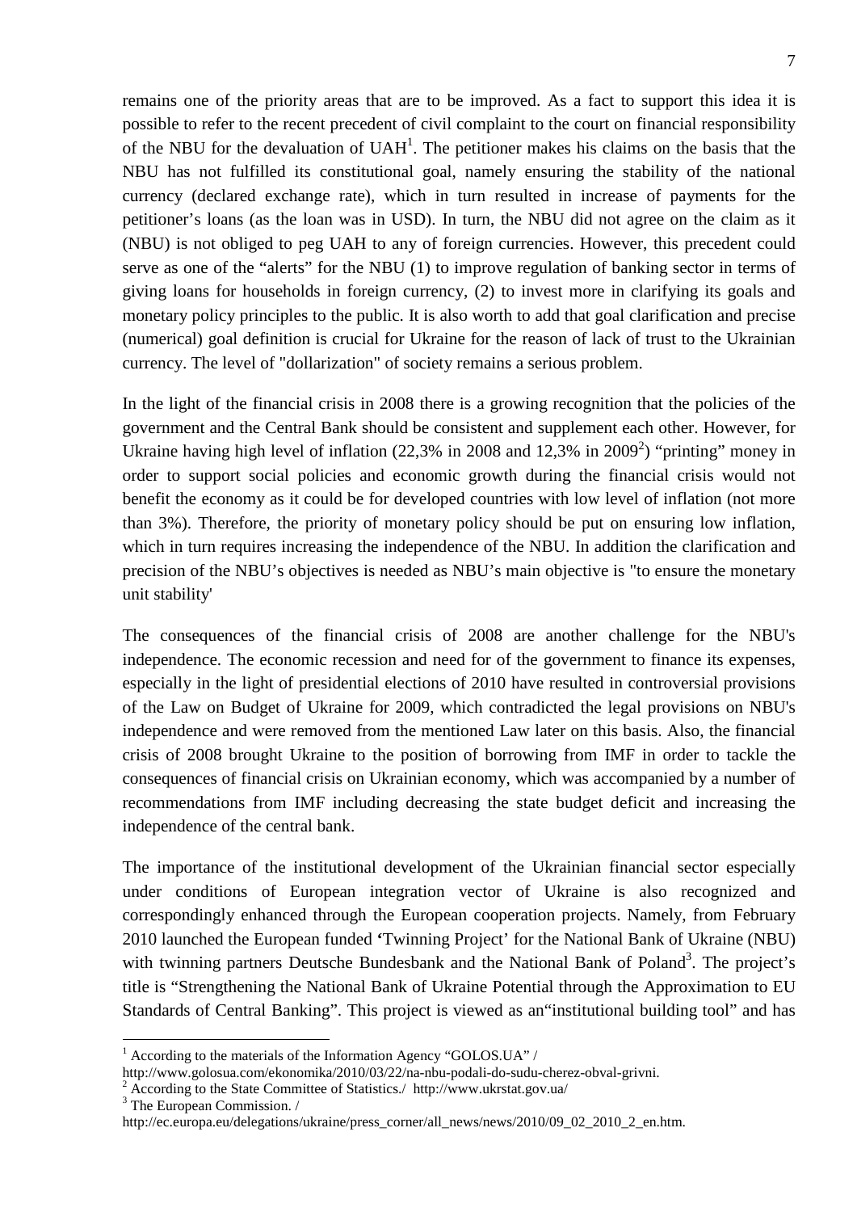remains one of the priority areas that are to be improved. As a fact to support this idea it is possible to refer to the recent precedent of civil complaint to the court on financial responsibility of the NBU for the devaluation of UAH[1]. The petitioner makes his claims on the basis that the NBU has not fulfilled its constitutional goal, namely ensuring the stability of the national currency (declared exchange rate), which in turn resulted in increase of payments for the petitioner's loans (as the loan was in USD). In turn, the NBU did not agree on the claim as it (NBU) is not obliged to peg UAH to any of foreign currencies. However, this precedent could serve as one of the "alerts" for the NBU (1) to improve regulation of banking sector in terms of giving loans for households in foreign currency, (2) to invest more in clarifying its goals and monetary policy principles to the public. It is also worth to add that goal clarification and precise (numerical) goal definition is crucial for Ukraine for the reason of lack of trust to the Ukrainian currency. The level of "dollarization" of society remains a serious problem.

In the light of the financial crisis in 2008 there is a growing recognition that the policies of the government and the Central Bank should be consistent and supplement each other. However, for Ukraine having high level of inflation (22,3% in 2008 and 12,3% in 2009[2]) "printing" money in order to support social policies and economic growth during the financial crisis would not benefit the economy as it could be for developed countries with low level of inflation (not more than 3%). Therefore, the priority of monetary policy should be put on ensuring low inflation, which in turn requires increasing the independence of the NBU. In addition the clarification and precision of the NBU's objectives is needed as NBU's main objective is "to ensure the monetary unit stability'

The consequences of the financial crisis of 2008 are another challenge for the NBU's independence. The economic recession and need for of the government to finance its expenses, especially in the light of presidential elections of 2010 have resulted in controversial provisions of the Law on Budget of Ukraine for 2009, which contradicted the legal provisions on NBU's independence and were removed from the mentioned Law later on this basis. Also, the financial crisis of 2008 brought Ukraine to the position of borrowing from IMF in order to tackle the consequences of financial crisis on Ukrainian economy, which was accompanied by a number of recommendations from IMF including decreasing the state budget deficit and increasing the independence of the central bank.

The importance of the institutional development of the Ukrainian financial sector especially under conditions of European integration vector of Ukraine is also recognized and correspondingly enhanced through the European cooperation projects. Namely, from February 2010 launched the European funded 'Twinning Project' for the National Bank of Ukraine (NBU) with twinning partners Deutsche Bundesbank and the National Bank of Poland[3]. The project's title is "Strengthening the National Bank of Ukraine Potential through the Approximation to EU Standards of Central Banking". This project is viewed as an"institutional building tool" and has

---

[1] According to the materials of the Information Agency "GOLOS.UA" / http://www.golosua.com/ekonomika/2010/03/22/na-nbu-podali-do-sudu-cherez-obval-grivni.

[2] According to the State Committee of Statistics./ http://www.ukrstat.gov.ua/

[3] The European Commission. / http://ec.europa.eu/delegations/ukraine/press_corner/all_news/news/2010/09_02_2010_2_en.htm.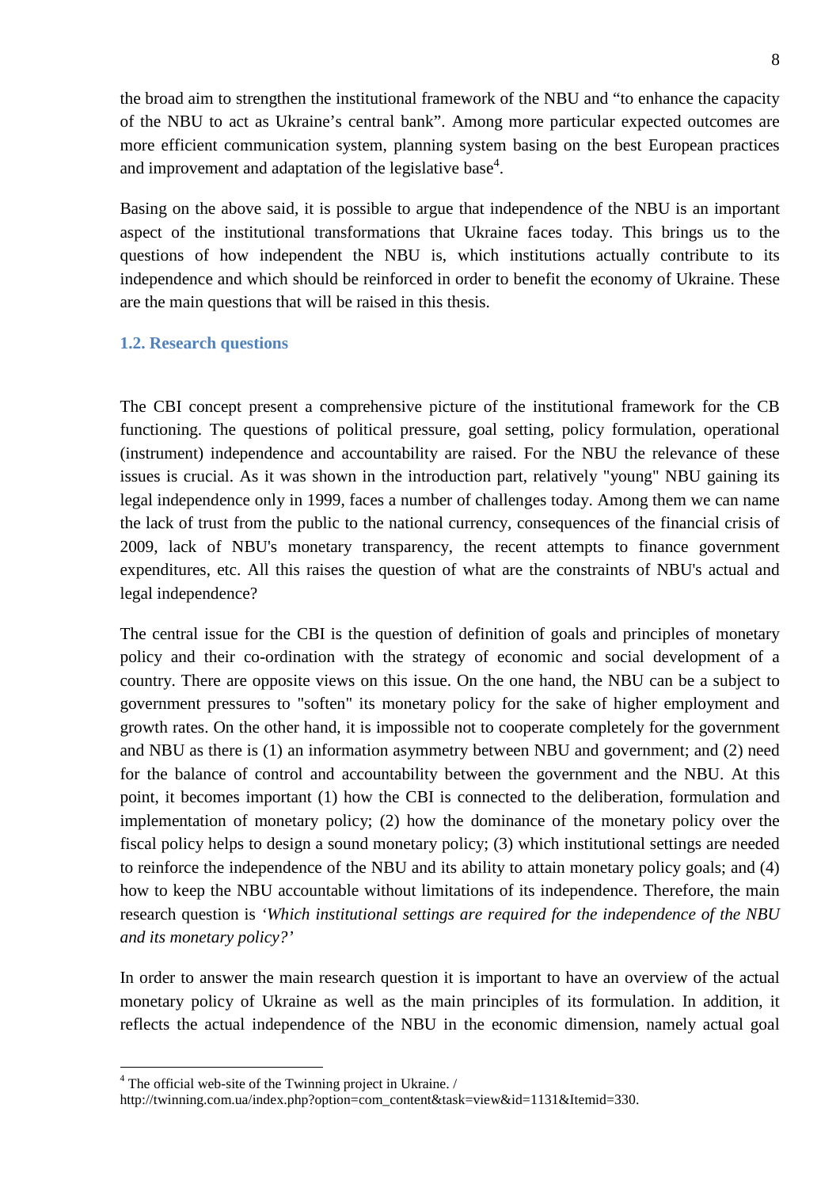the broad aim to strengthen the institutional framework of the NBU and "to enhance the capacity of the NBU to act as Ukraine's central bank". Among more particular expected outcomes are more efficient communication system, planning system basing on the best European practices and improvement and adaptation of the legislative base[4].

Basing on the above said, it is possible to argue that independence of the NBU is an important aspect of the institutional transformations that Ukraine faces today. This brings us to the questions of how independent the NBU is, which institutions actually contribute to its independence and which should be reinforced in order to benefit the economy of Ukraine. These are the main questions that will be raised in this thesis.

### 1.2. Research questions

The CBI concept present a comprehensive picture of the institutional framework for the CB functioning. The questions of political pressure, goal setting, policy formulation, operational (instrument) independence and accountability are raised. For the NBU the relevance of these issues is crucial. As it was shown in the introduction part, relatively "young" NBU gaining its legal independence only in 1999, faces a number of challenges today. Among them we can name the lack of trust from the public to the national currency, consequences of the financial crisis of 2009, lack of NBU's monetary transparency, the recent attempts to finance government expenditures, etc. All this raises the question of what are the constraints of NBU's actual and legal independence?

The central issue for the CBI is the question of definition of goals and principles of monetary policy and their co-ordination with the strategy of economic and social development of a country. There are opposite views on this issue. On the one hand, the NBU can be a subject to government pressures to "soften" its monetary policy for the sake of higher employment and growth rates. On the other hand, it is impossible not to cooperate completely for the government and NBU as there is (1) an information asymmetry between NBU and government; and (2) need for the balance of control and accountability between the government and the NBU. At this point, it becomes important (1) how the CBI is connected to the deliberation, formulation and implementation of monetary policy; (2) how the dominance of the monetary policy over the fiscal policy helps to design a sound monetary policy; (3) which institutional settings are needed to reinforce the independence of the NBU and its ability to attain monetary policy goals; and (4) how to keep the NBU accountable without limitations of its independence. Therefore, the main research question is *'Which institutional settings are required for the independence of the NBU and its monetary policy?'*

In order to answer the main research question it is important to have an overview of the actual monetary policy of Ukraine as well as the main principles of its formulation. In addition, it reflects the actual independence of the NBU in the economic dimension, namely actual goal

---

[4] The official web-site of the Twinning project in Ukraine. / http://twinning.com.ua/index.php?option=com_content&task=view&id=1131&Itemid=330.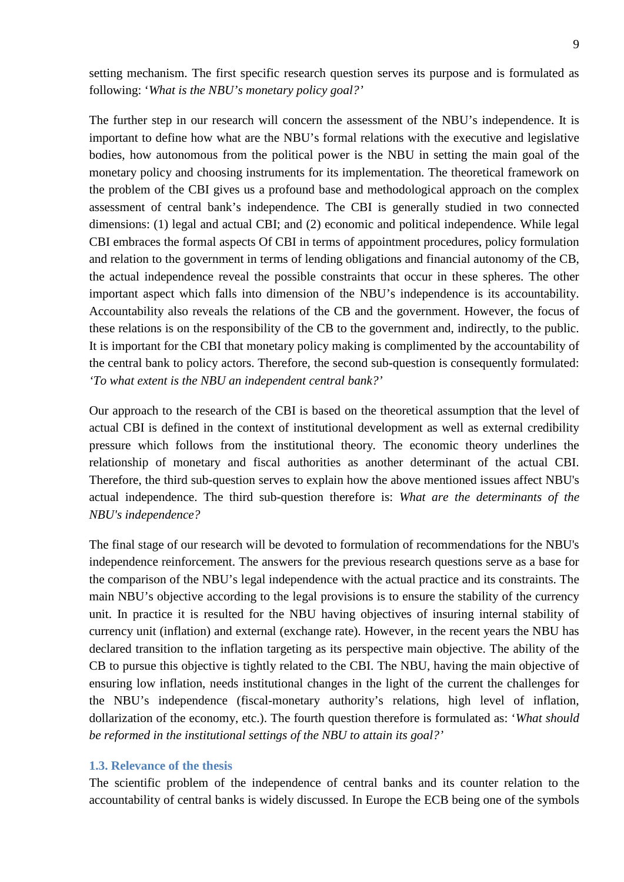setting mechanism. The first specific research question serves its purpose and is formulated as following: '*What is the NBU's monetary policy goal?*'

The further step in our research will concern the assessment of the NBU's independence. It is important to define how what are the NBU's formal relations with the executive and legislative bodies, how autonomous from the political power is the NBU in setting the main goal of the monetary policy and choosing instruments for its implementation. The theoretical framework on the problem of the CBI gives us a profound base and methodological approach on the complex assessment of central bank's independence. The CBI is generally studied in two connected dimensions: (1) legal and actual CBI; and (2) economic and political independence. While legal CBI embraces the formal aspects Of CBI in terms of appointment procedures, policy formulation and relation to the government in terms of lending obligations and financial autonomy of the CB, the actual independence reveal the possible constraints that occur in these spheres. The other important aspect which falls into dimension of the NBU's independence is its accountability. Accountability also reveals the relations of the CB and the government. However, the focus of these relations is on the responsibility of the CB to the government and, indirectly, to the public. It is important for the CBI that monetary policy making is complimented by the accountability of the central bank to policy actors. Therefore, the second sub-question is consequently formulated: *'To what extent is the NBU an independent central bank?'*

Our approach to the research of the CBI is based on the theoretical assumption that the level of actual CBI is defined in the context of institutional development as well as external credibility pressure which follows from the institutional theory. The economic theory underlines the relationship of monetary and fiscal authorities as another determinant of the actual CBI. Therefore, the third sub-question serves to explain how the above mentioned issues affect NBU's actual independence. The third sub-question therefore is: *What are the determinants of the NBU's independence?*

The final stage of our research will be devoted to formulation of recommendations for the NBU's independence reinforcement. The answers for the previous research questions serve as a base for the comparison of the NBU's legal independence with the actual practice and its constraints. The main NBU's objective according to the legal provisions is to ensure the stability of the currency unit. In practice it is resulted for the NBU having objectives of insuring internal stability of currency unit (inflation) and external (exchange rate). However, in the recent years the NBU has declared transition to the inflation targeting as its perspective main objective. The ability of the CB to pursue this objective is tightly related to the CBI. The NBU, having the main objective of ensuring low inflation, needs institutional changes in the light of the current the challenges for the NBU's independence (fiscal-monetary authority's relations, high level of inflation, dollarization of the economy, etc.). The fourth question therefore is formulated as: '*What should be reformed in the institutional settings of the NBU to attain its goal?*'

### 1.3. Relevance of the thesis

The scientific problem of the independence of central banks and its counter relation to the accountability of central banks is widely discussed. In Europe the ECB being one of the symbols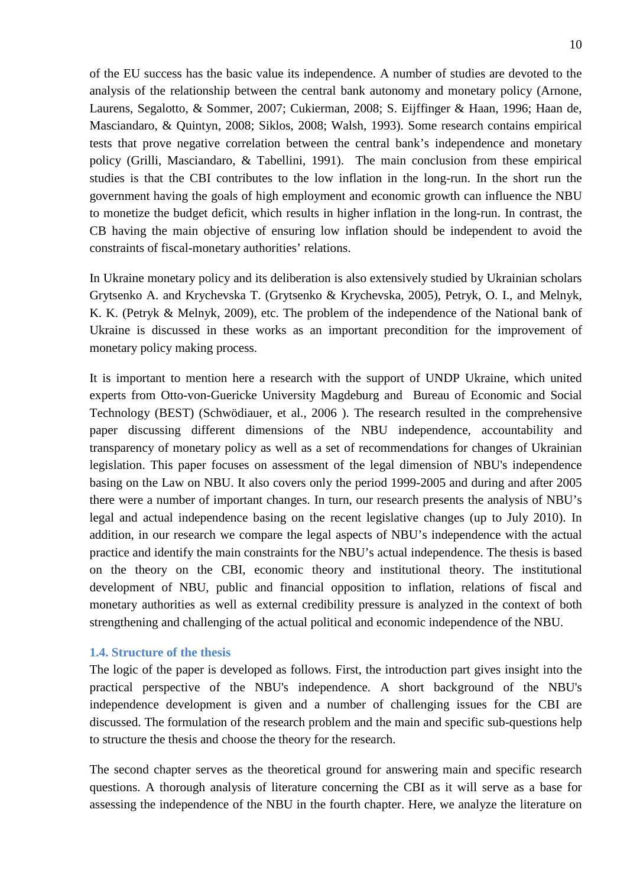of the EU success has the basic value its independence. A number of studies are devoted to the analysis of the relationship between the central bank autonomy and monetary policy (Arnone, Laurens, Segalotto, & Sommer, 2007; Cukierman, 2008; S. Eijffinger & Haan, 1996; Haan de, Masciandaro, & Quintyn, 2008; Siklos, 2008; Walsh, 1993). Some research contains empirical tests that prove negative correlation between the central bank's independence and monetary policy (Grilli, Masciandaro, & Tabellini, 1991). The main conclusion from these empirical studies is that the CBI contributes to the low inflation in the long-run. In the short run the government having the goals of high employment and economic growth can influence the NBU to monetize the budget deficit, which results in higher inflation in the long-run. In contrast, the CB having the main objective of ensuring low inflation should be independent to avoid the constraints of fiscal-monetary authorities' relations.

In Ukraine monetary policy and its deliberation is also extensively studied by Ukrainian scholars Grytsenko A. and Krychevska T. (Grytsenko & Krychevska, 2005), Petryk, O. I., and Melnyk, K. K. (Petryk & Melnyk, 2009), etc. The problem of the independence of the National bank of Ukraine is discussed in these works as an important precondition for the improvement of monetary policy making process.

It is important to mention here a research with the support of UNDP Ukraine, which united experts from Otto-von-Guericke University Magdeburg and Bureau of Economic and Social Technology (BEST) (Schwödiauer, et al., 2006 ). The research resulted in the comprehensive paper discussing different dimensions of the NBU independence, accountability and transparency of monetary policy as well as a set of recommendations for changes of Ukrainian legislation. This paper focuses on assessment of the legal dimension of NBU's independence basing on the Law on NBU. It also covers only the period 1999-2005 and during and after 2005 there were a number of important changes. In turn, our research presents the analysis of NBU's legal and actual independence basing on the recent legislative changes (up to July 2010). In addition, in our research we compare the legal aspects of NBU's independence with the actual practice and identify the main constraints for the NBU's actual independence. The thesis is based on the theory on the CBI, economic theory and institutional theory. The institutional development of NBU, public and financial opposition to inflation, relations of fiscal and monetary authorities as well as external credibility pressure is analyzed in the context of both strengthening and challenging of the actual political and economic independence of the NBU.

### 1.4. Structure of the thesis

The logic of the paper is developed as follows. First, the introduction part gives insight into the practical perspective of the NBU's independence. A short background of the NBU's independence development is given and a number of challenging issues for the CBI are discussed. The formulation of the research problem and the main and specific sub-questions help to structure the thesis and choose the theory for the research.

The second chapter serves as the theoretical ground for answering main and specific research questions. A thorough analysis of literature concerning the CBI as it will serve as a base for assessing the independence of the NBU in the fourth chapter. Here, we analyze the literature on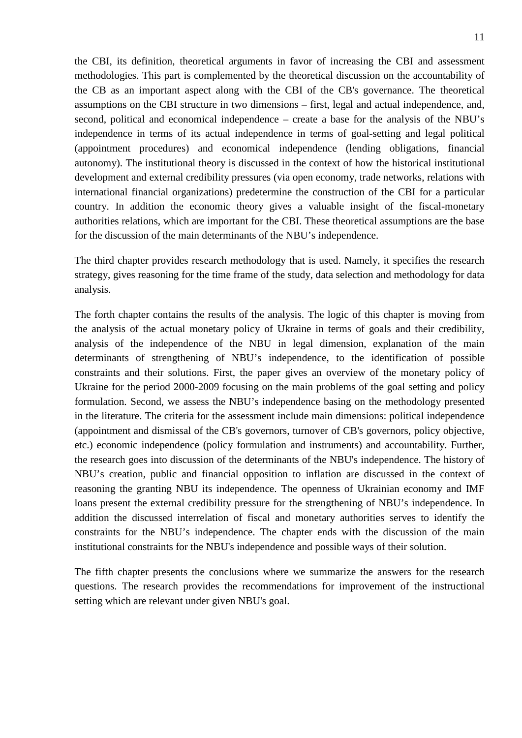the CBI, its definition, theoretical arguments in favor of increasing the CBI and assessment methodologies. This part is complemented by the theoretical discussion on the accountability of the CB as an important aspect along with the CBI of the CB's governance. The theoretical assumptions on the CBI structure in two dimensions – first, legal and actual independence, and, second, political and economical independence – create a base for the analysis of the NBU's independence in terms of its actual independence in terms of goal-setting and legal political (appointment procedures) and economical independence (lending obligations, financial autonomy). The institutional theory is discussed in the context of how the historical institutional development and external credibility pressures (via open economy, trade networks, relations with international financial organizations) predetermine the construction of the CBI for a particular country. In addition the economic theory gives a valuable insight of the fiscal-monetary authorities relations, which are important for the CBI. These theoretical assumptions are the base for the discussion of the main determinants of the NBU's independence.

The third chapter provides research methodology that is used. Namely, it specifies the research strategy, gives reasoning for the time frame of the study, data selection and methodology for data analysis.

The forth chapter contains the results of the analysis. The logic of this chapter is moving from the analysis of the actual monetary policy of Ukraine in terms of goals and their credibility, analysis of the independence of the NBU in legal dimension, explanation of the main determinants of strengthening of NBU's independence, to the identification of possible constraints and their solutions. First, the paper gives an overview of the monetary policy of Ukraine for the period 2000-2009 focusing on the main problems of the goal setting and policy formulation. Second, we assess the NBU's independence basing on the methodology presented in the literature. The criteria for the assessment include main dimensions: political independence (appointment and dismissal of the CB's governors, turnover of CB's governors, policy objective, etc.) economic independence (policy formulation and instruments) and accountability. Further, the research goes into discussion of the determinants of the NBU's independence. The history of NBU's creation, public and financial opposition to inflation are discussed in the context of reasoning the granting NBU its independence. The openness of Ukrainian economy and IMF loans present the external credibility pressure for the strengthening of NBU's independence. In addition the discussed interrelation of fiscal and monetary authorities serves to identify the constraints for the NBU's independence. The chapter ends with the discussion of the main institutional constraints for the NBU's independence and possible ways of their solution.

The fifth chapter presents the conclusions where we summarize the answers for the research questions. The research provides the recommendations for improvement of the instructional setting which are relevant under given NBU's goal.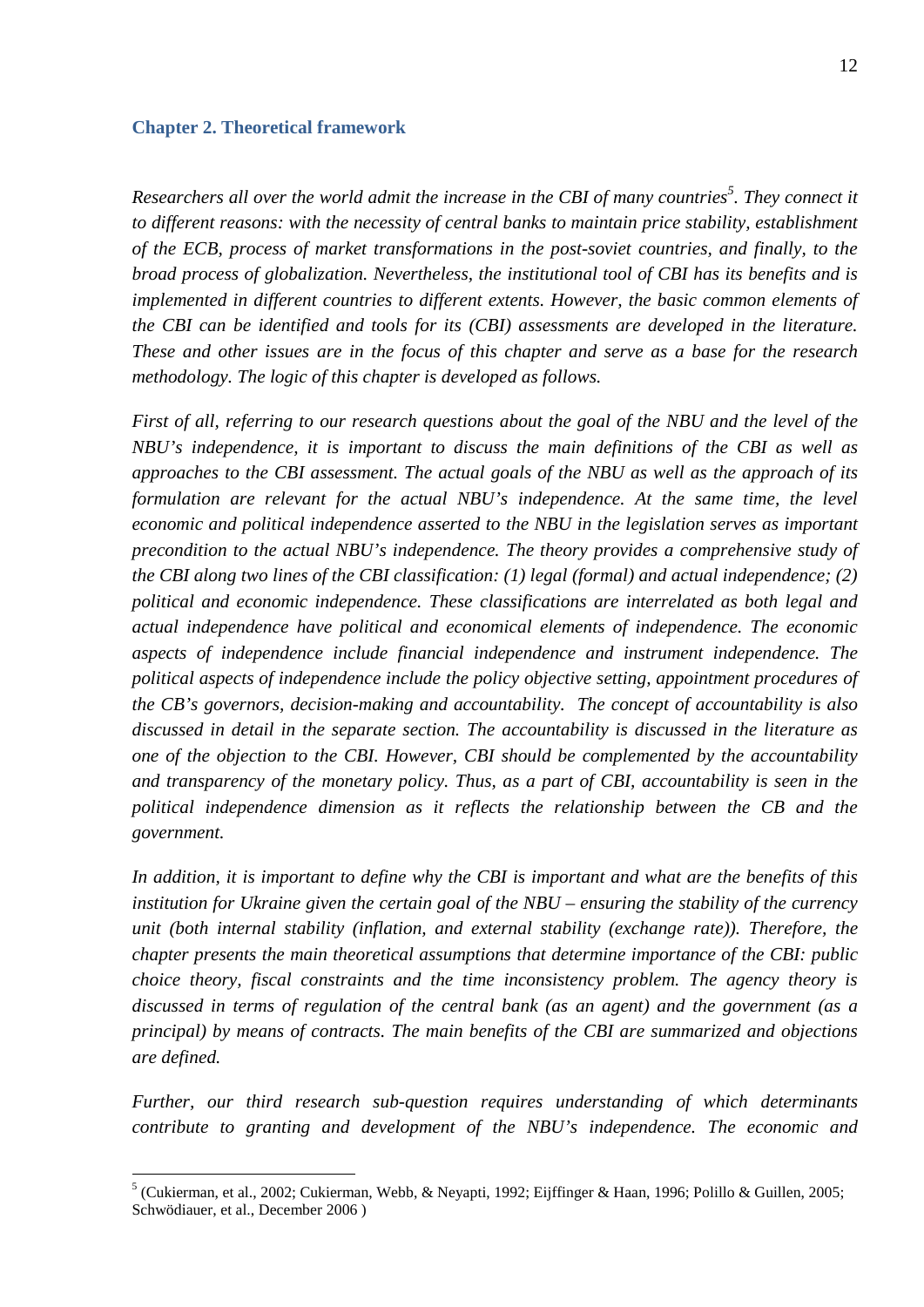## Chapter 2. Theoretical framework

*Researchers all over the world admit the increase in the CBI of many countries[5]. They connect it to different reasons: with the necessity of central banks to maintain price stability, establishment of the ECB, process of market transformations in the post-soviet countries, and finally, to the broad process of globalization. Nevertheless, the institutional tool of CBI has its benefits and is implemented in different countries to different extents. However, the basic common elements of the CBI can be identified and tools for its (CBI) assessments are developed in the literature. These and other issues are in the focus of this chapter and serve as a base for the research methodology. The logic of this chapter is developed as follows.*

*First of all, referring to our research questions about the goal of the NBU and the level of the NBU's independence, it is important to discuss the main definitions of the CBI as well as approaches to the CBI assessment. The actual goals of the NBU as well as the approach of its formulation are relevant for the actual NBU's independence. At the same time, the level economic and political independence asserted to the NBU in the legislation serves as important precondition to the actual NBU's independence. The theory provides a comprehensive study of the CBI along two lines of the CBI classification: (1) legal (formal) and actual independence; (2) political and economic independence. These classifications are interrelated as both legal and actual independence have political and economical elements of independence. The economic aspects of independence include financial independence and instrument independence. The political aspects of independence include the policy objective setting, appointment procedures of the CB's governors, decision-making and accountability. The concept of accountability is also discussed in detail in the separate section. The accountability is discussed in the literature as one of the objection to the CBI. However, CBI should be complemented by the accountability and transparency of the monetary policy. Thus, as a part of CBI, accountability is seen in the political independence dimension as it reflects the relationship between the CB and the government.*

*In addition, it is important to define why the CBI is important and what are the benefits of this institution for Ukraine given the certain goal of the NBU – ensuring the stability of the currency unit (both internal stability (inflation, and external stability (exchange rate)). Therefore, the chapter presents the main theoretical assumptions that determine importance of the CBI: public choice theory, fiscal constraints and the time inconsistency problem. The agency theory is discussed in terms of regulation of the central bank (as an agent) and the government (as a principal) by means of contracts. The main benefits of the CBI are summarized and objections are defined.*

*Further, our third research sub-question requires understanding of which determinants contribute to granting and development of the NBU's independence. The economic and*

---

[5] (Cukierman, et al., 2002; Cukierman, Webb, & Neyapti, 1992; Eijffinger & Haan, 1996; Polillo & Guillen, 2005; Schwödiauer, et al., December 2006 )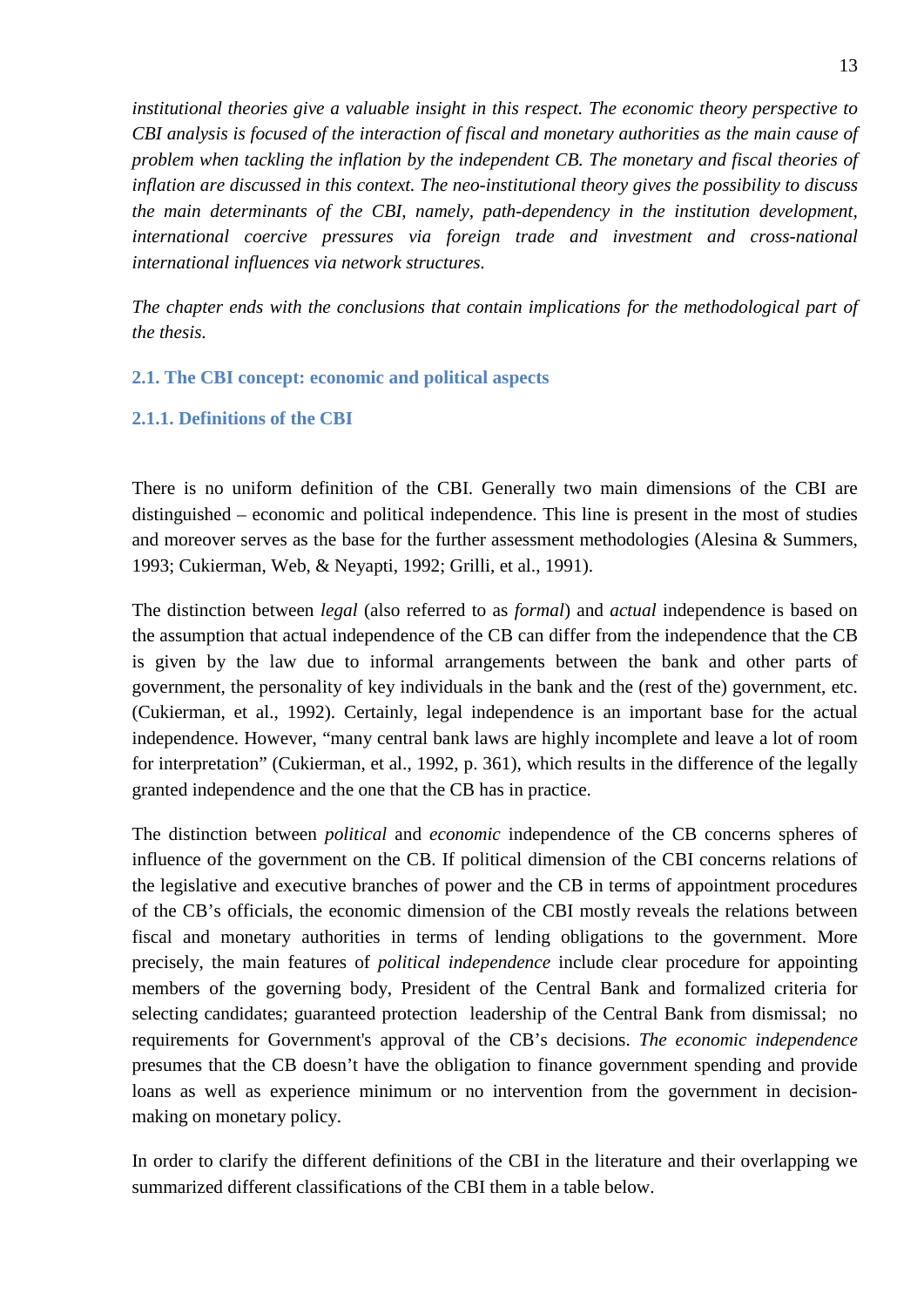*institutional theories give a valuable insight in this respect. The economic theory perspective to CBI analysis is focused of the interaction of fiscal and monetary authorities as the main cause of problem when tackling the inflation by the independent CB. The monetary and fiscal theories of inflation are discussed in this context. The neo-institutional theory gives the possibility to discuss the main determinants of the CBI, namely, path-dependency in the institution development, international coercive pressures via foreign trade and investment and cross-national international influences via network structures.*

*The chapter ends with the conclusions that contain implications for the methodological part of the thesis.*

## 2.1. The CBI concept: economic and political aspects

### 2.1.1. Definitions of the CBI

There is no uniform definition of the CBI. Generally two main dimensions of the CBI are distinguished – economic and political independence. This line is present in the most of studies and moreover serves as the base for the further assessment methodologies (Alesina & Summers, 1993; Cukierman, Web, & Neyapti, 1992; Grilli, et al., 1991).

The distinction between *legal* (also referred to as *formal*) and *actual* independence is based on the assumption that actual independence of the CB can differ from the independence that the CB is given by the law due to informal arrangements between the bank and other parts of government, the personality of key individuals in the bank and the (rest of the) government, etc. (Cukierman, et al., 1992). Certainly, legal independence is an important base for the actual independence. However, "many central bank laws are highly incomplete and leave a lot of room for interpretation" (Cukierman, et al., 1992, p. 361), which results in the difference of the legally granted independence and the one that the CB has in practice.

The distinction between *political* and *economic* independence of the CB concerns spheres of influence of the government on the CB. If political dimension of the CBI concerns relations of the legislative and executive branches of power and the CB in terms of appointment procedures of the CB's officials, the economic dimension of the CBI mostly reveals the relations between fiscal and monetary authorities in terms of lending obligations to the government. More precisely, the main features of *political independence* include clear procedure for appointing members of the governing body, President of the Central Bank and formalized criteria for selecting candidates; guaranteed protection leadership of the Central Bank from dismissal; no requirements for Government's approval of the CB's decisions. *The economic independence* presumes that the CB doesn't have the obligation to finance government spending and provide loans as well as experience minimum or no intervention from the government in decision-making on monetary policy.

In order to clarify the different definitions of the CBI in the literature and their overlapping we summarized different classifications of the CBI them in a table below.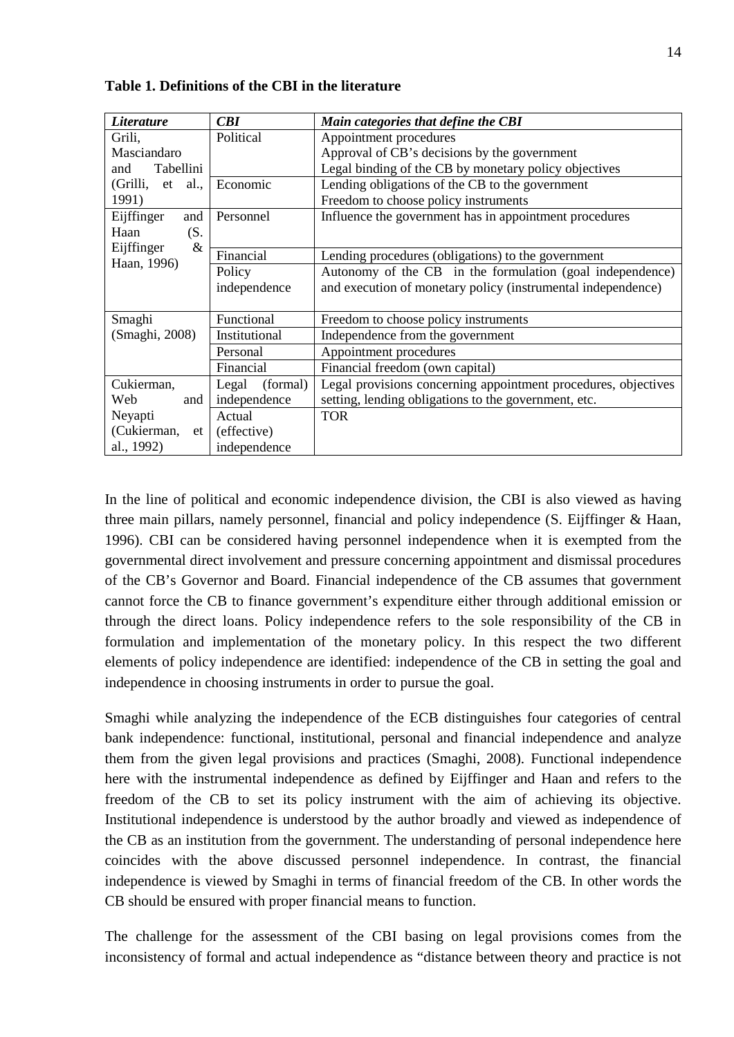**Table 1. Definitions of the CBI in the literature**

| *Literature* | *CBI* | *Main categories that define the CBI* |
|---|---|---|
| Grili, Masciandaro and Tabellini (Grilli, et al., 1991) | Political | Appointment procedures<br>Approval of CB's decisions by the government<br>Legal binding of the CB by monetary policy objectives |
| | Economic | Lending obligations of the CB to the government<br>Freedom to choose policy instruments |
| Eijffinger and Haan (S. Eijffinger & Haan, 1996) | Personnel | Influence the government has in appointment procedures |
| | Financial | Lending procedures (obligations) to the government |
| | Policy independence | Autonomy of the CB in the formulation (goal independence) and execution of monetary policy (instrumental independence) |
| Smaghi (Smaghi, 2008) | Functional | Freedom to choose policy instruments |
| | Institutional | Independence from the government |
| | Personal | Appointment procedures |
| | Financial | Financial freedom (own capital) |
| Cukierman, Web and Neyapti (Cukierman, et al., 1992) | Legal (formal) independence | Legal provisions concerning appointment procedures, objectives setting, lending obligations to the government, etc. |
| | Actual (effective) independence | TOR |

In the line of political and economic independence division, the CBI is also viewed as having three main pillars, namely personnel, financial and policy independence (S. Eijffinger & Haan, 1996). CBI can be considered having personnel independence when it is exempted from the governmental direct involvement and pressure concerning appointment and dismissal procedures of the CB's Governor and Board. Financial independence of the CB assumes that government cannot force the CB to finance government's expenditure either through additional emission or through the direct loans. Policy independence refers to the sole responsibility of the CB in formulation and implementation of the monetary policy. In this respect the two different elements of policy independence are identified: independence of the CB in setting the goal and independence in choosing instruments in order to pursue the goal.

Smaghi while analyzing the independence of the ECB distinguishes four categories of central bank independence: functional, institutional, personal and financial independence and analyze them from the given legal provisions and practices (Smaghi, 2008). Functional independence here with the instrumental independence as defined by Eijffinger and Haan and refers to the freedom of the CB to set its policy instrument with the aim of achieving its objective. Institutional independence is understood by the author broadly and viewed as independence of the CB as an institution from the government. The understanding of personal independence here coincides with the above discussed personnel independence. In contrast, the financial independence is viewed by Smaghi in terms of financial freedom of the CB. In other words the CB should be ensured with proper financial means to function.

The challenge for the assessment of the CBI basing on legal provisions comes from the inconsistency of formal and actual independence as "distance between theory and practice is not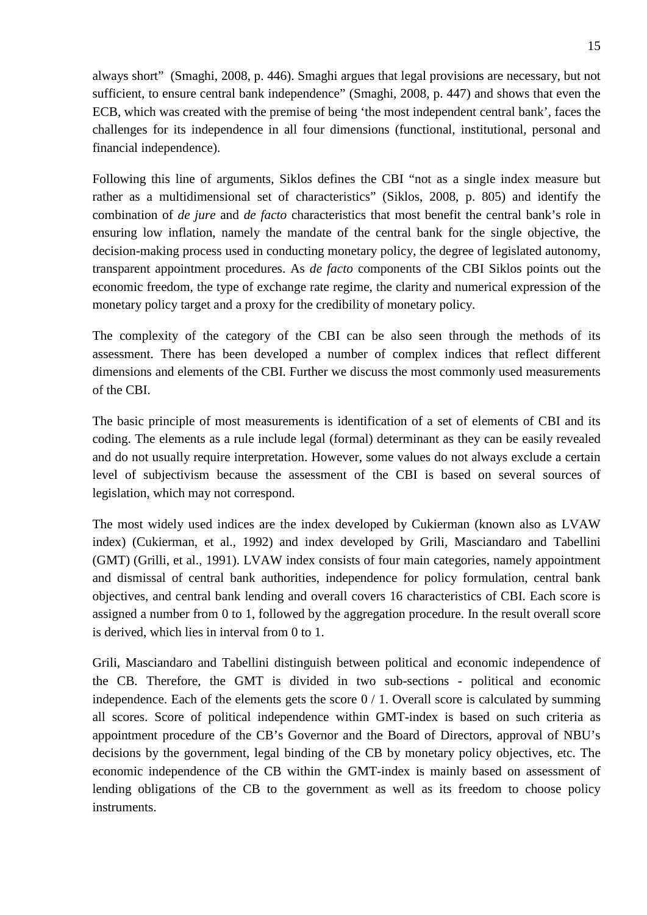always short" (Smaghi, 2008, p. 446). Smaghi argues that legal provisions are necessary, but not sufficient, to ensure central bank independence" (Smaghi, 2008, p. 447) and shows that even the ECB, which was created with the premise of being 'the most independent central bank', faces the challenges for its independence in all four dimensions (functional, institutional, personal and financial independence).

Following this line of arguments, Siklos defines the CBI "not as a single index measure but rather as a multidimensional set of characteristics" (Siklos, 2008, p. 805) and identify the combination of *de jure* and *de facto* characteristics that most benefit the central bank's role in ensuring low inflation, namely the mandate of the central bank for the single objective, the decision-making process used in conducting monetary policy, the degree of legislated autonomy, transparent appointment procedures. As *de facto* components of the CBI Siklos points out the economic freedom, the type of exchange rate regime, the clarity and numerical expression of the monetary policy target and a proxy for the credibility of monetary policy.

The complexity of the category of the CBI can be also seen through the methods of its assessment. There has been developed a number of complex indices that reflect different dimensions and elements of the CBI. Further we discuss the most commonly used measurements of the CBI.

The basic principle of most measurements is identification of a set of elements of CBI and its coding. The elements as a rule include legal (formal) determinant as they can be easily revealed and do not usually require interpretation. However, some values do not always exclude a certain level of subjectivism because the assessment of the CBI is based on several sources of legislation, which may not correspond.

The most widely used indices are the index developed by Cukierman (known also as LVAW index) (Cukierman, et al., 1992) and index developed by Grili, Masciandaro and Tabellini (GMT) (Grilli, et al., 1991). LVAW index consists of four main categories, namely appointment and dismissal of central bank authorities, independence for policy formulation, central bank objectives, and central bank lending and overall covers 16 characteristics of CBI. Each score is assigned a number from 0 to 1, followed by the aggregation procedure. In the result overall score is derived, which lies in interval from 0 to 1.

Grili, Masciandaro and Tabellini distinguish between political and economic independence of the CB. Therefore, the GMT is divided in two sub-sections - political and economic independence. Each of the elements gets the score 0 / 1. Overall score is calculated by summing all scores. Score of political independence within GMT-index is based on such criteria as appointment procedure of the CB's Governor and the Board of Directors, approval of NBU's decisions by the government, legal binding of the CB by monetary policy objectives, etc. The economic independence of the CB within the GMT-index is mainly based on assessment of lending obligations of the CB to the government as well as its freedom to choose policy instruments.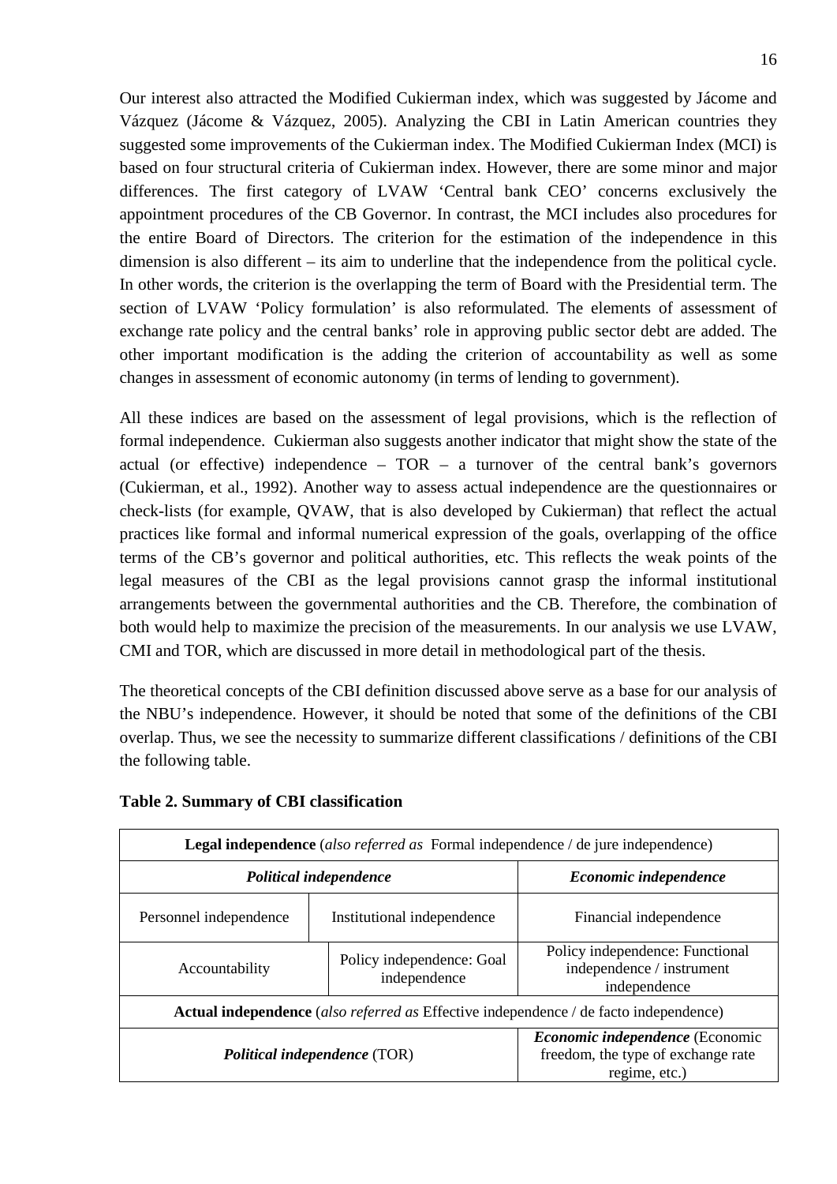Our interest also attracted the Modified Cukierman index, which was suggested by Jácome and Vázquez (Jácome & Vázquez, 2005). Analyzing the CBI in Latin American countries they suggested some improvements of the Cukierman index. The Modified Cukierman Index (MCI) is based on four structural criteria of Cukierman index. However, there are some minor and major differences. The first category of LVAW 'Central bank CEO' concerns exclusively the appointment procedures of the CB Governor. In contrast, the MCI includes also procedures for the entire Board of Directors. The criterion for the estimation of the independence in this dimension is also different – its aim to underline that the independence from the political cycle. In other words, the criterion is the overlapping the term of Board with the Presidential term. The section of LVAW 'Policy formulation' is also reformulated. The elements of assessment of exchange rate policy and the central banks' role in approving public sector debt are added. The other important modification is the adding the criterion of accountability as well as some changes in assessment of economic autonomy (in terms of lending to government).

All these indices are based on the assessment of legal provisions, which is the reflection of formal independence. Cukierman also suggests another indicator that might show the state of the actual (or effective) independence – TOR – a turnover of the central bank's governors (Cukierman, et al., 1992). Another way to assess actual independence are the questionnaires or check-lists (for example, QVAW, that is also developed by Cukierman) that reflect the actual practices like formal and informal numerical expression of the goals, overlapping of the office terms of the CB's governor and political authorities, etc. This reflects the weak points of the legal measures of the CBI as the legal provisions cannot grasp the informal institutional arrangements between the governmental authorities and the CB. Therefore, the combination of both would help to maximize the precision of the measurements. In our analysis we use LVAW, CMI and TOR, which are discussed in more detail in methodological part of the thesis.

The theoretical concepts of the CBI definition discussed above serve as a base for our analysis of the NBU's independence. However, it should be noted that some of the definitions of the CBI overlap. Thus, we see the necessity to summarize different classifications / definitions of the CBI the following table.

**Table 2. Summary of CBI classification**

| **Legal independence** (*also referred as* Formal independence / de jure independence) | | |
|---|---|---|
| ***Political independence*** | | ***Economic independence*** |
| Personnel independence | Institutional independence | Financial independence |
| Accountability | Policy independence: Goal independence | Policy independence: Functional independence / instrument independence |
| **Actual independence** (*also referred as* Effective independence / de facto independence) | | |
| ***Political independence*** (TOR) | | ***Economic independence*** (Economic freedom, the type of exchange rate regime, etc.) |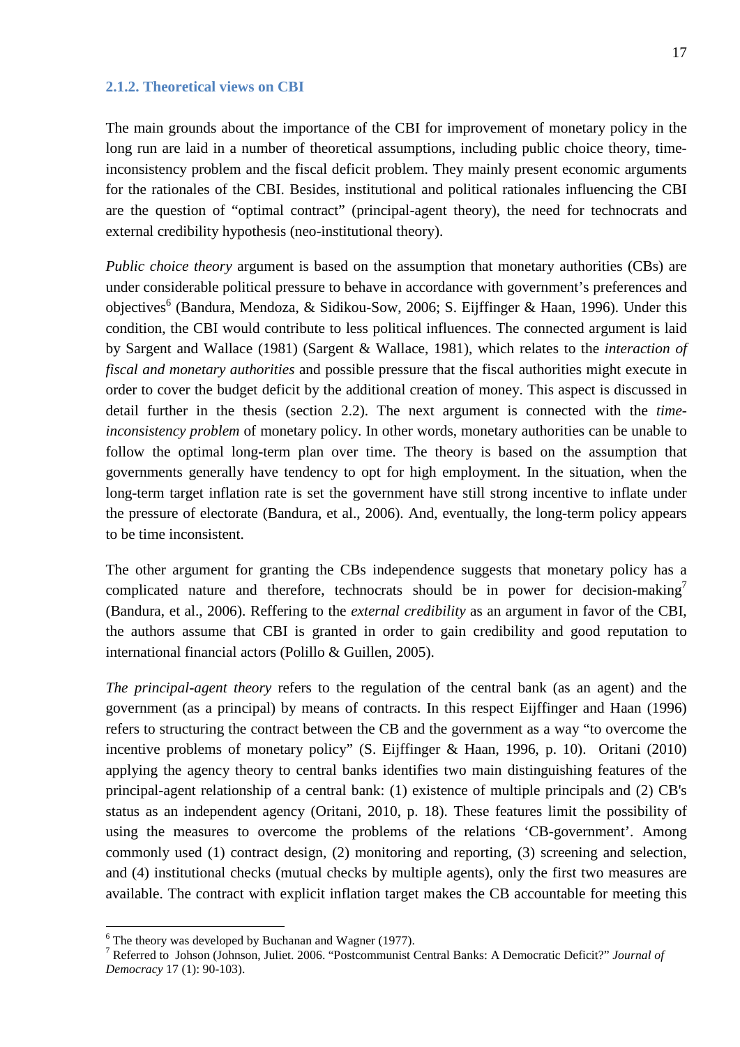### 2.1.2. Theoretical views on CBI

The main grounds about the importance of the CBI for improvement of monetary policy in the long run are laid in a number of theoretical assumptions, including public choice theory, time-inconsistency problem and the fiscal deficit problem. They mainly present economic arguments for the rationales of the CBI. Besides, institutional and political rationales influencing the CBI are the question of "optimal contract" (principal-agent theory), the need for technocrats and external credibility hypothesis (neo-institutional theory).

*Public choice theory* argument is based on the assumption that monetary authorities (CBs) are under considerable political pressure to behave in accordance with government's preferences and objectives[6] (Bandura, Mendoza, & Sidikou-Sow, 2006; S. Eijffinger & Haan, 1996). Under this condition, the CBI would contribute to less political influences. The connected argument is laid by Sargent and Wallace (1981) (Sargent & Wallace, 1981), which relates to the *interaction of fiscal and monetary authorities* and possible pressure that the fiscal authorities might execute in order to cover the budget deficit by the additional creation of money. This aspect is discussed in detail further in the thesis (section 2.2). The next argument is connected with the *time-inconsistency problem* of monetary policy. In other words, monetary authorities can be unable to follow the optimal long-term plan over time. The theory is based on the assumption that governments generally have tendency to opt for high employment. In the situation, when the long-term target inflation rate is set the government have still strong incentive to inflate under the pressure of electorate (Bandura, et al., 2006). And, eventually, the long-term policy appears to be time inconsistent.

The other argument for granting the CBs independence suggests that monetary policy has a complicated nature and therefore, technocrats should be in power for decision-making[7] (Bandura, et al., 2006). Reffering to the *external credibility* as an argument in favor of the CBI, the authors assume that CBI is granted in order to gain credibility and good reputation to international financial actors (Polillo & Guillen, 2005).

*The principal-agent theory* refers to the regulation of the central bank (as an agent) and the government (as a principal) by means of contracts. In this respect Eijffinger and Haan (1996) refers to structuring the contract between the CB and the government as a way "to overcome the incentive problems of monetary policy" (S. Eijffinger & Haan, 1996, p. 10). Oritani (2010) applying the agency theory to central banks identifies two main distinguishing features of the principal-agent relationship of a central bank: (1) existence of multiple principals and (2) CB's status as an independent agency (Oritani, 2010, p. 18). These features limit the possibility of using the measures to overcome the problems of the relations 'CB-government'. Among commonly used (1) contract design, (2) monitoring and reporting, (3) screening and selection, and (4) institutional checks (mutual checks by multiple agents), only the first two measures are available. The contract with explicit inflation target makes the CB accountable for meeting this

---

[6] The theory was developed by Buchanan and Wagner (1977).

[7] Referred to Johson (Johnson, Juliet. 2006. "Postcommunist Central Banks: A Democratic Deficit?" *Journal of Democracy* 17 (1): 90-103).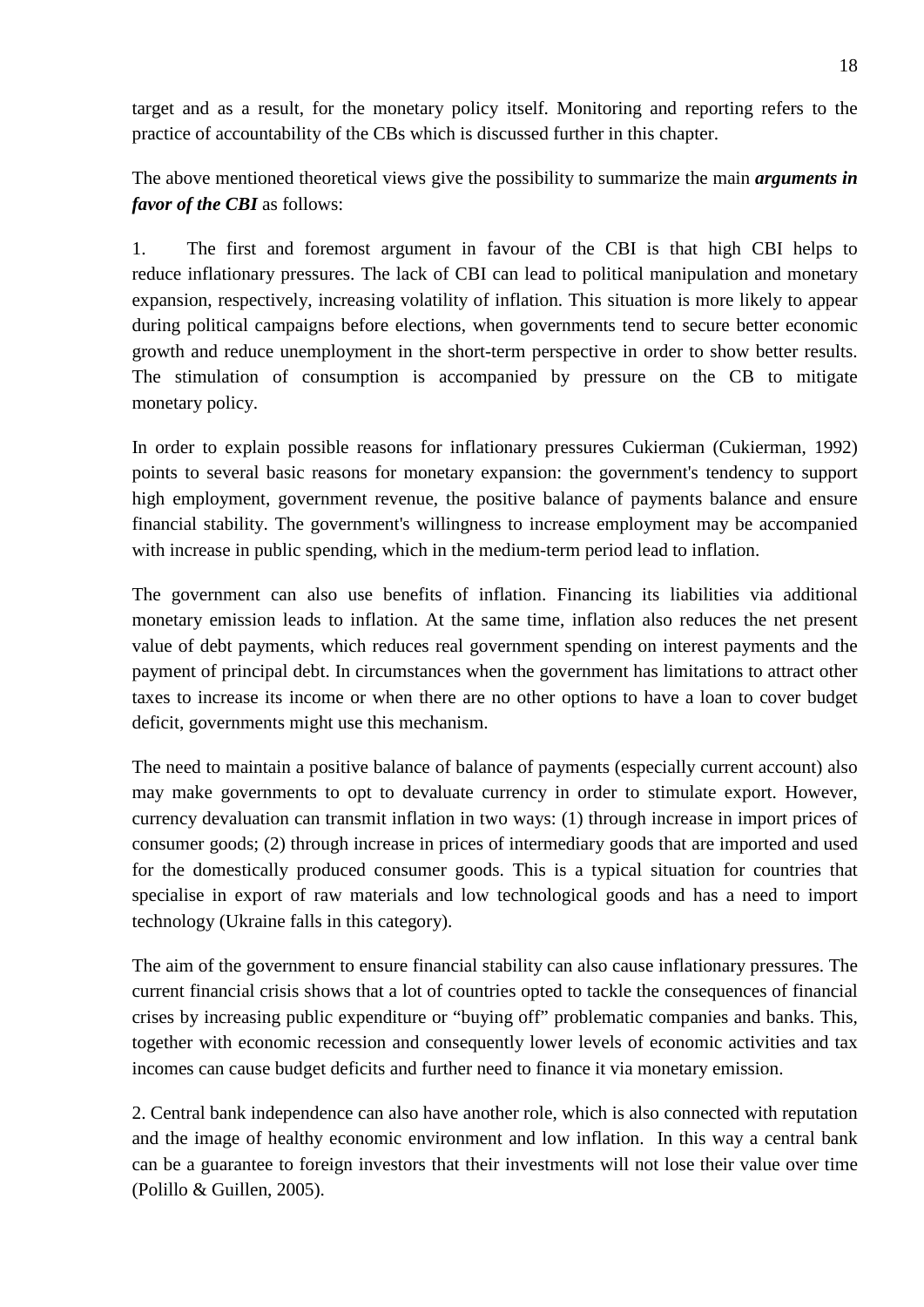target and as a result, for the monetary policy itself. Monitoring and reporting refers to the practice of accountability of the CBs which is discussed further in this chapter.

The above mentioned theoretical views give the possibility to summarize the main ***arguments in favor of the CBI*** as follows:

1. The first and foremost argument in favour of the CBI is that high CBI helps to reduce inflationary pressures. The lack of CBI can lead to political manipulation and monetary expansion, respectively, increasing volatility of inflation. This situation is more likely to appear during political campaigns before elections, when governments tend to secure better economic growth and reduce unemployment in the short-term perspective in order to show better results. The stimulation of consumption is accompanied by pressure on the CB to mitigate monetary policy.

In order to explain possible reasons for inflationary pressures Cukierman (Cukierman, 1992) points to several basic reasons for monetary expansion: the government's tendency to support high employment, government revenue, the positive balance of payments balance and ensure financial stability. The government's willingness to increase employment may be accompanied with increase in public spending, which in the medium-term period lead to inflation.

The government can also use benefits of inflation. Financing its liabilities via additional monetary emission leads to inflation. At the same time, inflation also reduces the net present value of debt payments, which reduces real government spending on interest payments and the payment of principal debt. In circumstances when the government has limitations to attract other taxes to increase its income or when there are no other options to have a loan to cover budget deficit, governments might use this mechanism.

The need to maintain a positive balance of balance of payments (especially current account) also may make governments to opt to devaluate currency in order to stimulate export. However, currency devaluation can transmit inflation in two ways: (1) through increase in import prices of consumer goods; (2) through increase in prices of intermediary goods that are imported and used for the domestically produced consumer goods. This is a typical situation for countries that specialise in export of raw materials and low technological goods and has a need to import technology (Ukraine falls in this category).

The aim of the government to ensure financial stability can also cause inflationary pressures. The current financial crisis shows that a lot of countries opted to tackle the consequences of financial crises by increasing public expenditure or "buying off" problematic companies and banks. This, together with economic recession and consequently lower levels of economic activities and tax incomes can cause budget deficits and further need to finance it via monetary emission.

2. Central bank independence can also have another role, which is also connected with reputation and the image of healthy economic environment and low inflation. In this way a central bank can be a guarantee to foreign investors that their investments will not lose their value over time (Polillo & Guillen, 2005).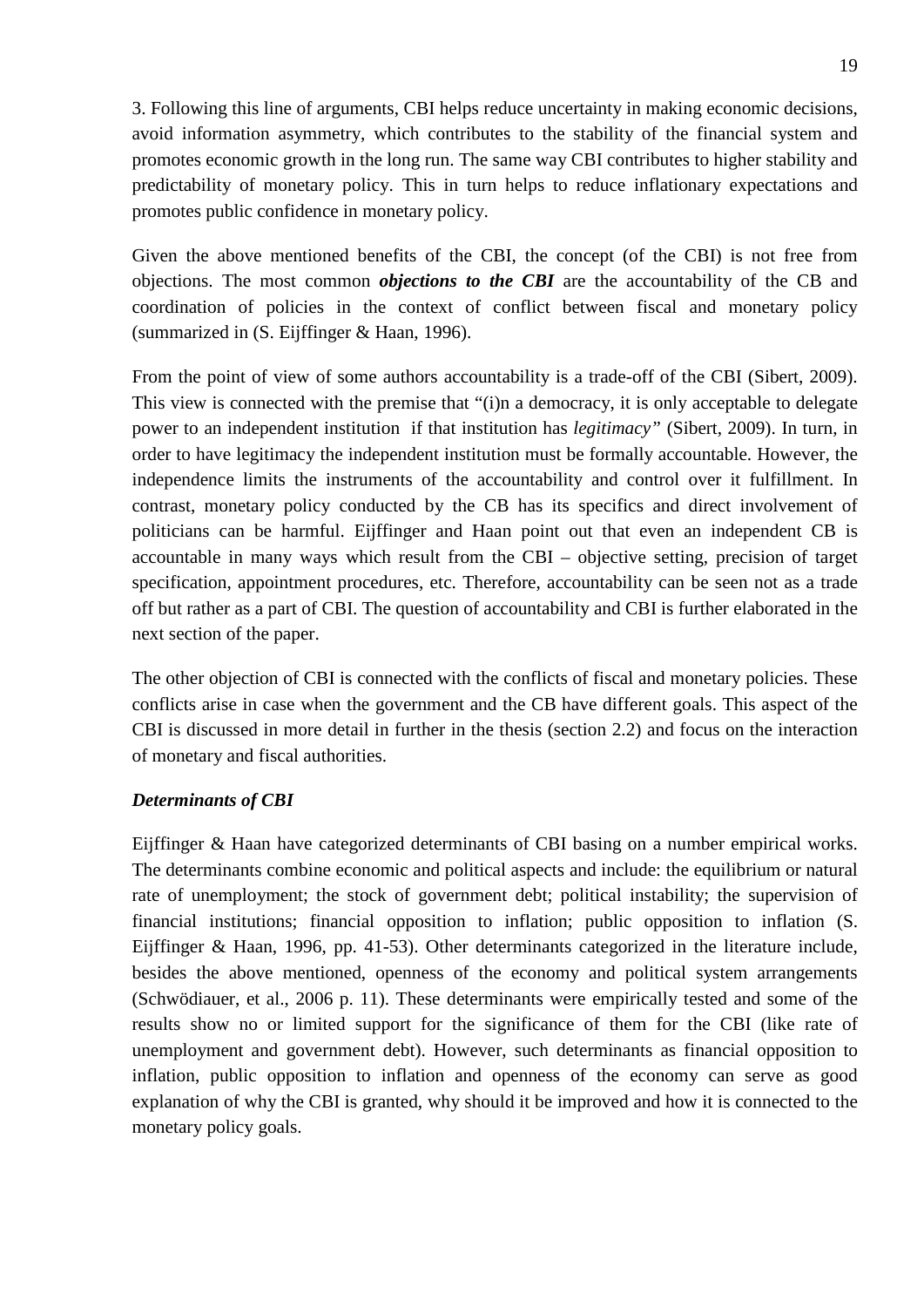3. Following this line of arguments, CBI helps reduce uncertainty in making economic decisions, avoid information asymmetry, which contributes to the stability of the financial system and promotes economic growth in the long run. The same way CBI contributes to higher stability and predictability of monetary policy. This in turn helps to reduce inflationary expectations and promotes public confidence in monetary policy.

Given the above mentioned benefits of the CBI, the concept (of the CBI) is not free from objections. The most common ***objections to the CBI*** are the accountability of the CB and coordination of policies in the context of conflict between fiscal and monetary policy (summarized in (S. Eijffinger & Haan, 1996).

From the point of view of some authors accountability is a trade-off of the CBI (Sibert, 2009). This view is connected with the premise that "(i)n a democracy, it is only acceptable to delegate power to an independent institution if that institution has *legitimacy"* (Sibert, 2009). In turn, in order to have legitimacy the independent institution must be formally accountable. However, the independence limits the instruments of the accountability and control over it fulfillment. In contrast, monetary policy conducted by the CB has its specifics and direct involvement of politicians can be harmful. Eijffinger and Haan point out that even an independent CB is accountable in many ways which result from the CBI – objective setting, precision of target specification, appointment procedures, etc. Therefore, accountability can be seen not as a trade off but rather as a part of CBI. The question of accountability and CBI is further elaborated in the next section of the paper.

The other objection of CBI is connected with the conflicts of fiscal and monetary policies. These conflicts arise in case when the government and the CB have different goals. This aspect of the CBI is discussed in more detail in further in the thesis (section 2.2) and focus on the interaction of monetary and fiscal authorities.

***Determinants of CBI***

Eijffinger & Haan have categorized determinants of CBI basing on a number empirical works. The determinants combine economic and political aspects and include: the equilibrium or natural rate of unemployment; the stock of government debt; political instability; the supervision of financial institutions; financial opposition to inflation; public opposition to inflation (S. Eijffinger & Haan, 1996, pp. 41-53). Other determinants categorized in the literature include, besides the above mentioned, openness of the economy and political system arrangements (Schwödiauer, et al., 2006 p. 11). These determinants were empirically tested and some of the results show no or limited support for the significance of them for the CBI (like rate of unemployment and government debt). However, such determinants as financial opposition to inflation, public opposition to inflation and openness of the economy can serve as good explanation of why the CBI is granted, why should it be improved and how it is connected to the monetary policy goals.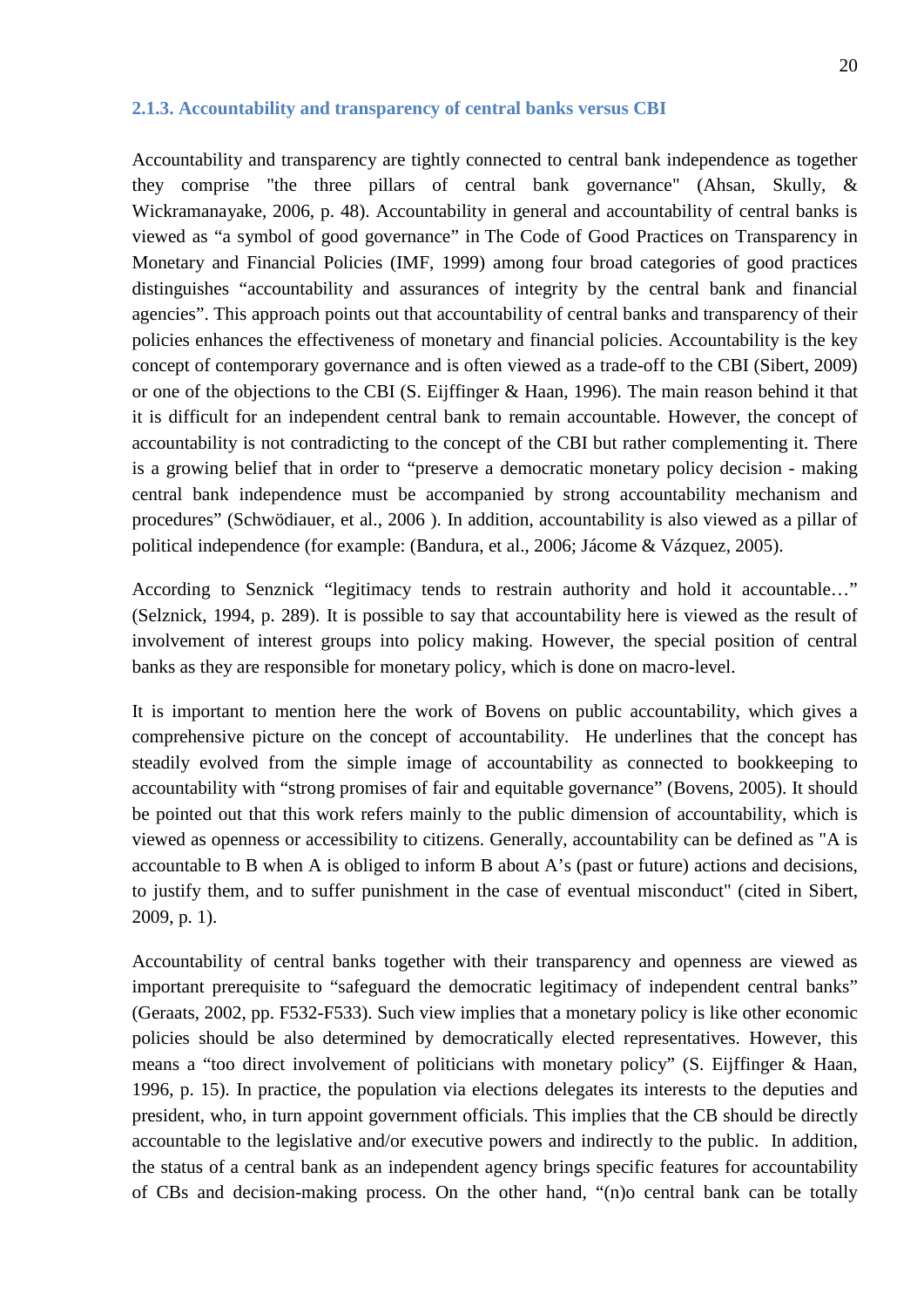### 2.1.3. Accountability and transparency of central banks versus CBI

Accountability and transparency are tightly connected to central bank independence as together they comprise "the three pillars of central bank governance" (Ahsan, Skully, & Wickramanayake, 2006, p. 48). Accountability in general and accountability of central banks is viewed as "a symbol of good governance" in The Code of Good Practices on Transparency in Monetary and Financial Policies (IMF, 1999) among four broad categories of good practices distinguishes "accountability and assurances of integrity by the central bank and financial agencies". This approach points out that accountability of central banks and transparency of their policies enhances the effectiveness of monetary and financial policies. Accountability is the key concept of contemporary governance and is often viewed as a trade-off to the CBI (Sibert, 2009) or one of the objections to the CBI (S. Eijffinger & Haan, 1996). The main reason behind it that it is difficult for an independent central bank to remain accountable. However, the concept of accountability is not contradicting to the concept of the CBI but rather complementing it. There is a growing belief that in order to "preserve a democratic monetary policy decision - making central bank independence must be accompanied by strong accountability mechanism and procedures" (Schwödiauer, et al., 2006 ). In addition, accountability is also viewed as a pillar of political independence (for example: (Bandura, et al., 2006; Jácome & Vázquez, 2005).

According to Senznick "legitimacy tends to restrain authority and hold it accountable…" (Selznick, 1994, p. 289). It is possible to say that accountability here is viewed as the result of involvement of interest groups into policy making. However, the special position of central banks as they are responsible for monetary policy, which is done on macro-level.

It is important to mention here the work of Bovens on public accountability, which gives a comprehensive picture on the concept of accountability. He underlines that the concept has steadily evolved from the simple image of accountability as connected to bookkeeping to accountability with "strong promises of fair and equitable governance" (Bovens, 2005). It should be pointed out that this work refers mainly to the public dimension of accountability, which is viewed as openness or accessibility to citizens. Generally, accountability can be defined as "A is accountable to B when A is obliged to inform B about A's (past or future) actions and decisions, to justify them, and to suffer punishment in the case of eventual misconduct" (cited in Sibert, 2009, p. 1).

Accountability of central banks together with their transparency and openness are viewed as important prerequisite to "safeguard the democratic legitimacy of independent central banks" (Geraats, 2002, pp. F532-F533). Such view implies that a monetary policy is like other economic policies should be also determined by democratically elected representatives. However, this means a "too direct involvement of politicians with monetary policy" (S. Eijffinger & Haan, 1996, p. 15). In practice, the population via elections delegates its interests to the deputies and president, who, in turn appoint government officials. This implies that the CB should be directly accountable to the legislative and/or executive powers and indirectly to the public. In addition, the status of a central bank as an independent agency brings specific features for accountability of CBs and decision-making process. On the other hand, "(n)o central bank can be totally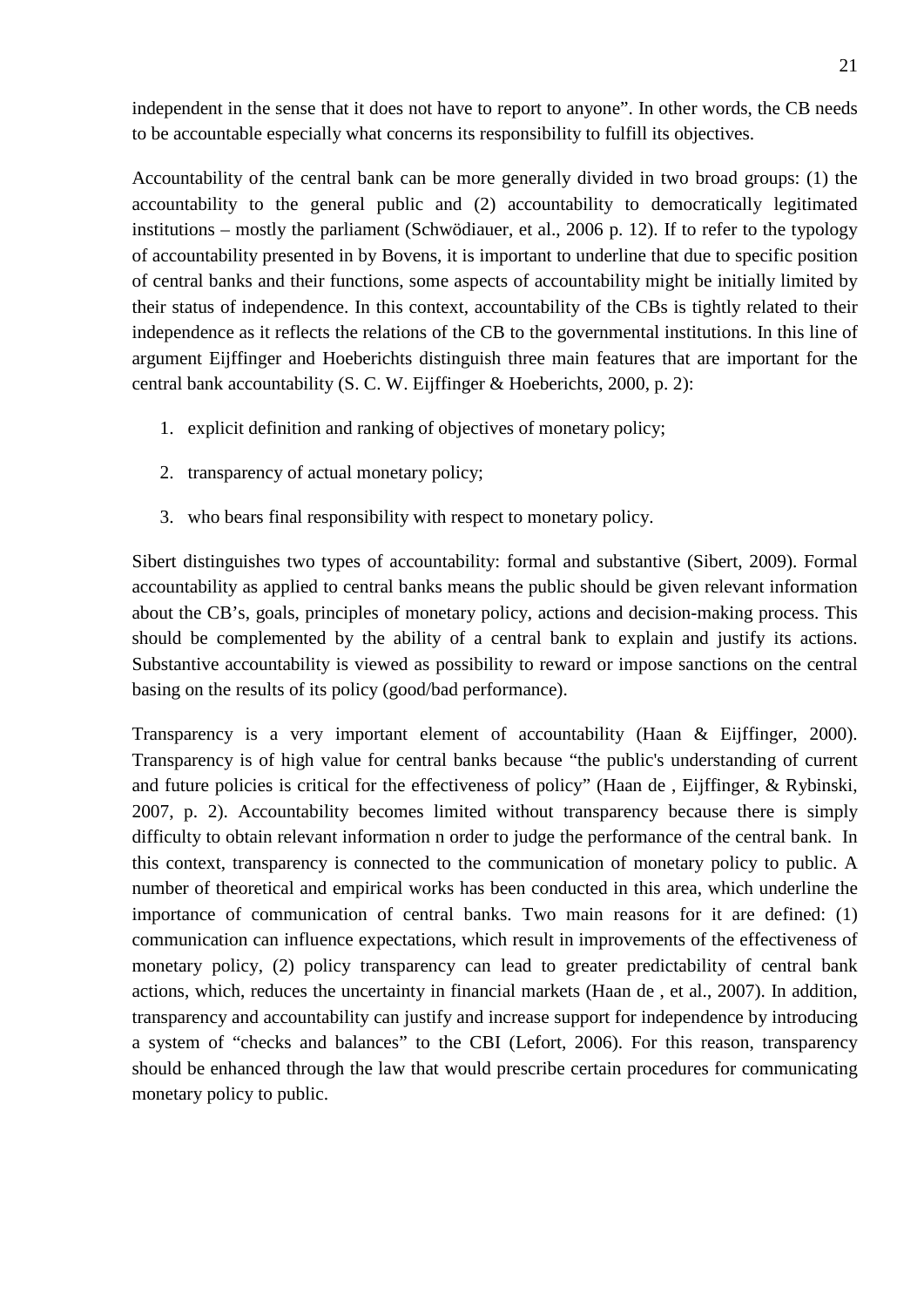independent in the sense that it does not have to report to anyone". In other words, the CB needs to be accountable especially what concerns its responsibility to fulfill its objectives.

Accountability of the central bank can be more generally divided in two broad groups: (1) the accountability to the general public and (2) accountability to democratically legitimated institutions – mostly the parliament (Schwödiauer, et al., 2006 p. 12). If to refer to the typology of accountability presented in by Bovens, it is important to underline that due to specific position of central banks and their functions, some aspects of accountability might be initially limited by their status of independence. In this context, accountability of the CBs is tightly related to their independence as it reflects the relations of the CB to the governmental institutions. In this line of argument Eijffinger and Hoeberichts distinguish three main features that are important for the central bank accountability (S. C. W. Eijffinger & Hoeberichts, 2000, p. 2):

1. explicit definition and ranking of objectives of monetary policy;
2. transparency of actual monetary policy;
3. who bears final responsibility with respect to monetary policy.

Sibert distinguishes two types of accountability: formal and substantive (Sibert, 2009). Formal accountability as applied to central banks means the public should be given relevant information about the CB's, goals, principles of monetary policy, actions and decision-making process. This should be complemented by the ability of a central bank to explain and justify its actions. Substantive accountability is viewed as possibility to reward or impose sanctions on the central basing on the results of its policy (good/bad performance).

Transparency is a very important element of accountability (Haan & Eijffinger, 2000). Transparency is of high value for central banks because "the public's understanding of current and future policies is critical for the effectiveness of policy" (Haan de , Eijffinger, & Rybinski, 2007, p. 2). Accountability becomes limited without transparency because there is simply difficulty to obtain relevant information n order to judge the performance of the central bank. In this context, transparency is connected to the communication of monetary policy to public. A number of theoretical and empirical works has been conducted in this area, which underline the importance of communication of central banks. Two main reasons for it are defined: (1) communication can influence expectations, which result in improvements of the effectiveness of monetary policy, (2) policy transparency can lead to greater predictability of central bank actions, which, reduces the uncertainty in financial markets (Haan de , et al., 2007). In addition, transparency and accountability can justify and increase support for independence by introducing a system of "checks and balances" to the CBI (Lefort, 2006). For this reason, transparency should be enhanced through the law that would prescribe certain procedures for communicating monetary policy to public.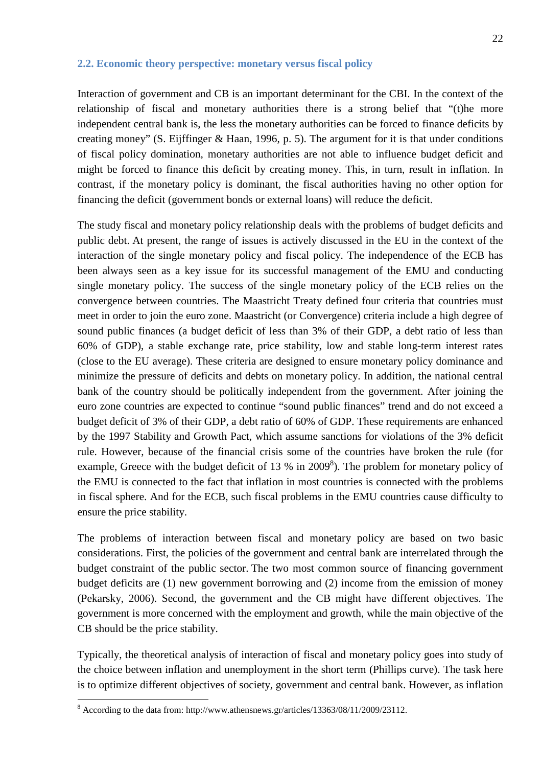## 2.2. Economic theory perspective: monetary versus fiscal policy

Interaction of government and CB is an important determinant for the CBI. In the context of the relationship of fiscal and monetary authorities there is a strong belief that "(t)he more independent central bank is, the less the monetary authorities can be forced to finance deficits by creating money" (S. Eijffinger & Haan, 1996, p. 5). The argument for it is that under conditions of fiscal policy domination, monetary authorities are not able to influence budget deficit and might be forced to finance this deficit by creating money. This, in turn, result in inflation. In contrast, if the monetary policy is dominant, the fiscal authorities having no other option for financing the deficit (government bonds or external loans) will reduce the deficit.

The study fiscal and monetary policy relationship deals with the problems of budget deficits and public debt. At present, the range of issues is actively discussed in the EU in the context of the interaction of the single monetary policy and fiscal policy. The independence of the ECB has been always seen as a key issue for its successful management of the EMU and conducting single monetary policy. The success of the single monetary policy of the ECB relies on the convergence between countries. The Maastricht Treaty defined four criteria that countries must meet in order to join the euro zone. Maastricht (or Convergence) criteria include a high degree of sound public finances (a budget deficit of less than 3% of their GDP, a debt ratio of less than 60% of GDP), a stable exchange rate, price stability, low and stable long-term interest rates (close to the EU average). These criteria are designed to ensure monetary policy dominance and minimize the pressure of deficits and debts on monetary policy. In addition, the national central bank of the country should be politically independent from the government. After joining the euro zone countries are expected to continue "sound public finances" trend and do not exceed a budget deficit of 3% of their GDP, a debt ratio of 60% of GDP. These requirements are enhanced by the 1997 Stability and Growth Pact, which assume sanctions for violations of the 3% deficit rule. However, because of the financial crisis some of the countries have broken the rule (for example, Greece with the budget deficit of 13 % in 2009[8]). The problem for monetary policy of the EMU is connected to the fact that inflation in most countries is connected with the problems in fiscal sphere. And for the ECB, such fiscal problems in the EMU countries cause difficulty to ensure the price stability.

The problems of interaction between fiscal and monetary policy are based on two basic considerations. First, the policies of the government and central bank are interrelated through the budget constraint of the public sector. The two most common source of financing government budget deficits are (1) new government borrowing and (2) income from the emission of money (Pekarsky, 2006). Second, the government and the CB might have different objectives. The government is more concerned with the employment and growth, while the main objective of the CB should be the price stability.

Typically, the theoretical analysis of interaction of fiscal and monetary policy goes into study of the choice between inflation and unemployment in the short term (Phillips curve). The task here is to optimize different objectives of society, government and central bank. However, as inflation

[8] According to the data from: http://www.athensnews.gr/articles/13363/08/11/2009/23112.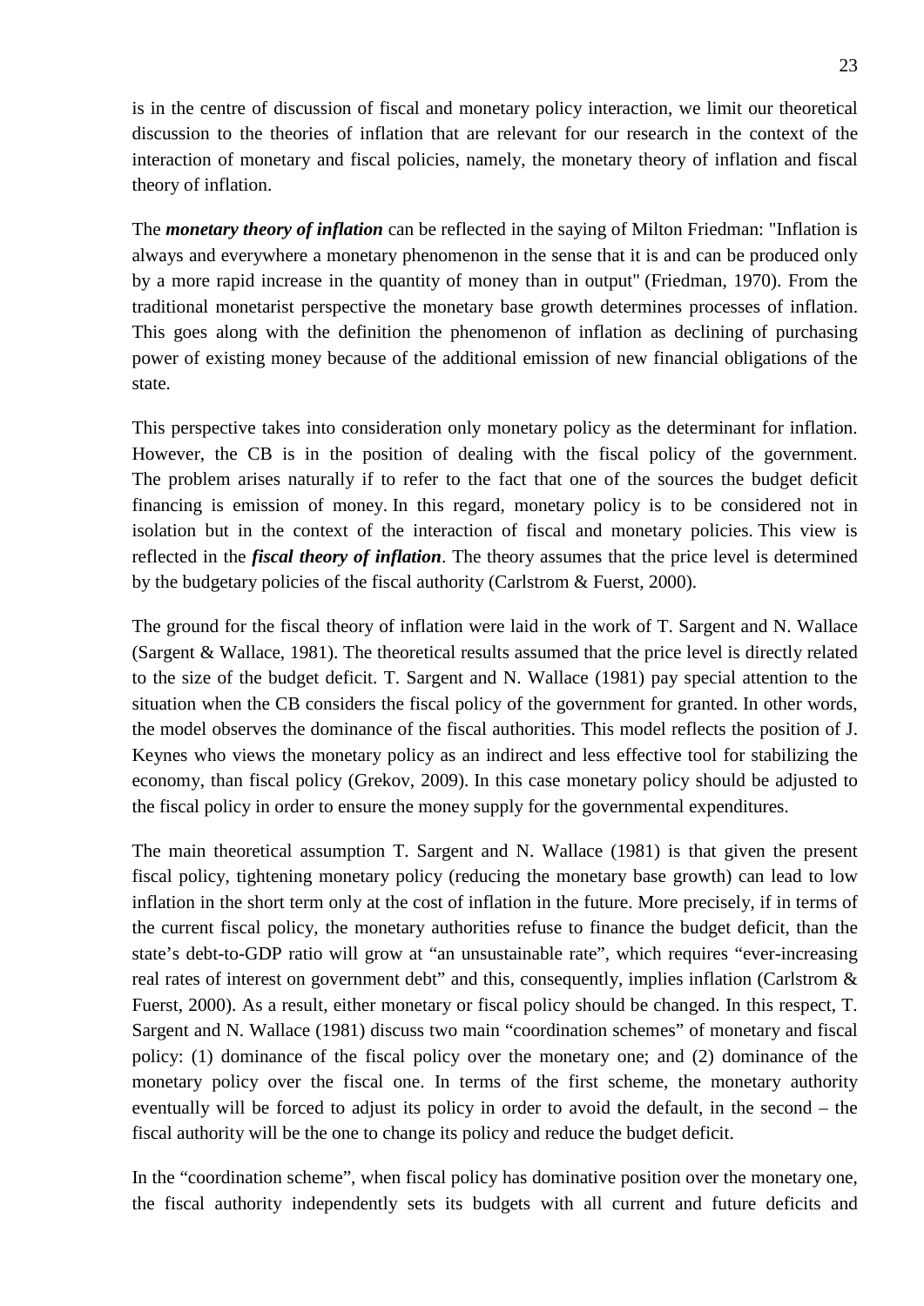is in the centre of discussion of fiscal and monetary policy interaction, we limit our theoretical discussion to the theories of inflation that are relevant for our research in the context of the interaction of monetary and fiscal policies, namely, the monetary theory of inflation and fiscal theory of inflation.

The ***monetary theory of inflation*** can be reflected in the saying of Milton Friedman: "Inflation is always and everywhere a monetary phenomenon in the sense that it is and can be produced only by a more rapid increase in the quantity of money than in output" (Friedman, 1970). From the traditional monetarist perspective the monetary base growth determines processes of inflation. This goes along with the definition the phenomenon of inflation as declining of purchasing power of existing money because of the additional emission of new financial obligations of the state.

This perspective takes into consideration only monetary policy as the determinant for inflation. However, the CB is in the position of dealing with the fiscal policy of the government. The problem arises naturally if to refer to the fact that one of the sources the budget deficit financing is emission of money. In this regard, monetary policy is to be considered not in isolation but in the context of the interaction of fiscal and monetary policies. This view is reflected in the ***fiscal theory of inflation***. The theory assumes that the price level is determined by the budgetary policies of the fiscal authority (Carlstrom & Fuerst, 2000).

The ground for the fiscal theory of inflation were laid in the work of T. Sargent and N. Wallace (Sargent & Wallace, 1981). The theoretical results assumed that the price level is directly related to the size of the budget deficit. T. Sargent and N. Wallace (1981) pay special attention to the situation when the CB considers the fiscal policy of the government for granted. In other words, the model observes the dominance of the fiscal authorities. This model reflects the position of J. Keynes who views the monetary policy as an indirect and less effective tool for stabilizing the economy, than fiscal policy (Grekov, 2009). In this case monetary policy should be adjusted to the fiscal policy in order to ensure the money supply for the governmental expenditures.

The main theoretical assumption T. Sargent and N. Wallace (1981) is that given the present fiscal policy, tightening monetary policy (reducing the monetary base growth) can lead to low inflation in the short term only at the cost of inflation in the future. More precisely, if in terms of the current fiscal policy, the monetary authorities refuse to finance the budget deficit, than the state's debt-to-GDP ratio will grow at "an unsustainable rate", which requires "ever-increasing real rates of interest on government debt" and this, consequently, implies inflation (Carlstrom & Fuerst, 2000). As a result, either monetary or fiscal policy should be changed. In this respect, T. Sargent and N. Wallace (1981) discuss two main "coordination schemes" of monetary and fiscal policy: (1) dominance of the fiscal policy over the monetary one; and (2) dominance of the monetary policy over the fiscal one. In terms of the first scheme, the monetary authority eventually will be forced to adjust its policy in order to avoid the default, in the second – the fiscal authority will be the one to change its policy and reduce the budget deficit.

In the "coordination scheme", when fiscal policy has dominative position over the monetary one, the fiscal authority independently sets its budgets with all current and future deficits and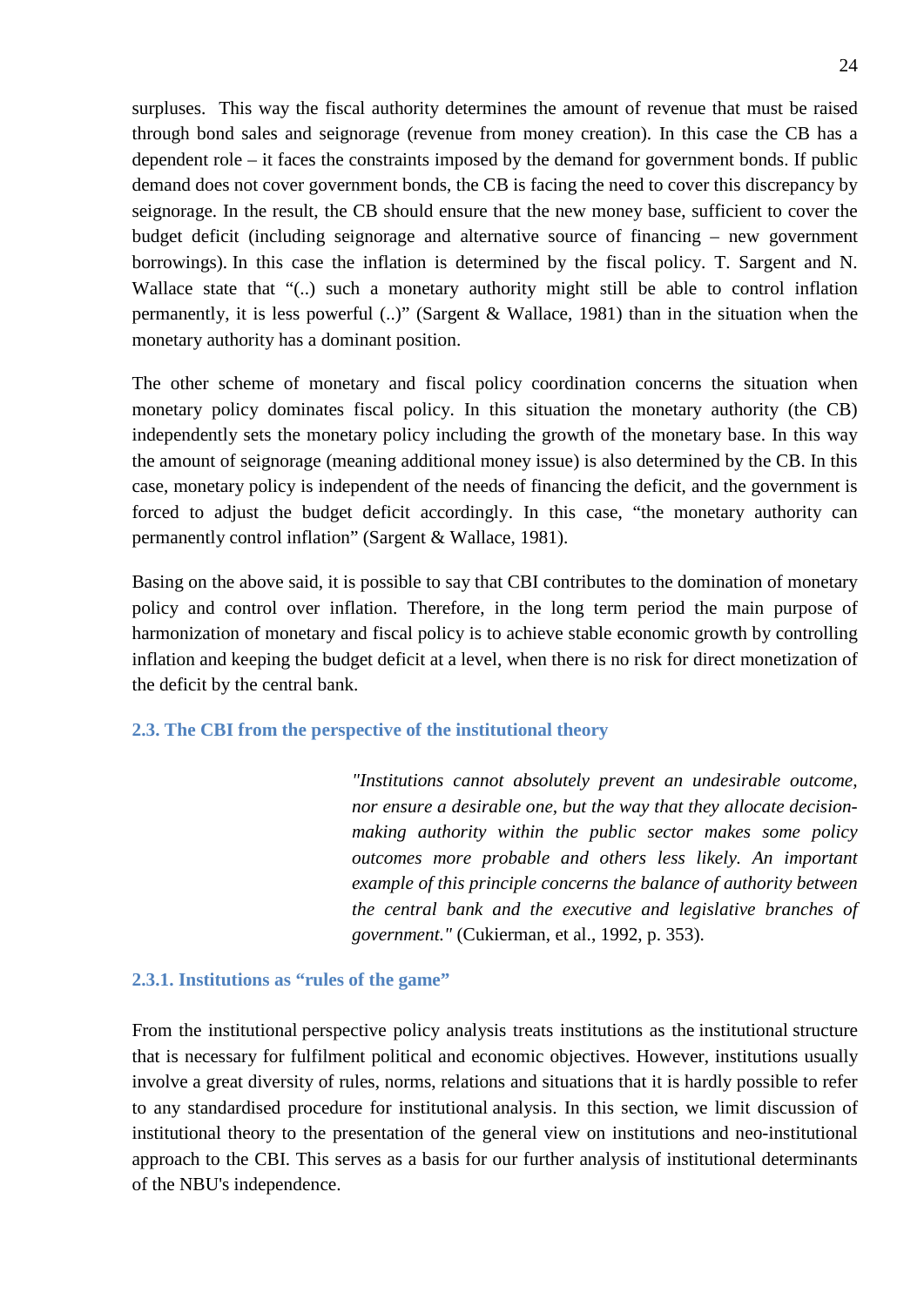surpluses. This way the fiscal authority determines the amount of revenue that must be raised through bond sales and seignorage (revenue from money creation). In this case the CB has a dependent role – it faces the constraints imposed by the demand for government bonds. If public demand does not cover government bonds, the CB is facing the need to cover this discrepancy by seignorage. In the result, the CB should ensure that the new money base, sufficient to cover the budget deficit (including seignorage and alternative source of financing – new government borrowings). In this case the inflation is determined by the fiscal policy. T. Sargent and N. Wallace state that "(..) such a monetary authority might still be able to control inflation permanently, it is less powerful (..)" (Sargent & Wallace, 1981) than in the situation when the monetary authority has a dominant position.

The other scheme of monetary and fiscal policy coordination concerns the situation when monetary policy dominates fiscal policy. In this situation the monetary authority (the CB) independently sets the monetary policy including the growth of the monetary base. In this way the amount of seignorage (meaning additional money issue) is also determined by the CB. In this case, monetary policy is independent of the needs of financing the deficit, and the government is forced to adjust the budget deficit accordingly. In this case, "the monetary authority can permanently control inflation" (Sargent & Wallace, 1981).

Basing on the above said, it is possible to say that CBI contributes to the domination of monetary policy and control over inflation. Therefore, in the long term period the main purpose of harmonization of monetary and fiscal policy is to achieve stable economic growth by controlling inflation and keeping the budget deficit at a level, when there is no risk for direct monetization of the deficit by the central bank.

### 2.3. The CBI from the perspective of the institutional theory

> *"Institutions cannot absolutely prevent an undesirable outcome, nor ensure a desirable one, but the way that they allocate decision-making authority within the public sector makes some policy outcomes more probable and others less likely. An important example of this principle concerns the balance of authority between the central bank and the executive and legislative branches of government."* (Cukierman, et al., 1992, p. 353).

#### 2.3.1. Institutions as "rules of the game"

From the institutional perspective policy analysis treats institutions as the institutional structure that is necessary for fulfilment political and economic objectives. However, institutions usually involve a great diversity of rules, norms, relations and situations that it is hardly possible to refer to any standardised procedure for institutional analysis. In this section, we limit discussion of institutional theory to the presentation of the general view on institutions and neo-institutional approach to the CBI. This serves as a basis for our further analysis of institutional determinants of the NBU's independence.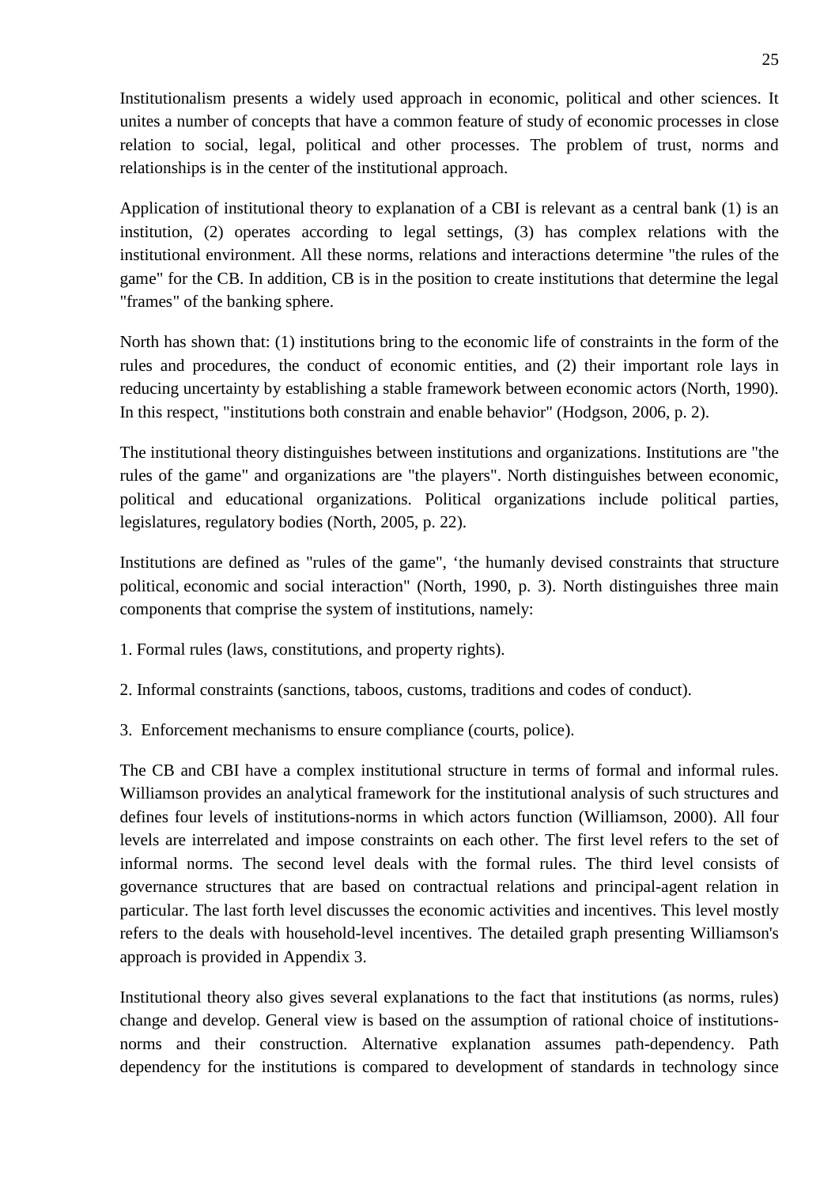Institutionalism presents a widely used approach in economic, political and other sciences. It unites a number of concepts that have a common feature of study of economic processes in close relation to social, legal, political and other processes. The problem of trust, norms and relationships is in the center of the institutional approach.

Application of institutional theory to explanation of a CBI is relevant as a central bank (1) is an institution, (2) operates according to legal settings, (3) has complex relations with the institutional environment. All these norms, relations and interactions determine "the rules of the game" for the CB. In addition, CB is in the position to create institutions that determine the legal "frames" of the banking sphere.

North has shown that: (1) institutions bring to the economic life of constraints in the form of the rules and procedures, the conduct of economic entities, and (2) their important role lays in reducing uncertainty by establishing a stable framework between economic actors (North, 1990). In this respect, "institutions both constrain and enable behavior" (Hodgson, 2006, p. 2).

The institutional theory distinguishes between institutions and organizations. Institutions are "the rules of the game" and organizations are "the players". North distinguishes between economic, political and educational organizations. Political organizations include political parties, legislatures, regulatory bodies (North, 2005, p. 22).

Institutions are defined as "rules of the game", 'the humanly devised constraints that structure political, economic and social interaction" (North, 1990, p. 3). North distinguishes three main components that comprise the system of institutions, namely:

1. Formal rules (laws, constitutions, and property rights).

2. Informal constraints (sanctions, taboos, customs, traditions and codes of conduct).

3. Enforcement mechanisms to ensure compliance (courts, police).

The CB and CBI have a complex institutional structure in terms of formal and informal rules. Williamson provides an analytical framework for the institutional analysis of such structures and defines four levels of institutions-norms in which actors function (Williamson, 2000). All four levels are interrelated and impose constraints on each other. The first level refers to the set of informal norms. The second level deals with the formal rules. The third level consists of governance structures that are based on contractual relations and principal-agent relation in particular. The last forth level discusses the economic activities and incentives. This level mostly refers to the deals with household-level incentives. The detailed graph presenting Williamson's approach is provided in Appendix 3.

Institutional theory also gives several explanations to the fact that institutions (as norms, rules) change and develop. General view is based on the assumption of rational choice of institutions-norms and their construction. Alternative explanation assumes path-dependency. Path dependency for the institutions is compared to development of standards in technology since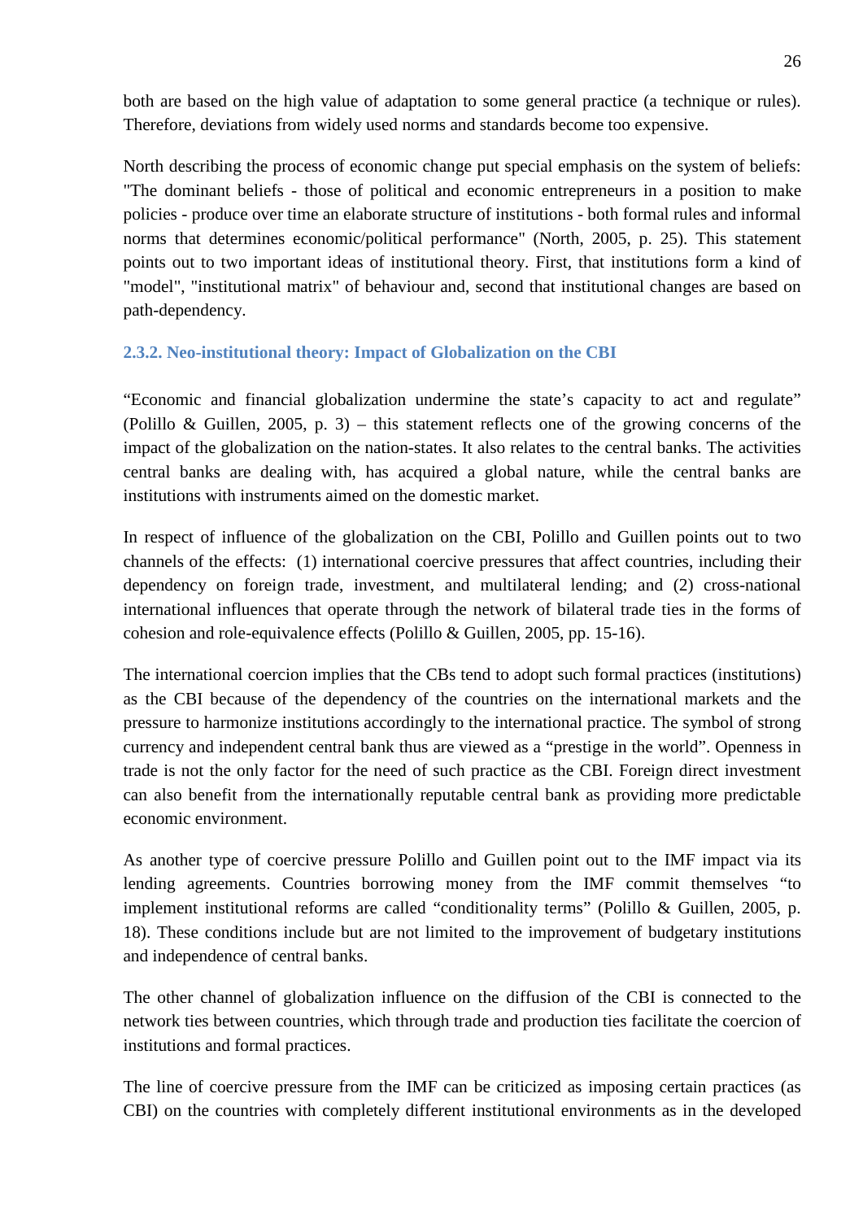both are based on the high value of adaptation to some general practice (a technique or rules). Therefore, deviations from widely used norms and standards become too expensive.

North describing the process of economic change put special emphasis on the system of beliefs: "The dominant beliefs - those of political and economic entrepreneurs in a position to make policies - produce over time an elaborate structure of institutions - both formal rules and informal norms that determines economic/political performance" (North, 2005, p. 25). This statement points out to two important ideas of institutional theory. First, that institutions form a kind of "model", "institutional matrix" of behaviour and, second that institutional changes are based on path-dependency.

### 2.3.2. Neo-institutional theory: Impact of Globalization on the CBI

"Economic and financial globalization undermine the state's capacity to act and regulate" (Polillo & Guillen, 2005, p. 3) – this statement reflects one of the growing concerns of the impact of the globalization on the nation-states. It also relates to the central banks. The activities central banks are dealing with, has acquired a global nature, while the central banks are institutions with instruments aimed on the domestic market.

In respect of influence of the globalization on the CBI, Polillo and Guillen points out to two channels of the effects: (1) international coercive pressures that affect countries, including their dependency on foreign trade, investment, and multilateral lending; and (2) cross-national international influences that operate through the network of bilateral trade ties in the forms of cohesion and role-equivalence effects (Polillo & Guillen, 2005, pp. 15-16).

The international coercion implies that the CBs tend to adopt such formal practices (institutions) as the CBI because of the dependency of the countries on the international markets and the pressure to harmonize institutions accordingly to the international practice. The symbol of strong currency and independent central bank thus are viewed as a "prestige in the world". Openness in trade is not the only factor for the need of such practice as the CBI. Foreign direct investment can also benefit from the internationally reputable central bank as providing more predictable economic environment.

As another type of coercive pressure Polillo and Guillen point out to the IMF impact via its lending agreements. Countries borrowing money from the IMF commit themselves "to implement institutional reforms are called "conditionality terms" (Polillo & Guillen, 2005, p. 18). These conditions include but are not limited to the improvement of budgetary institutions and independence of central banks.

The other channel of globalization influence on the diffusion of the CBI is connected to the network ties between countries, which through trade and production ties facilitate the coercion of institutions and formal practices.

The line of coercive pressure from the IMF can be criticized as imposing certain practices (as CBI) on the countries with completely different institutional environments as in the developed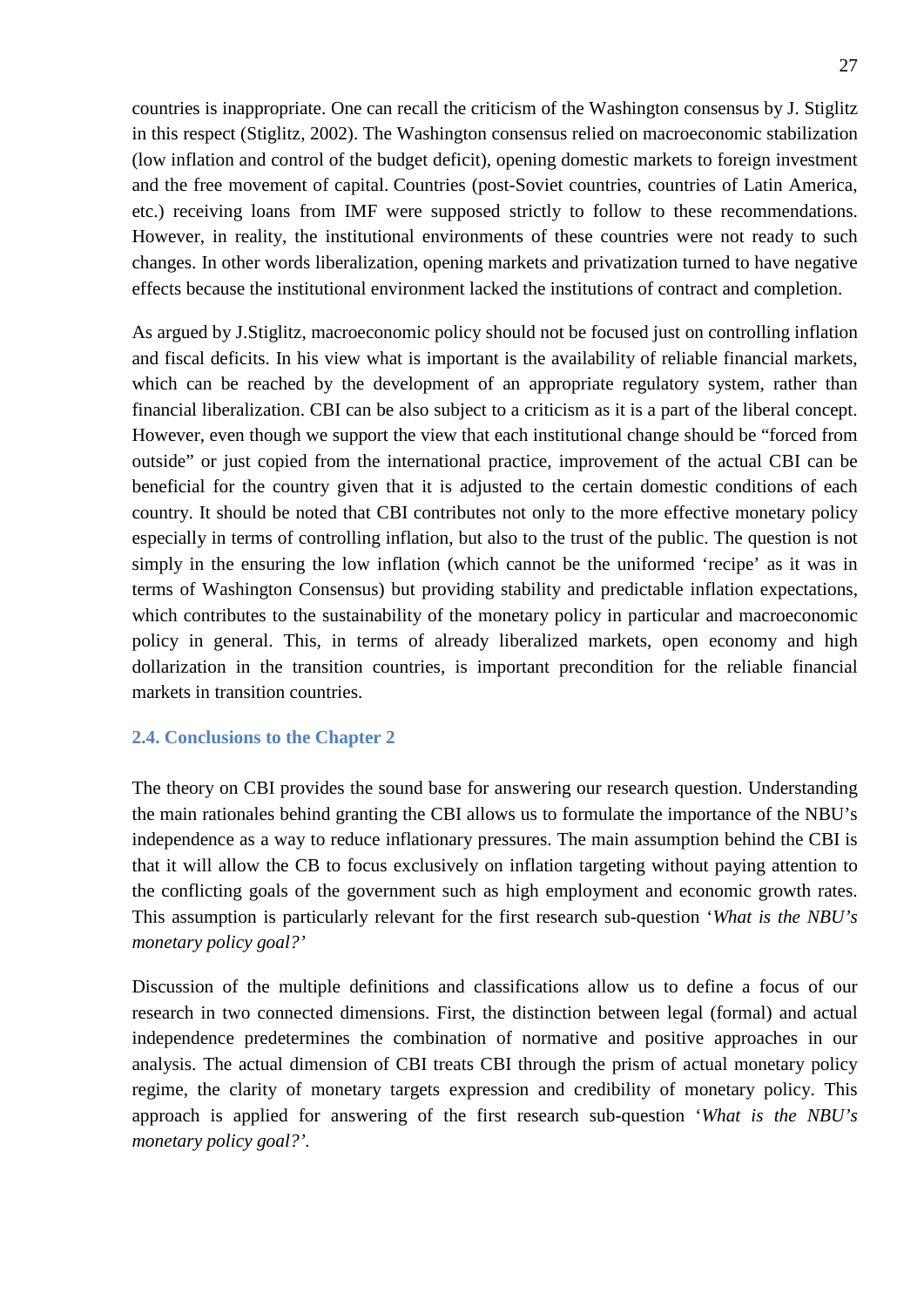countries is inappropriate. One can recall the criticism of the Washington consensus by J. Stiglitz in this respect (Stiglitz, 2002). The Washington consensus relied on macroeconomic stabilization (low inflation and control of the budget deficit), opening domestic markets to foreign investment and the free movement of capital. Countries (post-Soviet countries, countries of Latin America, etc.) receiving loans from IMF were supposed strictly to follow to these recommendations. However, in reality, the institutional environments of these countries were not ready to such changes. In other words liberalization, opening markets and privatization turned to have negative effects because the institutional environment lacked the institutions of contract and completion.

As argued by J.Stiglitz, macroeconomic policy should not be focused just on controlling inflation and fiscal deficits. In his view what is important is the availability of reliable financial markets, which can be reached by the development of an appropriate regulatory system, rather than financial liberalization. CBI can be also subject to a criticism as it is a part of the liberal concept. However, even though we support the view that each institutional change should be "forced from outside" or just copied from the international practice, improvement of the actual CBI can be beneficial for the country given that it is adjusted to the certain domestic conditions of each country. It should be noted that CBI contributes not only to the more effective monetary policy especially in terms of controlling inflation, but also to the trust of the public. The question is not simply in the ensuring the low inflation (which cannot be the uniformed 'recipe' as it was in terms of Washington Consensus) but providing stability and predictable inflation expectations, which contributes to the sustainability of the monetary policy in particular and macroeconomic policy in general. This, in terms of already liberalized markets, open economy and high dollarization in the transition countries, is important precondition for the reliable financial markets in transition countries.

### 2.4. Conclusions to the Chapter 2

The theory on CBI provides the sound base for answering our research question. Understanding the main rationales behind granting the CBI allows us to formulate the importance of the NBU's independence as a way to reduce inflationary pressures. The main assumption behind the CBI is that it will allow the CB to focus exclusively on inflation targeting without paying attention to the conflicting goals of the government such as high employment and economic growth rates. This assumption is particularly relevant for the first research sub-question '*What is the NBU's monetary policy goal?*'

Discussion of the multiple definitions and classifications allow us to define a focus of our research in two connected dimensions. First, the distinction between legal (formal) and actual independence predetermines the combination of normative and positive approaches in our analysis. The actual dimension of CBI treats CBI through the prism of actual monetary policy regime, the clarity of monetary targets expression and credibility of monetary policy. This approach is applied for answering of the first research sub-question '*What is the NBU's monetary policy goal?'*.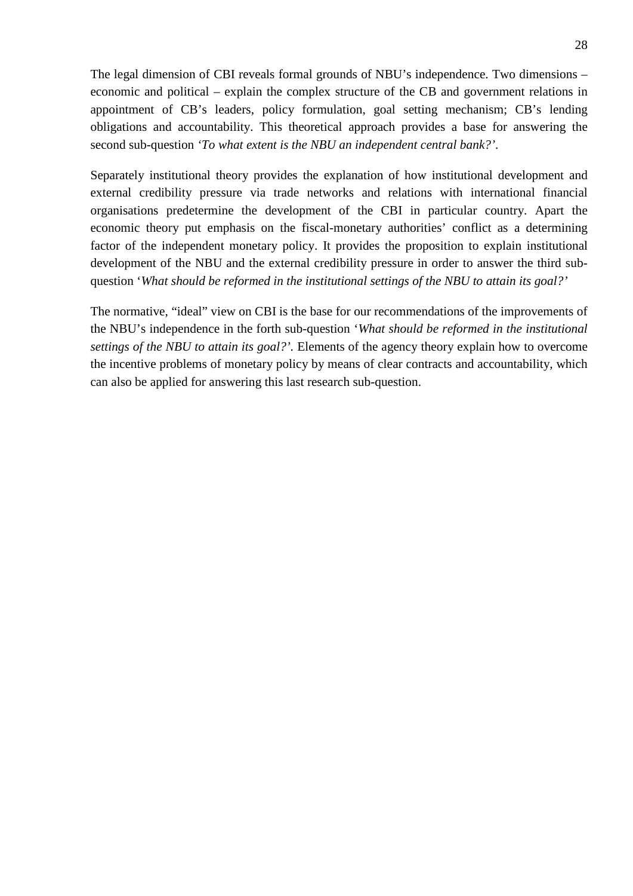The legal dimension of CBI reveals formal grounds of NBU's independence. Two dimensions – economic and political – explain the complex structure of the CB and government relations in appointment of CB's leaders, policy formulation, goal setting mechanism; CB's lending obligations and accountability. This theoretical approach provides a base for answering the second sub-question '*To what extent is the NBU an independent central bank?*'.

Separately institutional theory provides the explanation of how institutional development and external credibility pressure via trade networks and relations with international financial organisations predetermine the development of the CBI in particular country. Apart the economic theory put emphasis on the fiscal-monetary authorities' conflict as a determining factor of the independent monetary policy. It provides the proposition to explain institutional development of the NBU and the external credibility pressure in order to answer the third sub-question '*What should be reformed in the institutional settings of the NBU to attain its goal?*'

The normative, "ideal" view on CBI is the base for our recommendations of the improvements of the NBU's independence in the forth sub-question '*What should be reformed in the institutional settings of the NBU to attain its goal?*'. Elements of the agency theory explain how to overcome the incentive problems of monetary policy by means of clear contracts and accountability, which can also be applied for answering this last research sub-question.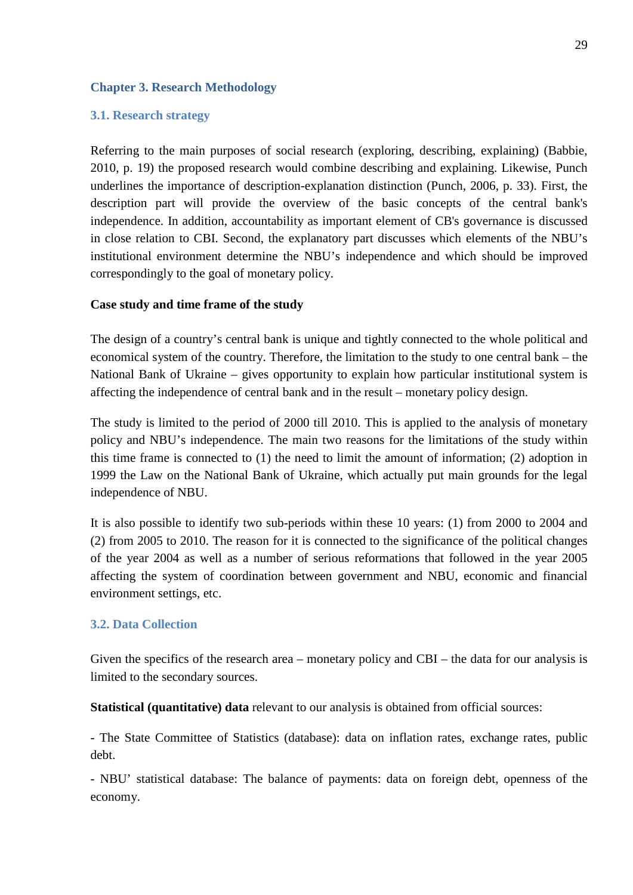# Chapter 3. Research Methodology

## 3.1. Research strategy

Referring to the main purposes of social research (exploring, describing, explaining) (Babbie, 2010, p. 19) the proposed research would combine describing and explaining. Likewise, Punch underlines the importance of description-explanation distinction (Punch, 2006, p. 33). First, the description part will provide the overview of the basic concepts of the central bank's independence. In addition, accountability as important element of CB's governance is discussed in close relation to CBI. Second, the explanatory part discusses which elements of the NBU's institutional environment determine the NBU's independence and which should be improved correspondingly to the goal of monetary policy.

**Case study and time frame of the study**

The design of a country's central bank is unique and tightly connected to the whole political and economical system of the country. Therefore, the limitation to the study to one central bank – the National Bank of Ukraine – gives opportunity to explain how particular institutional system is affecting the independence of central bank and in the result – monetary policy design.

The study is limited to the period of 2000 till 2010. This is applied to the analysis of monetary policy and NBU's independence. The main two reasons for the limitations of the study within this time frame is connected to (1) the need to limit the amount of information; (2) adoption in 1999 the Law on the National Bank of Ukraine, which actually put main grounds for the legal independence of NBU.

It is also possible to identify two sub-periods within these 10 years: (1) from 2000 to 2004 and (2) from 2005 to 2010. The reason for it is connected to the significance of the political changes of the year 2004 as well as a number of serious reformations that followed in the year 2005 affecting the system of coordination between government and NBU, economic and financial environment settings, etc.

## 3.2. Data Collection

Given the specifics of the research area – monetary policy and CBI – the data for our analysis is limited to the secondary sources.

**Statistical (quantitative) data** relevant to our analysis is obtained from official sources:

- The State Committee of Statistics (database): data on inflation rates, exchange rates, public debt.

- NBU' statistical database: The balance of payments: data on foreign debt, openness of the economy.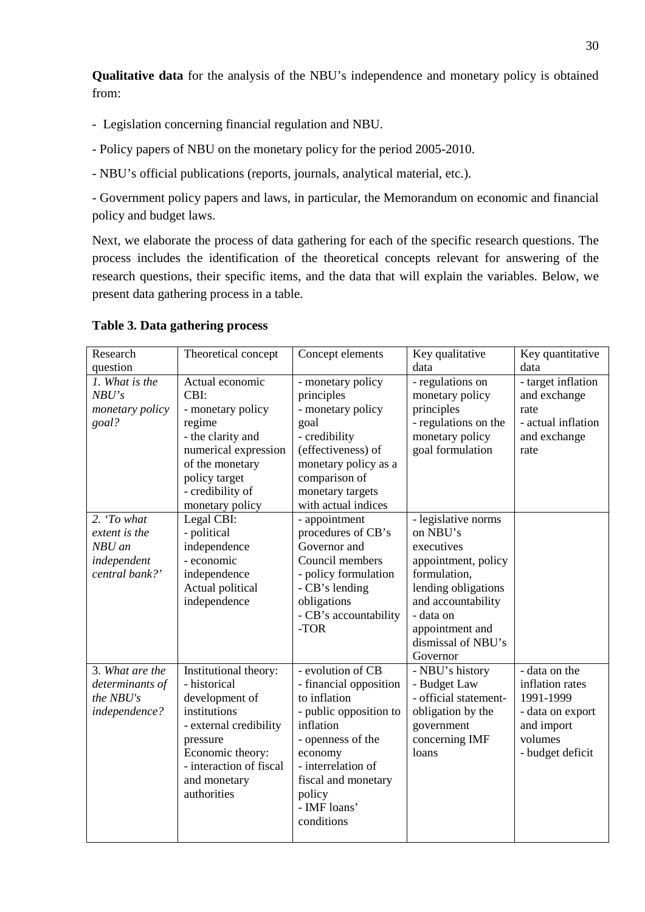**Qualitative data** for the analysis of the NBU's independence and monetary policy is obtained from:

- Legislation concerning financial regulation and NBU.
- Policy papers of NBU on the monetary policy for the period 2005-2010.
- NBU's official publications (reports, journals, analytical material, etc.).
- Government policy papers and laws, in particular, the Memorandum on economic and financial policy and budget laws.

Next, we elaborate the process of data gathering for each of the specific research questions. The process includes the identification of the theoretical concepts relevant for answering of the research questions, their specific items, and the data that will explain the variables. Below, we present data gathering process in a table.

**Table 3. Data gathering process**

| Research question | Theoretical concept | Concept elements | Key qualitative data | Key quantitative data |
|---|---|---|---|---|
| *1. What is the NBU's monetary policy goal?* | Actual economic CBI:<br>- monetary policy regime<br>- the clarity and numerical expression of the monetary policy target<br>- credibility of monetary policy | - monetary policy principles<br>- monetary policy goal<br>- credibility (effectiveness) of monetary policy as a comparison of monetary targets with actual indices | - regulations on monetary policy principles<br>- regulations on the monetary policy goal formulation | - target inflation and exchange rate<br>- actual inflation and exchange rate |
| *2. 'To what extent is the NBU an independent central bank?'* | Legal CBI:<br>- political independence<br>- economic independence<br>Actual political independence | - appointment procedures of CB's Governor and Council members<br>- policy formulation<br>- CB's lending obligations<br>- CB's accountability<br>-TOR | - legislative norms on NBU's executives appointment, policy formulation, lending obligations and accountability<br>- data on appointment and dismissal of NBU's Governor | |
| 3. *What are the determinants of the NBU's independence?* | Institutional theory:<br>- historical development of institutions<br>- external credibility pressure<br>Economic theory:<br>- interaction of fiscal and monetary authorities | - evolution of CB<br>- financial opposition to inflation<br>- public opposition to inflation<br>- openness of the economy<br>- interrelation of fiscal and monetary policy<br>- IMF loans' conditions | - NBU's history<br>- Budget Law<br>- official statement-obligation by the government concerning IMF loans | - data on the inflation rates 1991-1999<br>- data on export and import volumes<br>- budget deficit |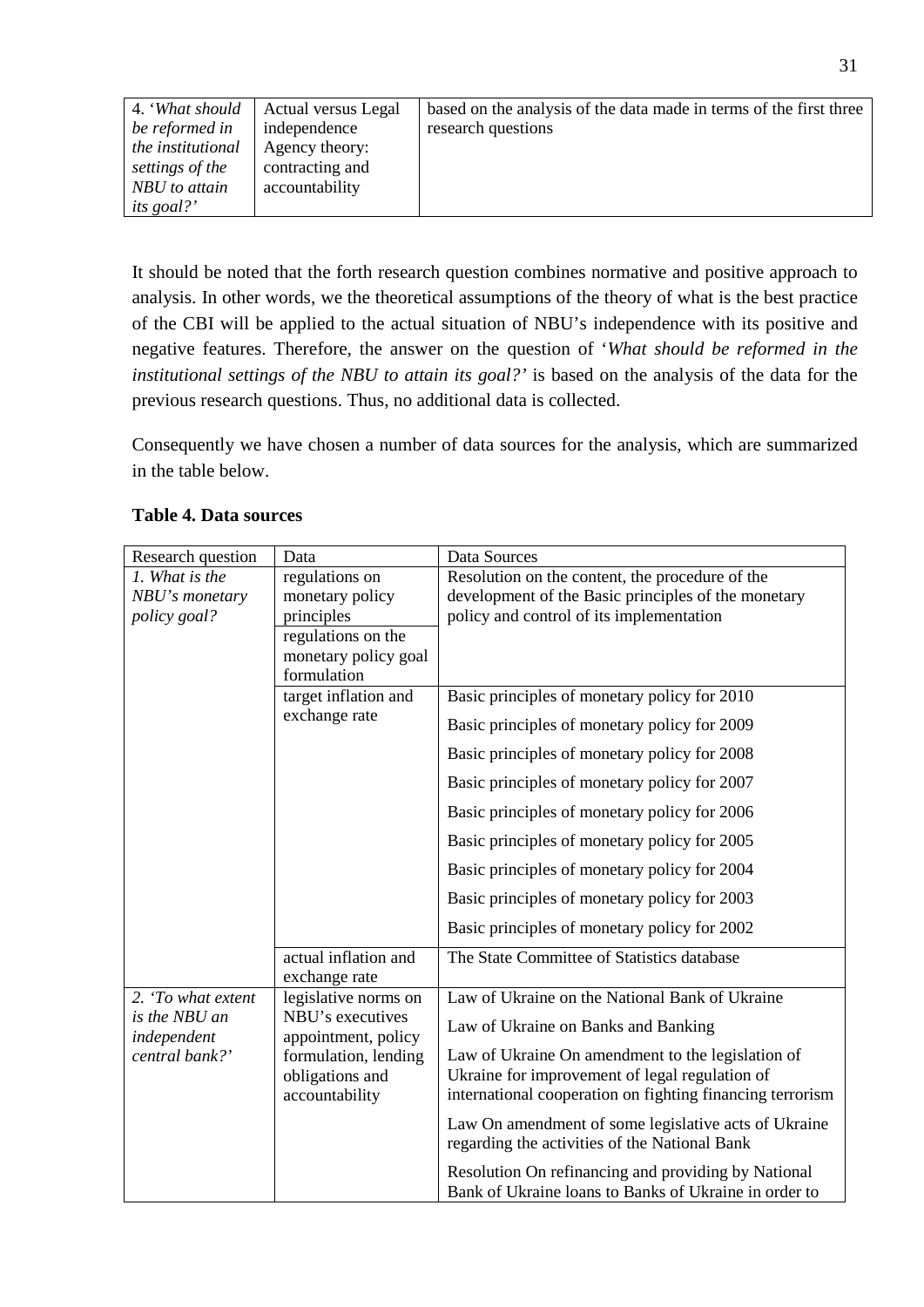| | | |
|---|---|---|
| 4. *'What should be reformed in the institutional settings of the NBU to attain its goal?'* | Actual versus Legal independence<br>Agency theory: contracting and accountability | based on the analysis of the data made in terms of the first three research questions |

It should be noted that the forth research question combines normative and positive approach to analysis. In other words, we the theoretical assumptions of the theory of what is the best practice of the CBI will be applied to the actual situation of NBU's independence with its positive and negative features. Therefore, the answer on the question of '*What should be reformed in the institutional settings of the NBU to attain its goal?'* is based on the analysis of the data for the previous research questions. Thus, no additional data is collected.

Consequently we have chosen a number of data sources for the analysis, which are summarized in the table below.

**Table 4. Data sources**

| Research question | Data | Data Sources |
|---|---|---|
| *1. What is the NBU's monetary policy goal?* | regulations on monetary policy principles<br>regulations on the monetary policy goal formulation | Resolution on the content, the procedure of the development of the Basic principles of the monetary policy and control of its implementation |
| | target inflation and exchange rate | Basic principles of monetary policy for 2010 |
| | | Basic principles of monetary policy for 2009 |
| | | Basic principles of monetary policy for 2008 |
| | | Basic principles of monetary policy for 2007 |
| | | Basic principles of monetary policy for 2006 |
| | | Basic principles of monetary policy for 2005 |
| | | Basic principles of monetary policy for 2004 |
| | | Basic principles of monetary policy for 2003 |
| | | Basic principles of monetary policy for 2002 |
| | actual inflation and exchange rate | The State Committee of Statistics database |
| *2. 'To what extent is the NBU an independent central bank?'* | legislative norms on NBU's executives appointment, policy formulation, lending obligations and accountability | Law of Ukraine on the National Bank of Ukraine |
| | | Law of Ukraine on Banks and Banking |
| | | Law of Ukraine On amendment to the legislation of Ukraine for improvement of legal regulation of international cooperation on fighting financing terrorism |
| | | Law On amendment of some legislative acts of Ukraine regarding the activities of the National Bank |
| | | Resolution On refinancing and providing by National Bank of Ukraine loans to Banks of Ukraine in order to |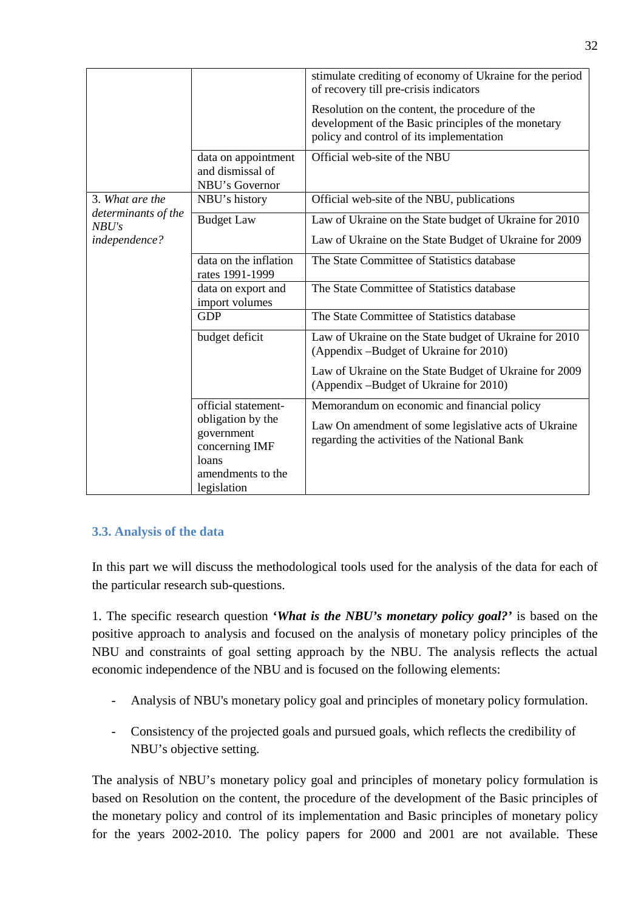| | | |
|---|---|---|
| | | stimulate crediting of economy of Ukraine for the period of recovery till pre-crisis indicators<br><br>Resolution on the content, the procedure of the development of the Basic principles of the monetary policy and control of its implementation |
| | data on appointment and dismissal of NBU's Governor | Official web-site of the NBU |
| 3. *What are the determinants of the NBU's independence?* | NBU's history | Official web-site of the NBU, publications |
| | Budget Law | Law of Ukraine on the State budget of Ukraine for 2010<br><br>Law of Ukraine on the State Budget of Ukraine for 2009 |
| | data on the inflation rates 1991-1999 | The State Committee of Statistics database |
| | data on export and import volumes | The State Committee of Statistics database |
| | GDP | The State Committee of Statistics database |
| | budget deficit | Law of Ukraine on the State budget of Ukraine for 2010 (Appendix –Budget of Ukraine for 2010)<br><br>Law of Ukraine on the State Budget of Ukraine for 2009 (Appendix –Budget of Ukraine for 2010) |
| | official statement-obligation by the government concerning IMF loans<br>amendments to the legislation | Memorandum on economic and financial policy<br><br>Law On amendment of some legislative acts of Ukraine regarding the activities of the National Bank |

### 3.3. Analysis of the data

In this part we will discuss the methodological tools used for the analysis of the data for each of the particular research sub-questions.

1. The specific research question ***'What is the NBU's monetary policy goal?'*** is based on the positive approach to analysis and focused on the analysis of monetary policy principles of the NBU and constraints of goal setting approach by the NBU. The analysis reflects the actual economic independence of the NBU and is focused on the following elements:

- Analysis of NBU's monetary policy goal and principles of monetary policy formulation.
- Consistency of the projected goals and pursued goals, which reflects the credibility of NBU's objective setting.

The analysis of NBU's monetary policy goal and principles of monetary policy formulation is based on Resolution on the content, the procedure of the development of the Basic principles of the monetary policy and control of its implementation and Basic principles of monetary policy for the years 2002-2010. The policy papers for 2000 and 2001 are not available. These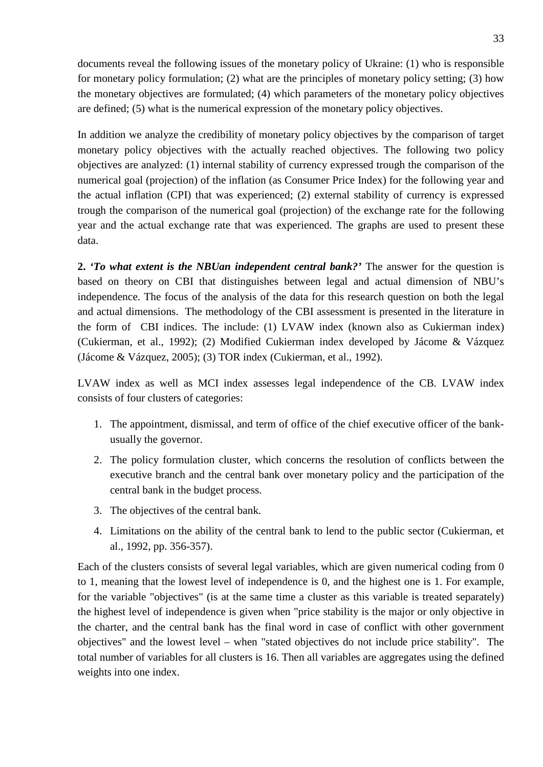documents reveal the following issues of the monetary policy of Ukraine: (1) who is responsible for monetary policy formulation; (2) what are the principles of monetary policy setting; (3) how the monetary objectives are formulated; (4) which parameters of the monetary policy objectives are defined; (5) what is the numerical expression of the monetary policy objectives.

In addition we analyze the credibility of monetary policy objectives by the comparison of target monetary policy objectives with the actually reached objectives. The following two policy objectives are analyzed: (1) internal stability of currency expressed trough the comparison of the numerical goal (projection) of the inflation (as Consumer Price Index) for the following year and the actual inflation (CPI) that was experienced; (2) external stability of currency is expressed trough the comparison of the numerical goal (projection) of the exchange rate for the following year and the actual exchange rate that was experienced. The graphs are used to present these data.

**2. '*To what extent is the NBUan independent central bank?*'** The answer for the question is based on theory on CBI that distinguishes between legal and actual dimension of NBU's independence. The focus of the analysis of the data for this research question on both the legal and actual dimensions. The methodology of the CBI assessment is presented in the literature in the form of CBI indices. The include: (1) LVAW index (known also as Cukierman index) (Cukierman, et al., 1992); (2) Modified Cukierman index developed by Jácome & Vázquez (Jácome & Vázquez, 2005); (3) TOR index (Cukierman, et al., 1992).

LVAW index as well as MCI index assesses legal independence of the CB. LVAW index consists of four clusters of categories:

1. The appointment, dismissal, and term of office of the chief executive officer of the bank-usually the governor.
2. The policy formulation cluster, which concerns the resolution of conflicts between the executive branch and the central bank over monetary policy and the participation of the central bank in the budget process.
3. The objectives of the central bank.
4. Limitations on the ability of the central bank to lend to the public sector (Cukierman, et al., 1992, pp. 356-357).

Each of the clusters consists of several legal variables, which are given numerical coding from 0 to 1, meaning that the lowest level of independence is 0, and the highest one is 1. For example, for the variable "objectives" (is at the same time a cluster as this variable is treated separately) the highest level of independence is given when "price stability is the major or only objective in the charter, and the central bank has the final word in case of conflict with other government objectives" and the lowest level – when "stated objectives do not include price stability". The total number of variables for all clusters is 16. Then all variables are aggregates using the defined weights into one index.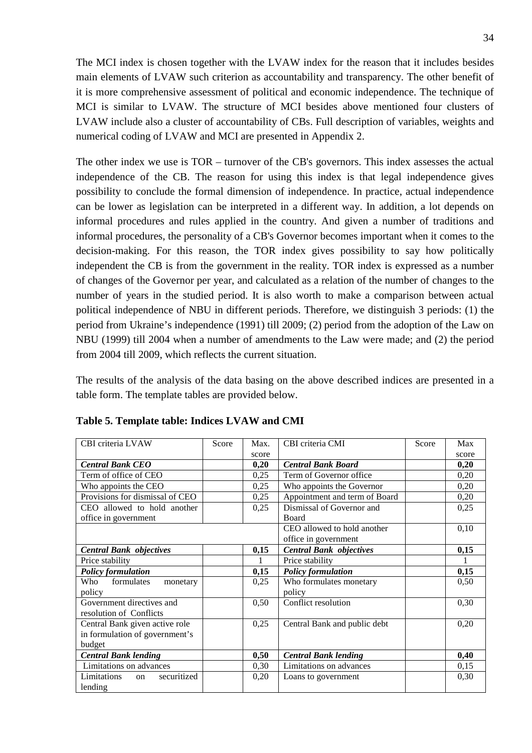The MCI index is chosen together with the LVAW index for the reason that it includes besides main elements of LVAW such criterion as accountability and transparency. The other benefit of it is more comprehensive assessment of political and economic independence. The technique of MCI is similar to LVAW. The structure of MCI besides above mentioned four clusters of LVAW include also a cluster of accountability of CBs. Full description of variables, weights and numerical coding of LVAW and MCI are presented in Appendix 2.

The other index we use is TOR – turnover of the CB's governors. This index assesses the actual independence of the CB. The reason for using this index is that legal independence gives possibility to conclude the formal dimension of independence. In practice, actual independence can be lower as legislation can be interpreted in a different way. In addition, a lot depends on informal procedures and rules applied in the country. And given a number of traditions and informal procedures, the personality of a CB's Governor becomes important when it comes to the decision-making. For this reason, the TOR index gives possibility to say how politically independent the CB is from the government in the reality. TOR index is expressed as a number of changes of the Governor per year, and calculated as a relation of the number of changes to the number of years in the studied period. It is also worth to make a comparison between actual political independence of NBU in different periods. Therefore, we distinguish 3 periods: (1) the period from Ukraine's independence (1991) till 2009; (2) period from the adoption of the Law on NBU (1999) till 2004 when a number of amendments to the Law were made; and (2) the period from 2004 till 2009, which reflects the current situation.

The results of the analysis of the data basing on the above described indices are presented in a table form. The template tables are provided below.

**Table 5. Template table: Indices LVAW and CMI**

| CBI criteria LVAW | Score | Max. score | CBI criteria CMI | Score | Max score |
|---|---|---|---|---|---|
| ***Central Bank CEO*** | | **0,20** | ***Central Bank Board*** | | **0,20** |
| Term of office of CEO | | 0,25 | Term of Governor office | | 0,20 |
| Who appoints the CEO | | 0,25 | Who appoints the Governor | | 0,20 |
| Provisions for dismissal of CEO | | 0,25 | Appointment and term of Board | | 0,20 |
| CEO allowed to hold another office in government | | 0,25 | Dismissal of Governor and Board | | 0,25 |
| | | | CEO allowed to hold another office in government | | 0,10 |
| ***Central Bank objectives*** | | **0,15** | ***Central Bank objectives*** | | **0,15** |
| Price stability | | 1 | Price stability | | 1 |
| ***Policy formulation*** | | **0,15** | ***Policy formulation*** | | **0,15** |
| Who formulates monetary policy | | 0,25 | Who formulates monetary policy | | 0,50 |
| Government directives and resolution of Conflicts | | 0,50 | Conflict resolution | | 0,30 |
| Central Bank given active role in formulation of government's budget | | 0,25 | Central Bank and public debt | | 0,20 |
| ***Central Bank lending*** | | **0,50** | ***Central Bank lending*** | | **0,40** |
| Limitations on advances | | 0,30 | Limitations on advances | | 0,15 |
| Limitations on securitized lending | | 0,20 | Loans to government | | 0,30 |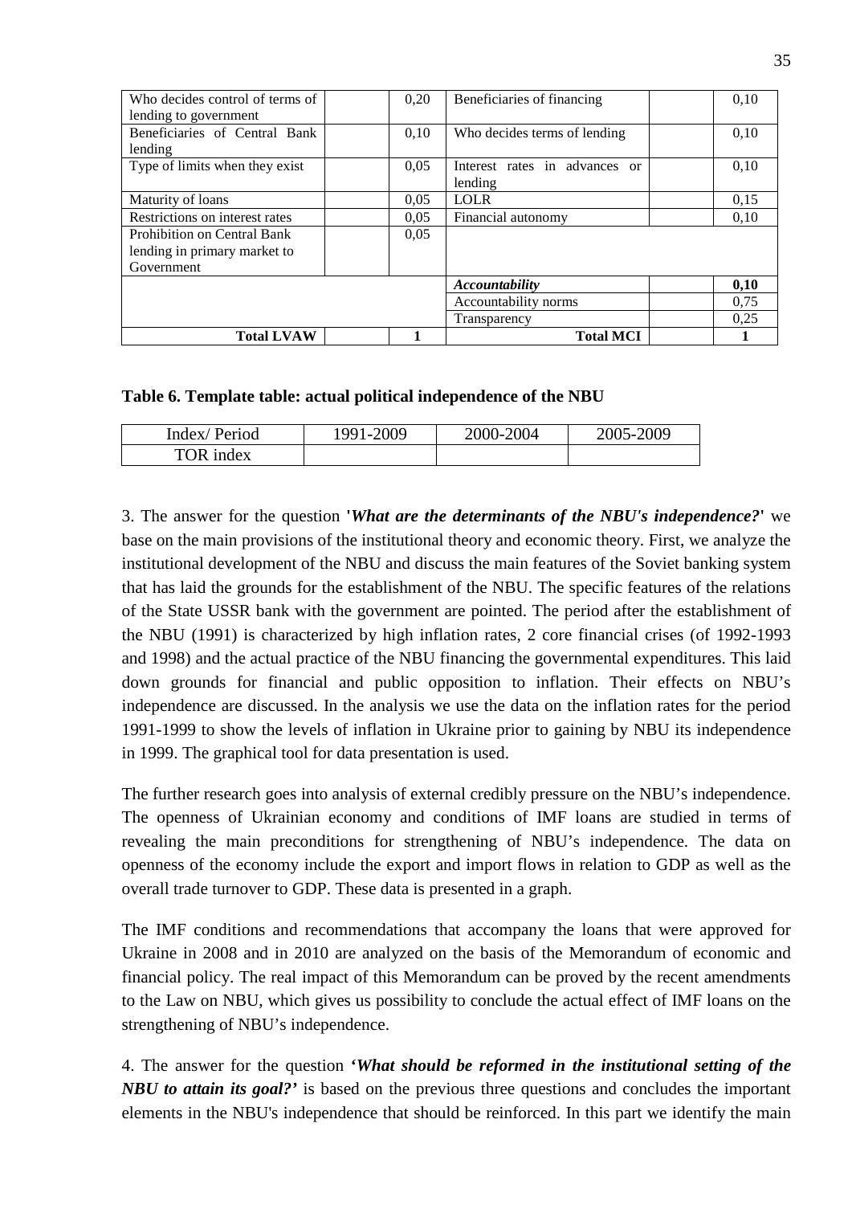| Who decides control of terms of lending to government | | 0,20 | Beneficiaries of financing | | 0,10 |
|---|---|---|---|---|---|
| Beneficiaries of Central Bank lending | | 0,10 | Who decides terms of lending | | 0,10 |
| Type of limits when they exist | | 0,05 | Interest rates in advances or lending | | 0,10 |
| Maturity of loans | | 0,05 | LOLR | | 0,15 |
| Restrictions on interest rates | | 0,05 | Financial autonomy | | 0,10 |
| Prohibition on Central Bank lending in primary market to Government | | 0,05 | | | |
| | | | ***Accountability*** | | **0,10** |
| | | | Accountability norms | | 0,75 |
| | | | Transparency | | 0,25 |
| **Total LVAW** | | **1** | **Total MCI** | | **1** |

**Table 6. Template table: actual political independence of the NBU**

| Index/ Period | 1991-2009 | 2000-2004 | 2005-2009 |
|---|---|---|---|
| TOR index | | | |

3. The answer for the question **'*What are the determinants of the NBU's independence?*'** we base on the main provisions of the institutional theory and economic theory. First, we analyze the institutional development of the NBU and discuss the main features of the Soviet banking system that has laid the grounds for the establishment of the NBU. The specific features of the relations of the State USSR bank with the government are pointed. The period after the establishment of the NBU (1991) is characterized by high inflation rates, 2 core financial crises (of 1992-1993 and 1998) and the actual practice of the NBU financing the governmental expenditures. This laid down grounds for financial and public opposition to inflation. Their effects on NBU's independence are discussed. In the analysis we use the data on the inflation rates for the period 1991-1999 to show the levels of inflation in Ukraine prior to gaining by NBU its independence in 1999. The graphical tool for data presentation is used.

The further research goes into analysis of external credibly pressure on the NBU's independence. The openness of Ukrainian economy and conditions of IMF loans are studied in terms of revealing the main preconditions for strengthening of NBU's independence. The data on openness of the economy include the export and import flows in relation to GDP as well as the overall trade turnover to GDP. These data is presented in a graph.

The IMF conditions and recommendations that accompany the loans that were approved for Ukraine in 2008 and in 2010 are analyzed on the basis of the Memorandum of economic and financial policy. The real impact of this Memorandum can be proved by the recent amendments to the Law on NBU, which gives us possibility to conclude the actual effect of IMF loans on the strengthening of NBU's independence.

4. The answer for the question ***'What should be reformed in the institutional setting of the NBU to attain its goal?'*** is based on the previous three questions and concludes the important elements in the NBU's independence that should be reinforced. In this part we identify the main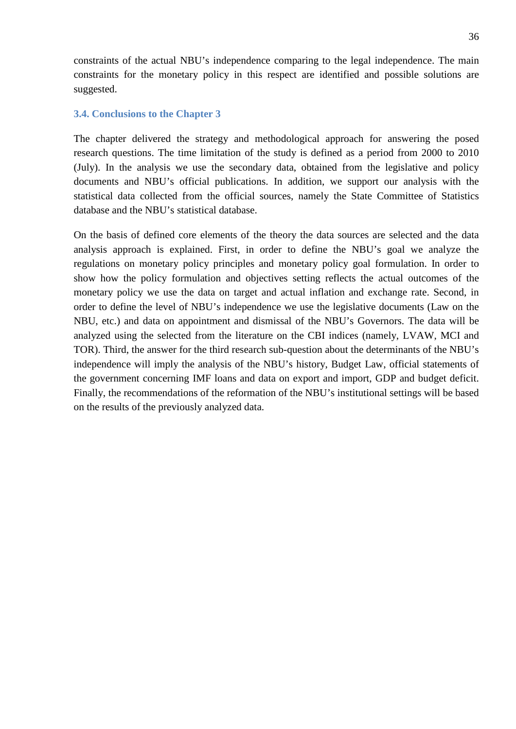constraints of the actual NBU's independence comparing to the legal independence. The main constraints for the monetary policy in this respect are identified and possible solutions are suggested.

### 3.4. Conclusions to the Chapter 3

The chapter delivered the strategy and methodological approach for answering the posed research questions. The time limitation of the study is defined as a period from 2000 to 2010 (July). In the analysis we use the secondary data, obtained from the legislative and policy documents and NBU's official publications. In addition, we support our analysis with the statistical data collected from the official sources, namely the State Committee of Statistics database and the NBU's statistical database.

On the basis of defined core elements of the theory the data sources are selected and the data analysis approach is explained. First, in order to define the NBU's goal we analyze the regulations on monetary policy principles and monetary policy goal formulation. In order to show how the policy formulation and objectives setting reflects the actual outcomes of the monetary policy we use the data on target and actual inflation and exchange rate. Second, in order to define the level of NBU's independence we use the legislative documents (Law on the NBU, etc.) and data on appointment and dismissal of the NBU's Governors. The data will be analyzed using the selected from the literature on the CBI indices (namely, LVAW, MCI and TOR). Third, the answer for the third research sub-question about the determinants of the NBU's independence will imply the analysis of the NBU's history, Budget Law, official statements of the government concerning IMF loans and data on export and import, GDP and budget deficit. Finally, the recommendations of the reformation of the NBU's institutional settings will be based on the results of the previously analyzed data.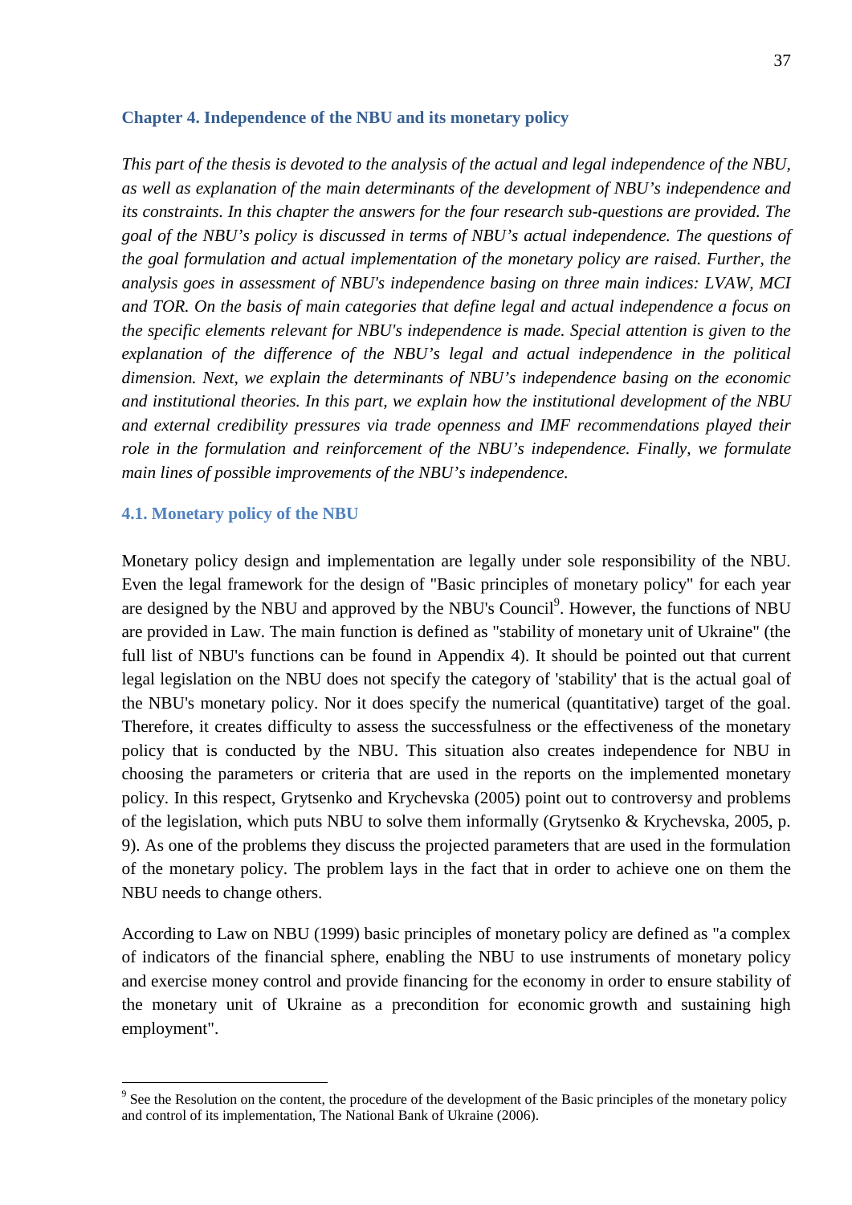## Chapter 4. Independence of the NBU and its monetary policy

*This part of the thesis is devoted to the analysis of the actual and legal independence of the NBU, as well as explanation of the main determinants of the development of NBU's independence and its constraints. In this chapter the answers for the four research sub-questions are provided. The goal of the NBU's policy is discussed in terms of NBU's actual independence. The questions of the goal formulation and actual implementation of the monetary policy are raised. Further, the analysis goes in assessment of NBU's independence basing on three main indices: LVAW, MCI and TOR. On the basis of main categories that define legal and actual independence a focus on the specific elements relevant for NBU's independence is made. Special attention is given to the explanation of the difference of the NBU's legal and actual independence in the political dimension. Next, we explain the determinants of NBU's independence basing on the economic and institutional theories. In this part, we explain how the institutional development of the NBU and external credibility pressures via trade openness and IMF recommendations played their role in the formulation and reinforcement of the NBU's independence. Finally, we formulate main lines of possible improvements of the NBU's independence.*

### 4.1. Monetary policy of the NBU

Monetary policy design and implementation are legally under sole responsibility of the NBU. Even the legal framework for the design of "Basic principles of monetary policy" for each year are designed by the NBU and approved by the NBU's Council[9]. However, the functions of NBU are provided in Law. The main function is defined as "stability of monetary unit of Ukraine" (the full list of NBU's functions can be found in Appendix 4). It should be pointed out that current legal legislation on the NBU does not specify the category of 'stability' that is the actual goal of the NBU's monetary policy. Nor it does specify the numerical (quantitative) target of the goal. Therefore, it creates difficulty to assess the successfulness or the effectiveness of the monetary policy that is conducted by the NBU. This situation also creates independence for NBU in choosing the parameters or criteria that are used in the reports on the implemented monetary policy. In this respect, Grytsenko and Krychevska (2005) point out to controversy and problems of the legislation, which puts NBU to solve them informally (Grytsenko & Krychevska, 2005, p. 9). As one of the problems they discuss the projected parameters that are used in the formulation of the monetary policy. The problem lays in the fact that in order to achieve one on them the NBU needs to change others.

According to Law on NBU (1999) basic principles of monetary policy are defined as "a complex of indicators of the financial sphere, enabling the NBU to use instruments of monetary policy and exercise money control and provide financing for the economy in order to ensure stability of the monetary unit of Ukraine as a precondition for economic growth and sustaining high employment".

[9] See the Resolution on the content, the procedure of the development of the Basic principles of the monetary policy and control of its implementation, The National Bank of Ukraine (2006).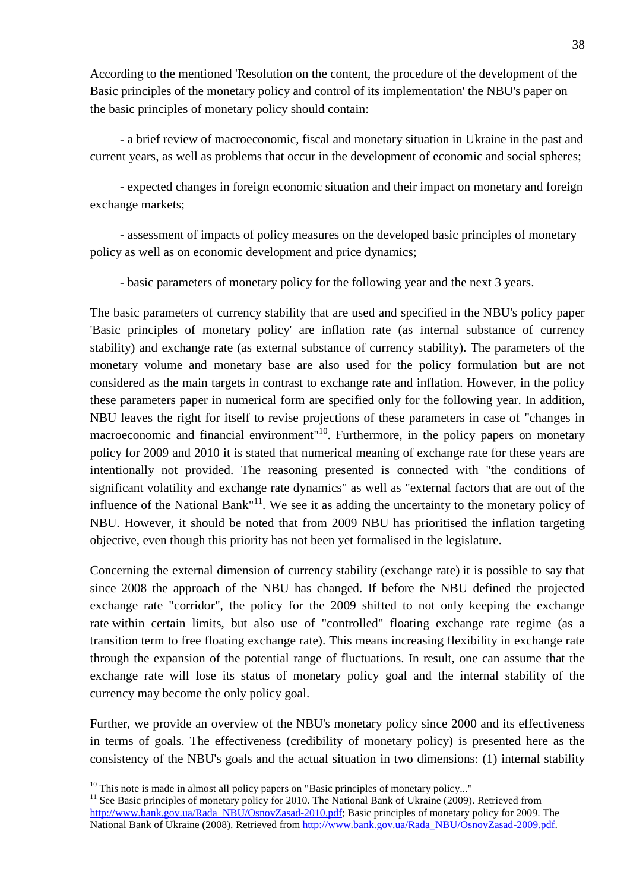According to the mentioned 'Resolution on the content, the procedure of the development of the Basic principles of the monetary policy and control of its implementation' the NBU's paper on the basic principles of monetary policy should contain:

- a brief review of macroeconomic, fiscal and monetary situation in Ukraine in the past and current years, as well as problems that occur in the development of economic and social spheres;

- expected changes in foreign economic situation and their impact on monetary and foreign exchange markets;

- assessment of impacts of policy measures on the developed basic principles of monetary policy as well as on economic development and price dynamics;

- basic parameters of monetary policy for the following year and the next 3 years.

The basic parameters of currency stability that are used and specified in the NBU's policy paper 'Basic principles of monetary policy' are inflation rate (as internal substance of currency stability) and exchange rate (as external substance of currency stability). The parameters of the monetary volume and monetary base are also used for the policy formulation but are not considered as the main targets in contrast to exchange rate and inflation. However, in the policy these parameters paper in numerical form are specified only for the following year. In addition, NBU leaves the right for itself to revise projections of these parameters in case of "changes in macroeconomic and financial environment"[10]. Furthermore, in the policy papers on monetary policy for 2009 and 2010 it is stated that numerical meaning of exchange rate for these years are intentionally not provided. The reasoning presented is connected with "the conditions of significant volatility and exchange rate dynamics" as well as "external factors that are out of the influence of the National Bank"[11]. We see it as adding the uncertainty to the monetary policy of NBU. However, it should be noted that from 2009 NBU has prioritised the inflation targeting objective, even though this priority has not been yet formalised in the legislature.

Concerning the external dimension of currency stability (exchange rate) it is possible to say that since 2008 the approach of the NBU has changed. If before the NBU defined the projected exchange rate "corridor", the policy for the 2009 shifted to not only keeping the exchange rate within certain limits, but also use of "controlled" floating exchange rate regime (as a transition term to free floating exchange rate). This means increasing flexibility in exchange rate through the expansion of the potential range of fluctuations. In result, one can assume that the exchange rate will lose its status of monetary policy goal and the internal stability of the currency may become the only policy goal.

Further, we provide an overview of the NBU's monetary policy since 2000 and its effectiveness in terms of goals. The effectiveness (credibility of monetary policy) is presented here as the consistency of the NBU's goals and the actual situation in two dimensions: (1) internal stability

---

[10] This note is made in almost all policy papers on "Basic principles of monetary policy..."

[11] See Basic principles of monetary policy for 2010. The National Bank of Ukraine (2009). Retrieved from http://www.bank.gov.ua/Rada_NBU/OsnovZasad-2010.pdf; Basic principles of monetary policy for 2009. The National Bank of Ukraine (2008). Retrieved from http://www.bank.gov.ua/Rada_NBU/OsnovZasad-2009.pdf.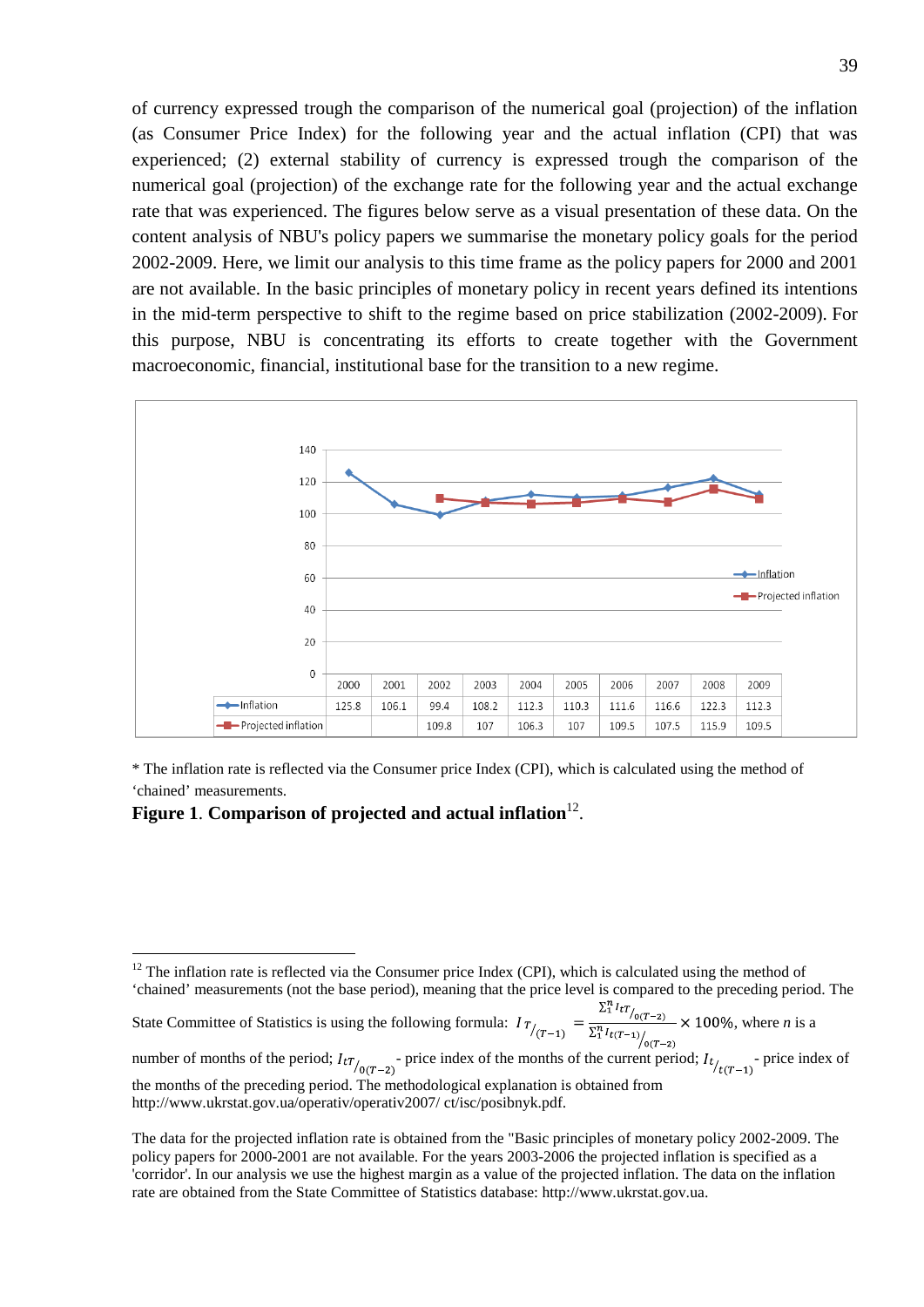of currency expressed trough the comparison of the numerical goal (projection) of the inflation (as Consumer Price Index) for the following year and the actual inflation (CPI) that was experienced; (2) external stability of currency is expressed trough the comparison of the numerical goal (projection) of the exchange rate for the following year and the actual exchange rate that was experienced. The figures below serve as a visual presentation of these data. On the content analysis of NBU's policy papers we summarise the monetary policy goals for the period 2002-2009. Here, we limit our analysis to this time frame as the policy papers for 2000 and 2001 are not available. In the basic principles of monetary policy in recent years defined its intentions in the mid-term perspective to shift to the regime based on price stabilization (2002-2009). For this purpose, NBU is concentrating its efforts to create together with the Government macroeconomic, financial, institutional base for the transition to a new regime.

| | 2000 | 2001 | 2002 | 2003 | 2004 | 2005 | 2006 | 2007 | 2008 | 2009 |
|---|---|---|---|---|---|---|---|---|---|---|
| Inflation | 125.8 | 106.1 | 99.4 | 108.2 | 112.3 | 110.3 | 111.6 | 116.6 | 122.3 | 112.3 |
| Projected inflation | | | 109.8 | 107 | 106.3 | 107 | 109.5 | 107.5 | 115.9 | 109.5 |

\* The inflation rate is reflected via the Consumer price Index (CPI), which is calculated using the method of 'chained' measurements.

**Figure 1**. **Comparison of projected and actual inflation**[12].

---

[12] The inflation rate is reflected via the Consumer price Index (CPI), which is calculated using the method of 'chained' measurements (not the base period), meaning that the price level is compared to the preceding period. The State Committee of Statistics is using the following formula: $I\,T_{/(T-1)} = \frac{\sum_1^n I_{tT}/_{0(T-2)}}{\sum_1^n I_{t(T-1)}/_{0(T-2)}} \times 100\%$, where $n$ is a number of months of the period; $I_{tT}/_{0(T-2)}$ - price index of the months of the current period; $I_{t}/_{t(T-1)}$ - price index of the months of the preceding period. The methodological explanation is obtained from http://www.ukrstat.gov.ua/operativ/operativ2007/ ct/isc/posibnyk.pdf.

The data for the projected inflation rate is obtained from the "Basic principles of monetary policy 2002-2009. The policy papers for 2000-2001 are not available. For the years 2003-2006 the projected inflation is specified as a 'corridor'. In our analysis we use the highest margin as a value of the projected inflation. The data on the inflation rate are obtained from the State Committee of Statistics database: http://www.ukrstat.gov.ua.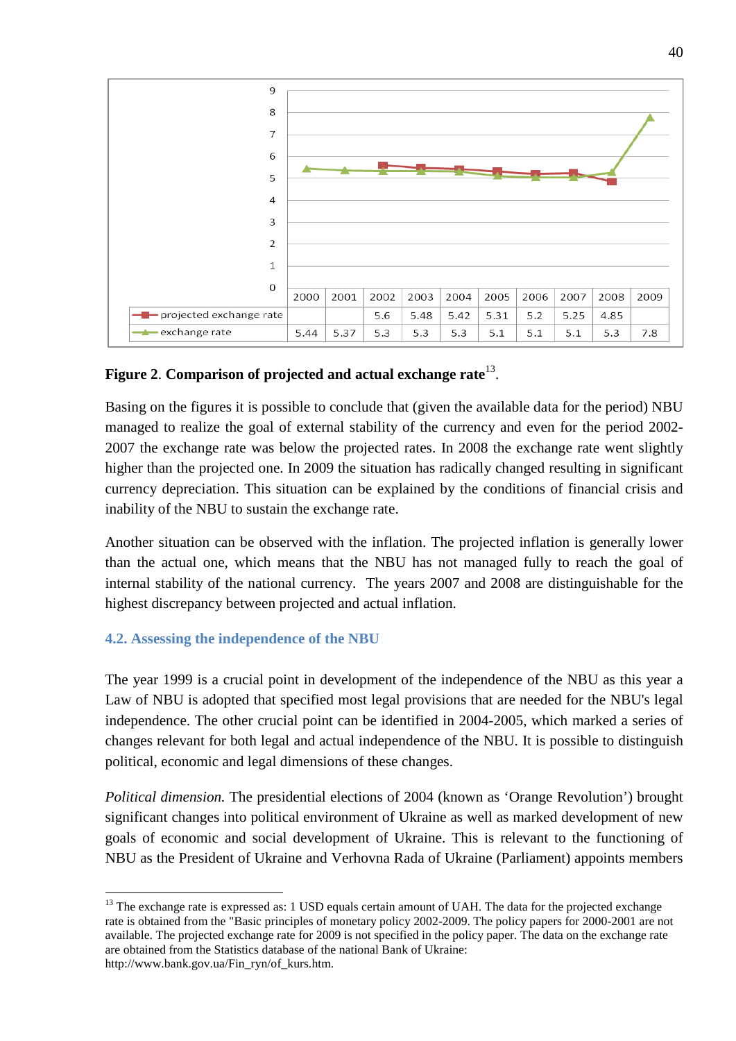| | 2000 | 2001 | 2002 | 2003 | 2004 | 2005 | 2006 | 2007 | 2008 | 2009 |
|---|---|---|---|---|---|---|---|---|---|---|
| projected exchange rate | | | 5.6 | 5.48 | 5.42 | 5.31 | 5.2 | 5.25 | 4.85 | |
| exchange rate | 5.44 | 5.37 | 5.3 | 5.3 | 5.3 | 5.1 | 5.1 | 5.1 | 5.3 | 7.8 |

**Figure 2**. **Comparison of projected and actual exchange rate**[13].

Basing on the figures it is possible to conclude that (given the available data for the period) NBU managed to realize the goal of external stability of the currency and even for the period 2002-2007 the exchange rate was below the projected rates. In 2008 the exchange rate went slightly higher than the projected one. In 2009 the situation has radically changed resulting in significant currency depreciation. This situation can be explained by the conditions of financial crisis and inability of the NBU to sustain the exchange rate.

Another situation can be observed with the inflation. The projected inflation is generally lower than the actual one, which means that the NBU has not managed fully to reach the goal of internal stability of the national currency. The years 2007 and 2008 are distinguishable for the highest discrepancy between projected and actual inflation.

## 4.2. Assessing the independence of the NBU

The year 1999 is a crucial point in development of the independence of the NBU as this year a Law of NBU is adopted that specified most legal provisions that are needed for the NBU's legal independence. The other crucial point can be identified in 2004-2005, which marked a series of changes relevant for both legal and actual independence of the NBU. It is possible to distinguish political, economic and legal dimensions of these changes.

*Political dimension.* The presidential elections of 2004 (known as 'Orange Revolution') brought significant changes into political environment of Ukraine as well as marked development of new goals of economic and social development of Ukraine. This is relevant to the functioning of NBU as the President of Ukraine and Verhovna Rada of Ukraine (Parliament) appoints members

---

[13] The exchange rate is expressed as: 1 USD equals certain amount of UAH. The data for the projected exchange rate is obtained from the "Basic principles of monetary policy 2002-2009. The policy papers for 2000-2001 are not available. The projected exchange rate for 2009 is not specified in the policy paper. The data on the exchange rate are obtained from the Statistics database of the national Bank of Ukraine: http://www.bank.gov.ua/Fin_ryn/of_kurs.htm.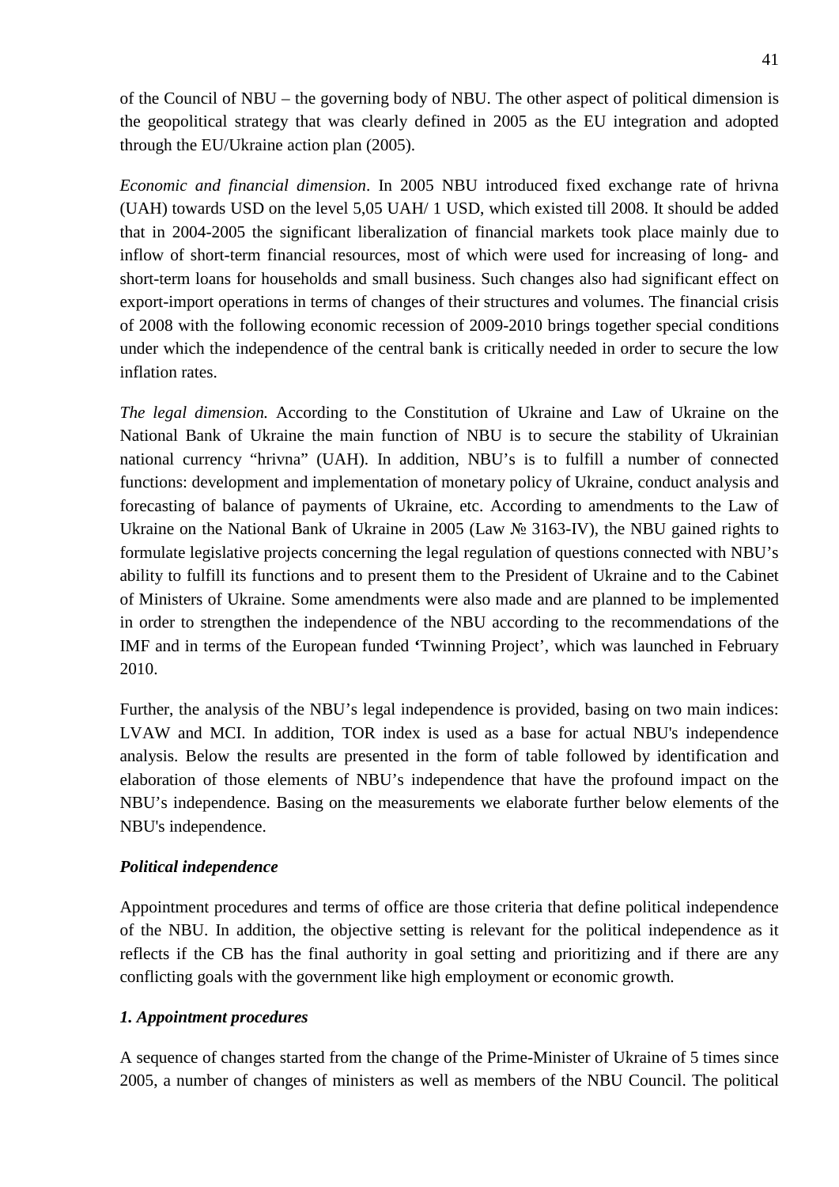of the Council of NBU – the governing body of NBU. The other aspect of political dimension is the geopolitical strategy that was clearly defined in 2005 as the EU integration and adopted through the EU/Ukraine action plan (2005).

*Economic and financial dimension*. In 2005 NBU introduced fixed exchange rate of hrivna (UAH) towards USD on the level 5,05 UAH/ 1 USD, which existed till 2008. It should be added that in 2004-2005 the significant liberalization of financial markets took place mainly due to inflow of short-term financial resources, most of which were used for increasing of long- and short-term loans for households and small business. Such changes also had significant effect on export-import operations in terms of changes of their structures and volumes. The financial crisis of 2008 with the following economic recession of 2009-2010 brings together special conditions under which the independence of the central bank is critically needed in order to secure the low inflation rates.

*The legal dimension.* According to the Constitution of Ukraine and Law of Ukraine on the National Bank of Ukraine the main function of NBU is to secure the stability of Ukrainian national currency "hrivna" (UAH). In addition, NBU's is to fulfill a number of connected functions: development and implementation of monetary policy of Ukraine, conduct analysis and forecasting of balance of payments of Ukraine, etc. According to amendments to the Law of Ukraine on the National Bank of Ukraine in 2005 (Law № 3163-IV), the NBU gained rights to formulate legislative projects concerning the legal regulation of questions connected with NBU's ability to fulfill its functions and to present them to the President of Ukraine and to the Cabinet of Ministers of Ukraine. Some amendments were also made and are planned to be implemented in order to strengthen the independence of the NBU according to the recommendations of the IMF and in terms of the European funded 'Twinning Project', which was launched in February 2010.

Further, the analysis of the NBU's legal independence is provided, basing on two main indices: LVAW and MCI. In addition, TOR index is used as a base for actual NBU's independence analysis. Below the results are presented in the form of table followed by identification and elaboration of those elements of NBU's independence that have the profound impact on the NBU's independence. Basing on the measurements we elaborate further below elements of the NBU's independence.

***Political independence***

Appointment procedures and terms of office are those criteria that define political independence of the NBU. In addition, the objective setting is relevant for the political independence as it reflects if the CB has the final authority in goal setting and prioritizing and if there are any conflicting goals with the government like high employment or economic growth.

***1. Appointment procedures***

A sequence of changes started from the change of the Prime-Minister of Ukraine of 5 times since 2005, a number of changes of ministers as well as members of the NBU Council. The political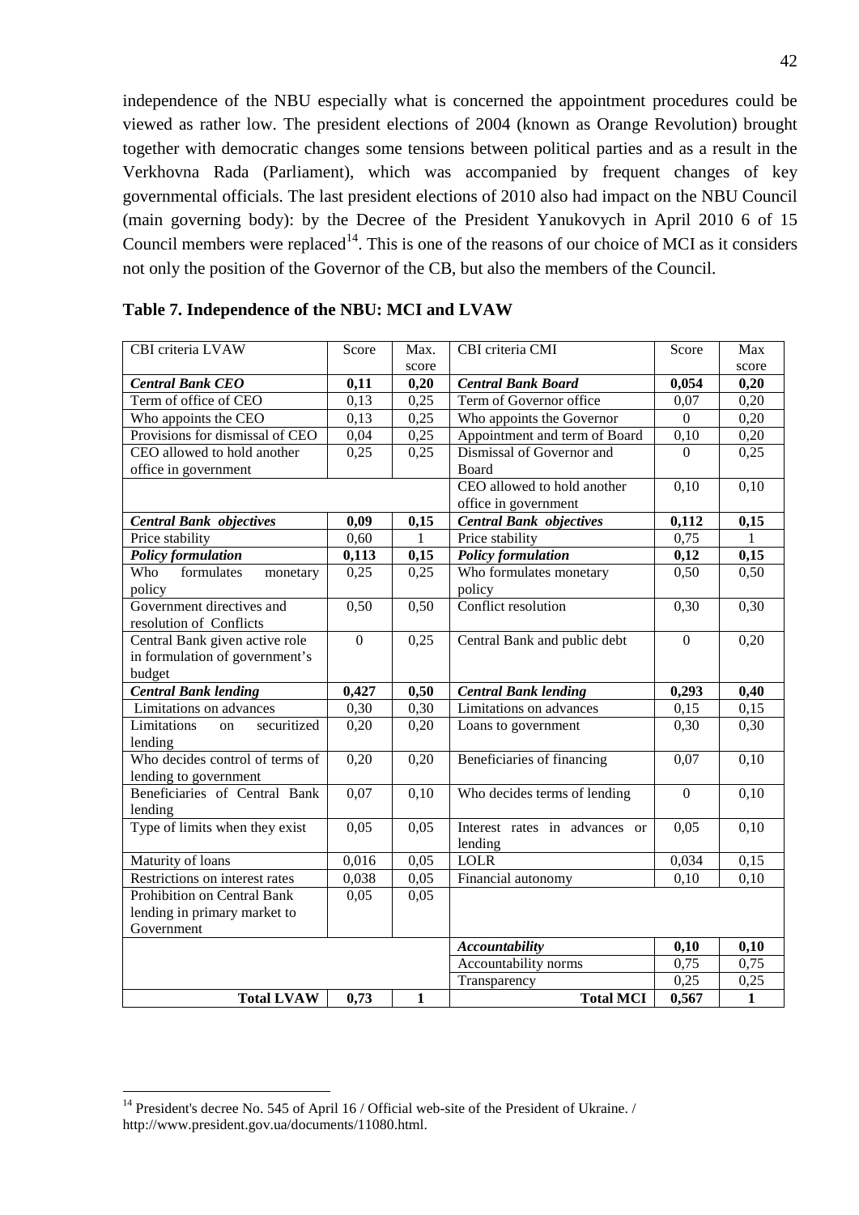independence of the NBU especially what is concerned the appointment procedures could be viewed as rather low. The president elections of 2004 (known as Orange Revolution) brought together with democratic changes some tensions between political parties and as a result in the Verkhovna Rada (Parliament), which was accompanied by frequent changes of key governmental officials. The last president elections of 2010 also had impact on the NBU Council (main governing body): by the Decree of the President Yanukovych in April 2010 6 of 15 Council members were replaced[14]. This is one of the reasons of our choice of MCI as it considers not only the position of the Governor of the CB, but also the members of the Council.

**Table 7. Independence of the NBU: MCI and LVAW**

| CBI criteria LVAW | Score | Max. score | CBI criteria CMI | Score | Max score |
|---|---|---|---|---|---|
| ***Central Bank CEO*** | **0,11** | **0,20** | ***Central Bank Board*** | **0,054** | **0,20** |
| Term of office of CEO | 0,13 | 0,25 | Term of Governor office | 0,07 | 0,20 |
| Who appoints the CEO | 0,13 | 0,25 | Who appoints the Governor | 0 | 0,20 |
| Provisions for dismissal of CEO | 0,04 | 0,25 | Appointment and term of Board | 0,10 | 0,20 |
| CEO allowed to hold another office in government | 0,25 | 0,25 | Dismissal of Governor and Board | 0 | 0,25 |
| | | | CEO allowed to hold another office in government | 0,10 | 0,10 |
| ***Central Bank objectives*** | **0,09** | **0,15** | ***Central Bank objectives*** | **0,112** | **0,15** |
| Price stability | 0,60 | 1 | Price stability | 0,75 | 1 |
| ***Policy formulation*** | **0,113** | **0,15** | ***Policy formulation*** | **0,12** | **0,15** |
| Who formulates monetary policy | 0,25 | 0,25 | Who formulates monetary policy | 0,50 | 0,50 |
| Government directives and resolution of Conflicts | 0,50 | 0,50 | Conflict resolution | 0,30 | 0,30 |
| Central Bank given active role in formulation of government's budget | 0 | 0,25 | Central Bank and public debt | 0 | 0,20 |
| ***Central Bank lending*** | **0,427** | **0,50** | ***Central Bank lending*** | **0,293** | **0,40** |
| Limitations on advances | 0,30 | 0,30 | Limitations on advances | 0,15 | 0,15 |
| Limitations on securitized lending | 0,20 | 0,20 | Loans to government | 0,30 | 0,30 |
| Who decides control of terms of lending to government | 0,20 | 0,20 | Beneficiaries of financing | 0,07 | 0,10 |
| Beneficiaries of Central Bank lending | 0,07 | 0,10 | Who decides terms of lending | 0 | 0,10 |
| Type of limits when they exist | 0,05 | 0,05 | Interest rates in advances or lending | 0,05 | 0,10 |
| Maturity of loans | 0,016 | 0,05 | LOLR | 0,034 | 0,15 |
| Restrictions on interest rates | 0,038 | 0,05 | Financial autonomy | 0,10 | 0,10 |
| Prohibition on Central Bank lending in primary market to Government | 0,05 | 0,05 | | | |
| | | | ***Accountability*** | **0,10** | **0,10** |
| | | | Accountability norms | 0,75 | 0,75 |
| | | | Transparency | 0,25 | 0,25 |
| **Total LVAW** | **0,73** | **1** | **Total MCI** | **0,567** | **1** |

[14] President's decree No. 545 of April 16 / Official web-site of the President of Ukraine. / http://www.president.gov.ua/documents/11080.html.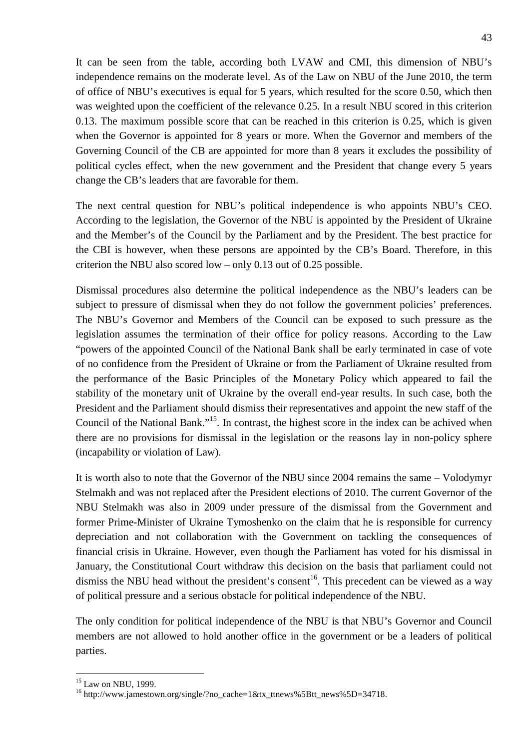It can be seen from the table, according both LVAW and CMI, this dimension of NBU's independence remains on the moderate level. As of the Law on NBU of the June 2010, the term of office of NBU's executives is equal for 5 years, which resulted for the score 0.50, which then was weighted upon the coefficient of the relevance 0.25. In a result NBU scored in this criterion 0.13. The maximum possible score that can be reached in this criterion is 0.25, which is given when the Governor is appointed for 8 years or more. When the Governor and members of the Governing Council of the CB are appointed for more than 8 years it excludes the possibility of political cycles effect, when the new government and the President that change every 5 years change the CB's leaders that are favorable for them.

The next central question for NBU's political independence is who appoints NBU's CEO. According to the legislation, the Governor of the NBU is appointed by the President of Ukraine and the Member's of the Council by the Parliament and by the President. The best practice for the CBI is however, when these persons are appointed by the CB's Board. Therefore, in this criterion the NBU also scored low – only 0.13 out of 0.25 possible.

Dismissal procedures also determine the political independence as the NBU's leaders can be subject to pressure of dismissal when they do not follow the government policies' preferences. The NBU's Governor and Members of the Council can be exposed to such pressure as the legislation assumes the termination of their office for policy reasons. According to the Law "powers of the appointed Council of the National Bank shall be early terminated in case of vote of no confidence from the President of Ukraine or from the Parliament of Ukraine resulted from the performance of the Basic Principles of the Monetary Policy which appeared to fail the stability of the monetary unit of Ukraine by the overall end-year results. In such case, both the President and the Parliament should dismiss their representatives and appoint the new staff of the Council of the National Bank."[15]. In contrast, the highest score in the index can be achived when there are no provisions for dismissal in the legislation or the reasons lay in non-policy sphere (incapability or violation of Law).

It is worth also to note that the Governor of the NBU since 2004 remains the same – Volodymyr Stelmakh and was not replaced after the President elections of 2010. The current Governor of the NBU Stelmakh was also in 2009 under pressure of the dismissal from the Government and former Prime-Minister of Ukraine Tymoshenko on the claim that he is responsible for currency depreciation and not collaboration with the Government on tackling the consequences of financial crisis in Ukraine. However, even though the Parliament has voted for his dismissal in January, the Constitutional Court withdraw this decision on the basis that parliament could not dismiss the NBU head without the president's consent[16]. This precedent can be viewed as a way of political pressure and a serious obstacle for political independence of the NBU.

The only condition for political independence of the NBU is that NBU's Governor and Council members are not allowed to hold another office in the government or be a leaders of political parties.

---

[15] Law on NBU, 1999.

[16] http://www.jamestown.org/single/?no_cache=1&tx_ttnews%5Btt_news%5D=34718.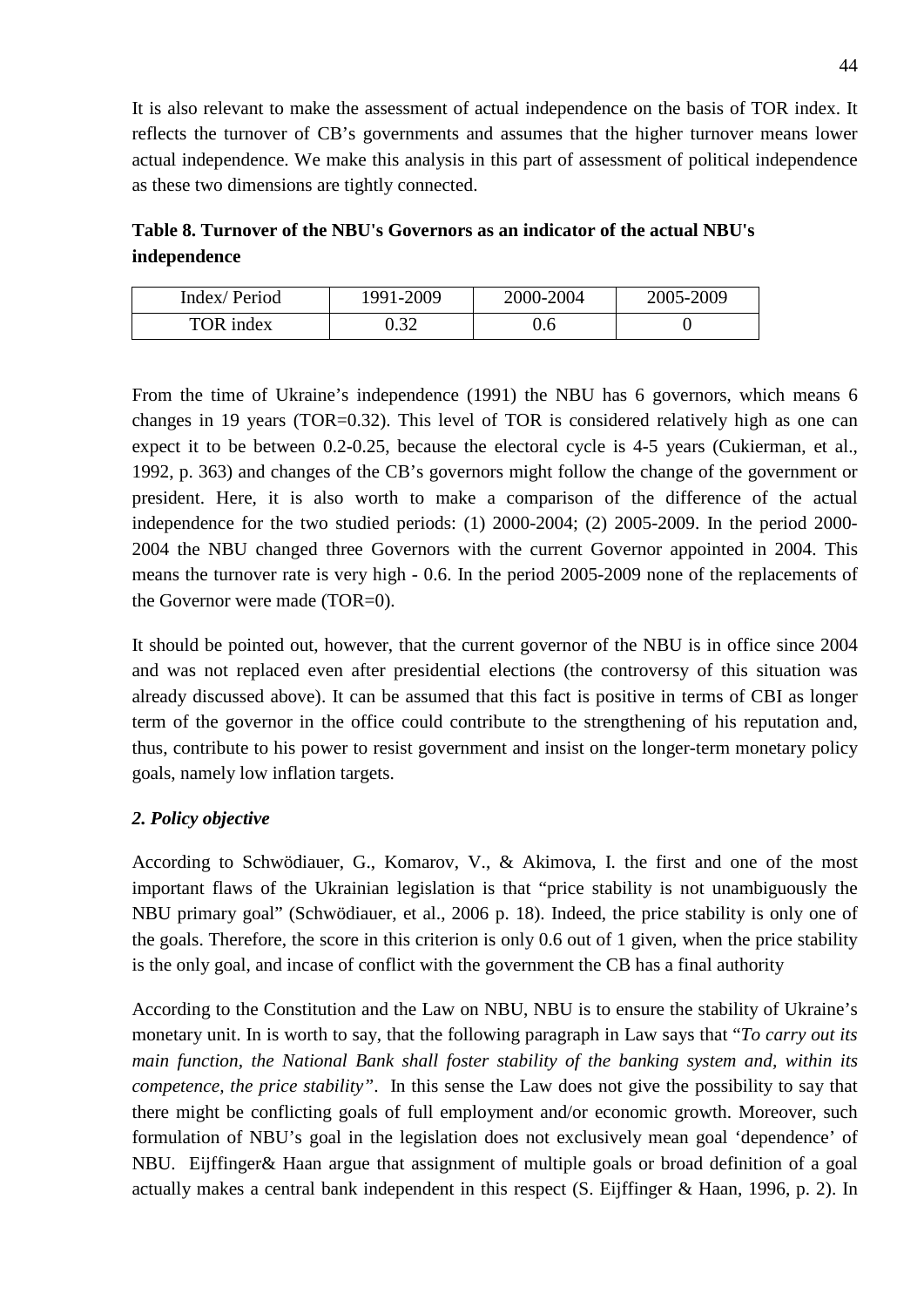It is also relevant to make the assessment of actual independence on the basis of TOR index. It reflects the turnover of CB's governments and assumes that the higher turnover means lower actual independence. We make this analysis in this part of assessment of political independence as these two dimensions are tightly connected.

**Table 8. Turnover of the NBU's Governors as an indicator of the actual NBU's independence**

| Index/ Period | 1991-2009 | 2000-2004 | 2005-2009 |
|---|---|---|---|
| TOR index | 0.32 | 0.6 | 0 |

From the time of Ukraine's independence (1991) the NBU has 6 governors, which means 6 changes in 19 years (TOR=0.32). This level of TOR is considered relatively high as one can expect it to be between 0.2-0.25, because the electoral cycle is 4-5 years (Cukierman, et al., 1992, p. 363) and changes of the CB's governors might follow the change of the government or president. Here, it is also worth to make a comparison of the difference of the actual independence for the two studied periods: (1) 2000-2004; (2) 2005-2009. In the period 2000-2004 the NBU changed three Governors with the current Governor appointed in 2004. This means the turnover rate is very high - 0.6. In the period 2005-2009 none of the replacements of the Governor were made (TOR=0).

It should be pointed out, however, that the current governor of the NBU is in office since 2004 and was not replaced even after presidential elections (the controversy of this situation was already discussed above). It can be assumed that this fact is positive in terms of CBI as longer term of the governor in the office could contribute to the strengthening of his reputation and, thus, contribute to his power to resist government and insist on the longer-term monetary policy goals, namely low inflation targets.

***2. Policy objective***

According to Schwödiauer, G., Komarov, V., & Akimova, I. the first and one of the most important flaws of the Ukrainian legislation is that "price stability is not unambiguously the NBU primary goal" (Schwödiauer, et al., 2006 p. 18). Indeed, the price stability is only one of the goals. Therefore, the score in this criterion is only 0.6 out of 1 given, when the price stability is the only goal, and incase of conflict with the government the CB has a final authority

According to the Constitution and the Law on NBU, NBU is to ensure the stability of Ukraine's monetary unit. In is worth to say, that the following paragraph in Law says that "*To carry out its main function, the National Bank shall foster stability of the banking system and, within its competence, the price stability*". In this sense the Law does not give the possibility to say that there might be conflicting goals of full employment and/or economic growth. Moreover, such formulation of NBU's goal in the legislation does not exclusively mean goal 'dependence' of NBU. Eijffinger& Haan argue that assignment of multiple goals or broad definition of a goal actually makes a central bank independent in this respect (S. Eijffinger & Haan, 1996, p. 2). In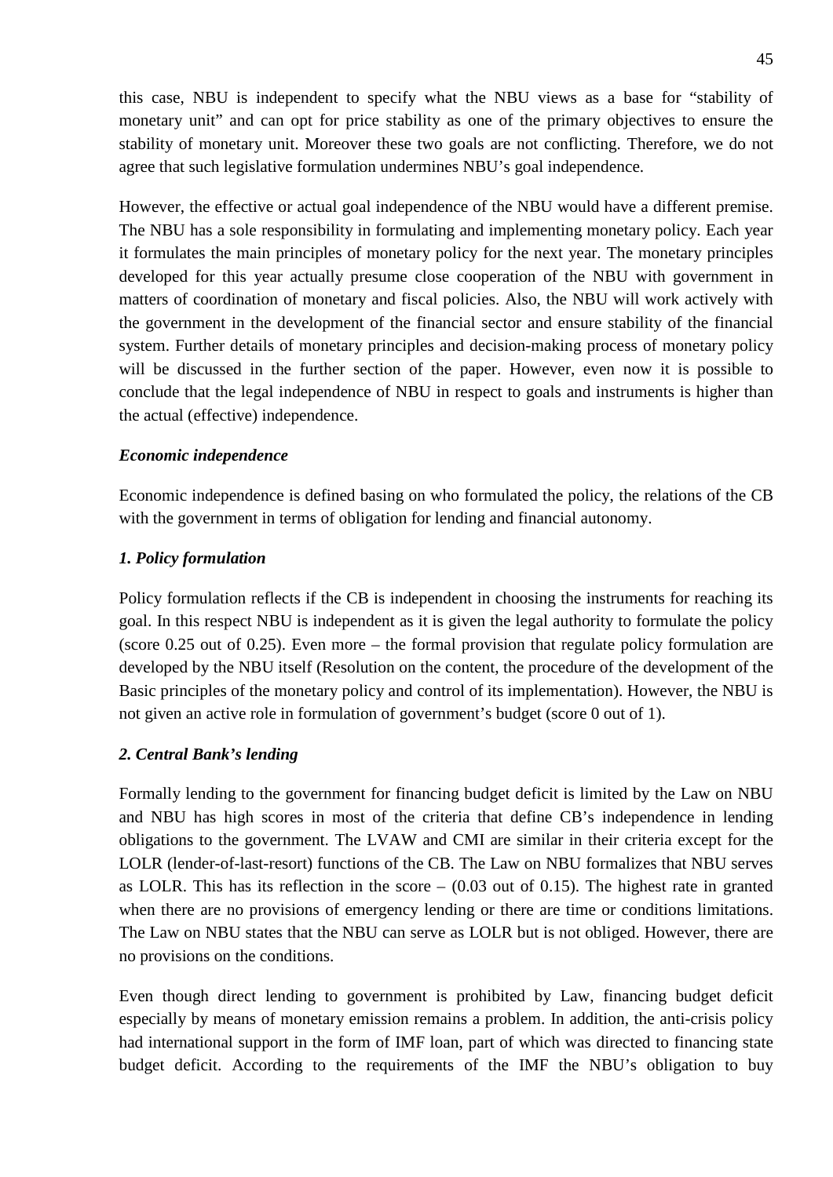this case, NBU is independent to specify what the NBU views as a base for "stability of monetary unit" and can opt for price stability as one of the primary objectives to ensure the stability of monetary unit. Moreover these two goals are not conflicting. Therefore, we do not agree that such legislative formulation undermines NBU's goal independence.

However, the effective or actual goal independence of the NBU would have a different premise. The NBU has a sole responsibility in formulating and implementing monetary policy. Each year it formulates the main principles of monetary policy for the next year. The monetary principles developed for this year actually presume close cooperation of the NBU with government in matters of coordination of monetary and fiscal policies. Also, the NBU will work actively with the government in the development of the financial sector and ensure stability of the financial system. Further details of monetary principles and decision-making process of monetary policy will be discussed in the further section of the paper. However, even now it is possible to conclude that the legal independence of NBU in respect to goals and instruments is higher than the actual (effective) independence.

***Economic independence***

Economic independence is defined basing on who formulated the policy, the relations of the CB with the government in terms of obligation for lending and financial autonomy.

***1. Policy formulation***

Policy formulation reflects if the CB is independent in choosing the instruments for reaching its goal. In this respect NBU is independent as it is given the legal authority to formulate the policy (score 0.25 out of 0.25). Even more – the formal provision that regulate policy formulation are developed by the NBU itself (Resolution on the content, the procedure of the development of the Basic principles of the monetary policy and control of its implementation). However, the NBU is not given an active role in formulation of government's budget (score 0 out of 1).

***2. Central Bank's lending***

Formally lending to the government for financing budget deficit is limited by the Law on NBU and NBU has high scores in most of the criteria that define CB's independence in lending obligations to the government. The LVAW and CMI are similar in their criteria except for the LOLR (lender-of-last-resort) functions of the CB. The Law on NBU formalizes that NBU serves as LOLR. This has its reflection in the score – (0.03 out of 0.15). The highest rate in granted when there are no provisions of emergency lending or there are time or conditions limitations. The Law on NBU states that the NBU can serve as LOLR but is not obliged. However, there are no provisions on the conditions.

Even though direct lending to government is prohibited by Law, financing budget deficit especially by means of monetary emission remains a problem. In addition, the anti-crisis policy had international support in the form of IMF loan, part of which was directed to financing state budget deficit. According to the requirements of the IMF the NBU's obligation to buy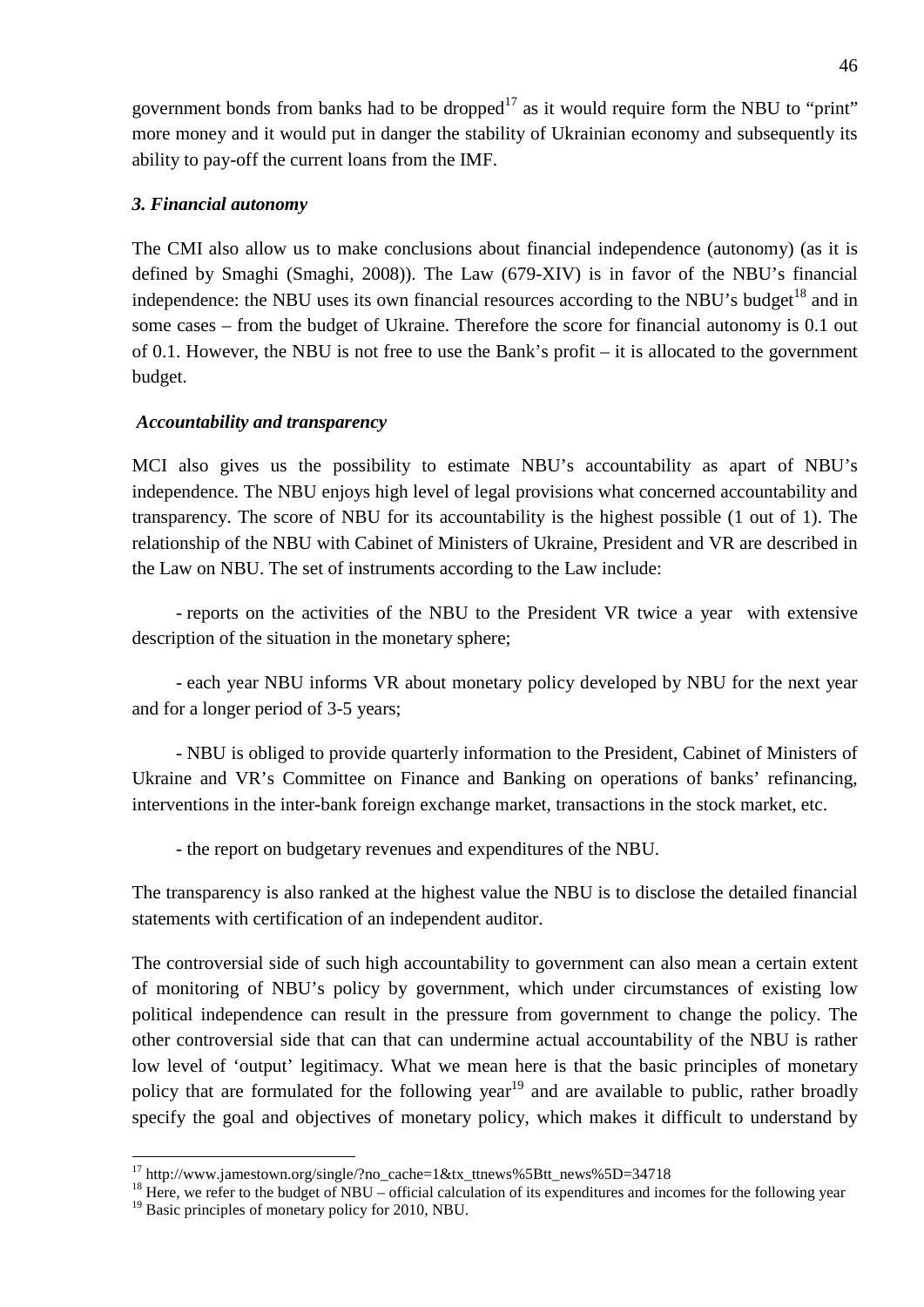government bonds from banks had to be dropped[17] as it would require form the NBU to "print" more money and it would put in danger the stability of Ukrainian economy and subsequently its ability to pay-off the current loans from the IMF.

### *3. Financial autonomy*

The CMI also allow us to make conclusions about financial independence (autonomy) (as it is defined by Smaghi (Smaghi, 2008)). The Law (679-XIV) is in favor of the NBU's financial independence: the NBU uses its own financial resources according to the NBU's budget[18] and in some cases – from the budget of Ukraine. Therefore the score for financial autonomy is 0.1 out of 0.1. However, the NBU is not free to use the Bank's profit – it is allocated to the government budget.

### *Accountability and transparency*

MCI also gives us the possibility to estimate NBU's accountability as apart of NBU's independence. The NBU enjoys high level of legal provisions what concerned accountability and transparency. The score of NBU for its accountability is the highest possible (1 out of 1). The relationship of the NBU with Cabinet of Ministers of Ukraine, President and VR are described in the Law on NBU. The set of instruments according to the Law include:

- reports on the activities of the NBU to the President VR twice a year with extensive description of the situation in the monetary sphere;

- each year NBU informs VR about monetary policy developed by NBU for the next year and for a longer period of 3-5 years;

- NBU is obliged to provide quarterly information to the President, Cabinet of Ministers of Ukraine and VR's Committee on Finance and Banking on operations of banks' refinancing, interventions in the inter-bank foreign exchange market, transactions in the stock market, etc.

- the report on budgetary revenues and expenditures of the NBU.

The transparency is also ranked at the highest value the NBU is to disclose the detailed financial statements with certification of an independent auditor.

The controversial side of such high accountability to government can also mean a certain extent of monitoring of NBU's policy by government, which under circumstances of existing low political independence can result in the pressure from government to change the policy. The other controversial side that can that can undermine actual accountability of the NBU is rather low level of 'output' legitimacy. What we mean here is that the basic principles of monetary policy that are formulated for the following year[19] and are available to public, rather broadly specify the goal and objectives of monetary policy, which makes it difficult to understand by

---

[17] http://www.jamestown.org/single/?no_cache=1&tx_ttnews%5Btt_news%5D=34718

[18] Here, we refer to the budget of NBU – official calculation of its expenditures and incomes for the following year

[19] Basic principles of monetary policy for 2010, NBU.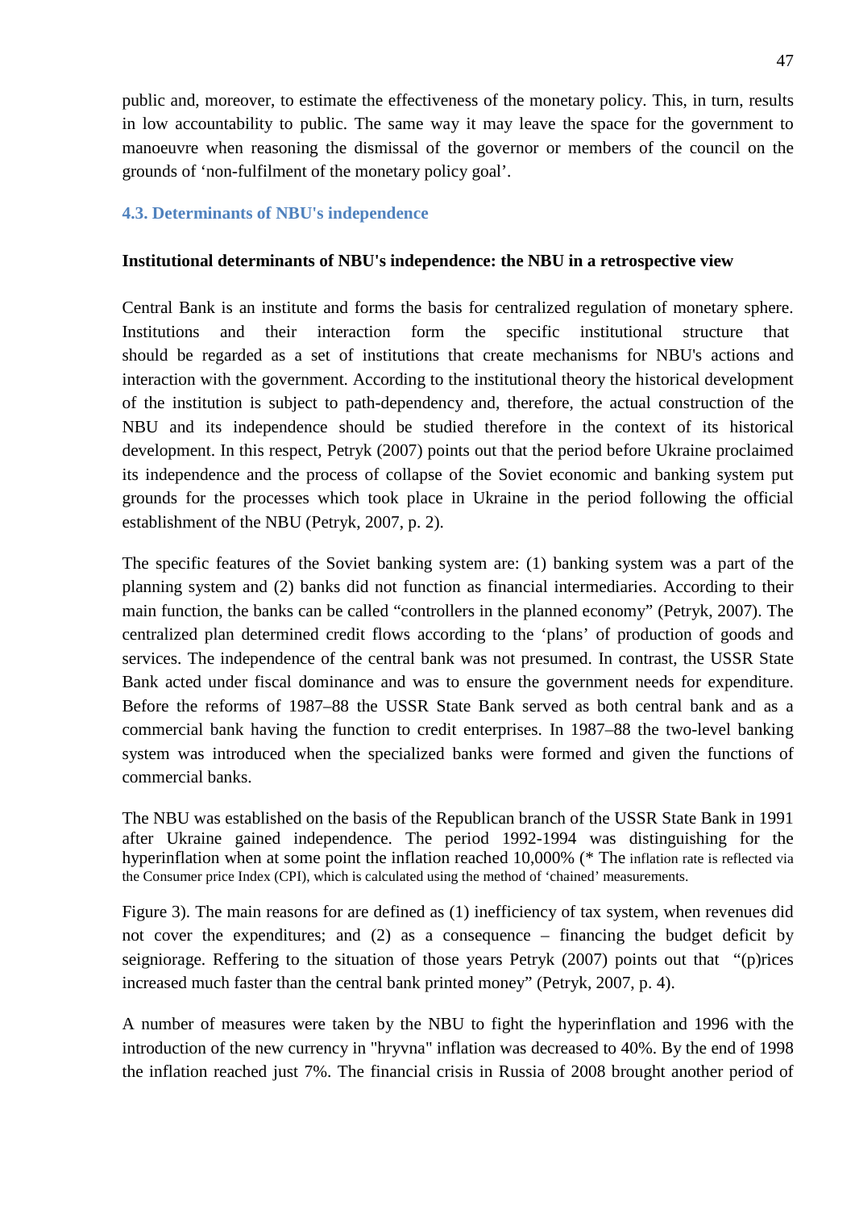public and, moreover, to estimate the effectiveness of the monetary policy. This, in turn, results in low accountability to public. The same way it may leave the space for the government to manoeuvre when reasoning the dismissal of the governor or members of the council on the grounds of 'non-fulfilment of the monetary policy goal'.

### 4.3. Determinants of NBU's independence

**Institutional determinants of NBU's independence: the NBU in a retrospective view**

Central Bank is an institute and forms the basis for centralized regulation of monetary sphere. Institutions and their interaction form the specific institutional structure that should be regarded as a set of institutions that create mechanisms for NBU's actions and interaction with the government. According to the institutional theory the historical development of the institution is subject to path-dependency and, therefore, the actual construction of the NBU and its independence should be studied therefore in the context of its historical development. In this respect, Petryk (2007) points out that the period before Ukraine proclaimed its independence and the process of collapse of the Soviet economic and banking system put grounds for the processes which took place in Ukraine in the period following the official establishment of the NBU (Petryk, 2007, p. 2).

The specific features of the Soviet banking system are: (1) banking system was a part of the planning system and (2) banks did not function as financial intermediaries. According to their main function, the banks can be called "controllers in the planned economy" (Petryk, 2007). The centralized plan determined credit flows according to the 'plans' of production of goods and services. The independence of the central bank was not presumed. In contrast, the USSR State Bank acted under fiscal dominance and was to ensure the government needs for expenditure. Before the reforms of 1987–88 the USSR State Bank served as both central bank and as a commercial bank having the function to credit enterprises. In 1987–88 the two-level banking system was introduced when the specialized banks were formed and given the functions of commercial banks.

The NBU was established on the basis of the Republican branch of the USSR State Bank in 1991 after Ukraine gained independence. The period 1992-1994 was distinguishing for the hyperinflation when at some point the inflation reached 10,000% (* The inflation rate is reflected via the Consumer price Index (CPI), which is calculated using the method of 'chained' measurements.

Figure 3). The main reasons for are defined as (1) inefficiency of tax system, when revenues did not cover the expenditures; and (2) as a consequence – financing the budget deficit by seigniorage. Reffering to the situation of those years Petryk (2007) points out that "(p)rices increased much faster than the central bank printed money" (Petryk, 2007, p. 4).

A number of measures were taken by the NBU to fight the hyperinflation and 1996 with the introduction of the new currency in "hryvna" inflation was decreased to 40%. By the end of 1998 the inflation reached just 7%. The financial crisis in Russia of 2008 brought another period of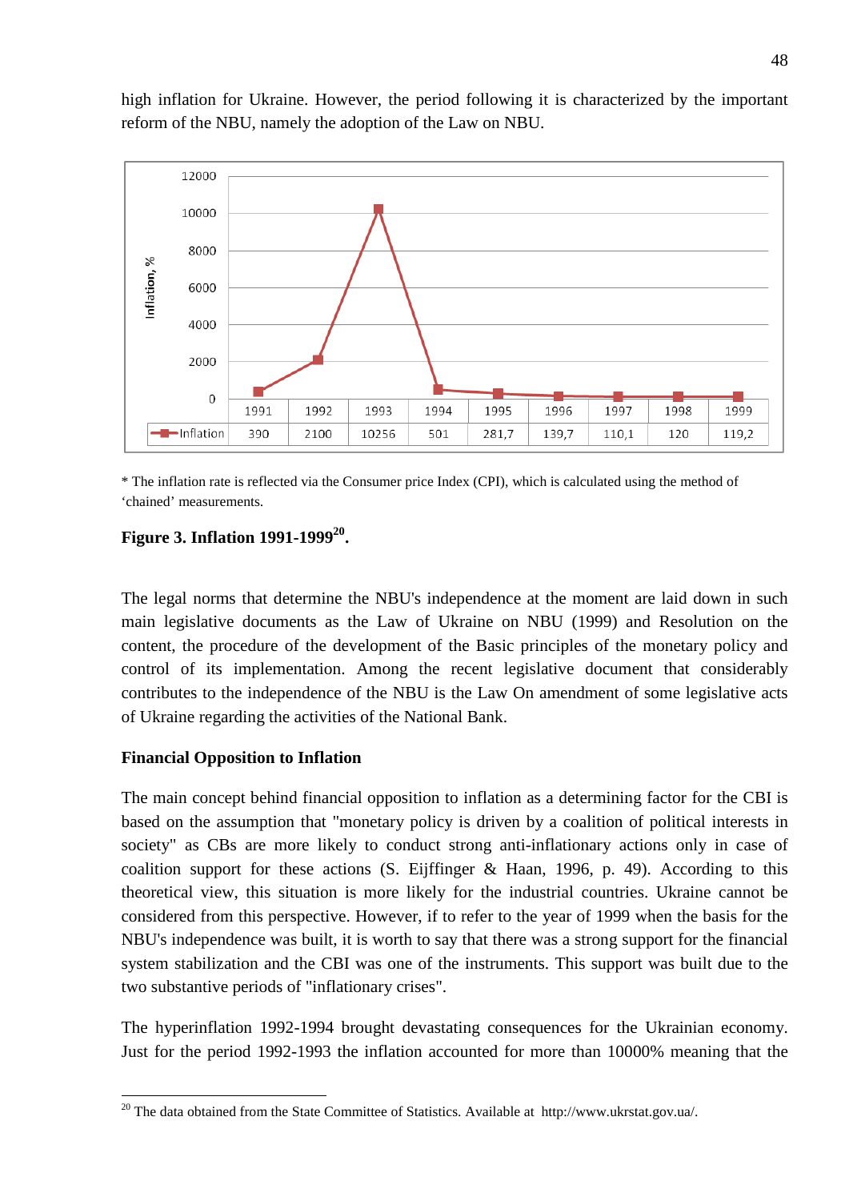high inflation for Ukraine. However, the period following it is characterized by the important reform of the NBU, namely the adoption of the Law on NBU.

| | 1991 | 1992 | 1993 | 1994 | 1995 | 1996 | 1997 | 1998 | 1999 |
|---|---|---|---|---|---|---|---|---|---|
| Inflation | 390 | 2100 | 10256 | 501 | 281,7 | 139,7 | 110,1 | 120 | 119,2 |

\* The inflation rate is reflected via the Consumer price Index (CPI), which is calculated using the method of 'chained' measurements.

**Figure 3. Inflation 1991-1999[20].**

The legal norms that determine the NBU's independence at the moment are laid down in such main legislative documents as the Law of Ukraine on NBU (1999) and Resolution on the content, the procedure of the development of the Basic principles of the monetary policy and control of its implementation. Among the recent legislative document that considerably contributes to the independence of the NBU is the Law On amendment of some legislative acts of Ukraine regarding the activities of the National Bank.

**Financial Opposition to Inflation**

The main concept behind financial opposition to inflation as a determining factor for the CBI is based on the assumption that "monetary policy is driven by a coalition of political interests in society" as CBs are more likely to conduct strong anti-inflationary actions only in case of coalition support for these actions (S. Eijffinger & Haan, 1996, p. 49). According to this theoretical view, this situation is more likely for the industrial countries. Ukraine cannot be considered from this perspective. However, if to refer to the year of 1999 when the basis for the NBU's independence was built, it is worth to say that there was a strong support for the financial system stabilization and the CBI was one of the instruments. This support was built due to the two substantive periods of "inflationary crises".

The hyperinflation 1992-1994 brought devastating consequences for the Ukrainian economy. Just for the period 1992-1993 the inflation accounted for more than 10000% meaning that the

[20] The data obtained from the State Committee of Statistics. Available at http://www.ukrstat.gov.ua/.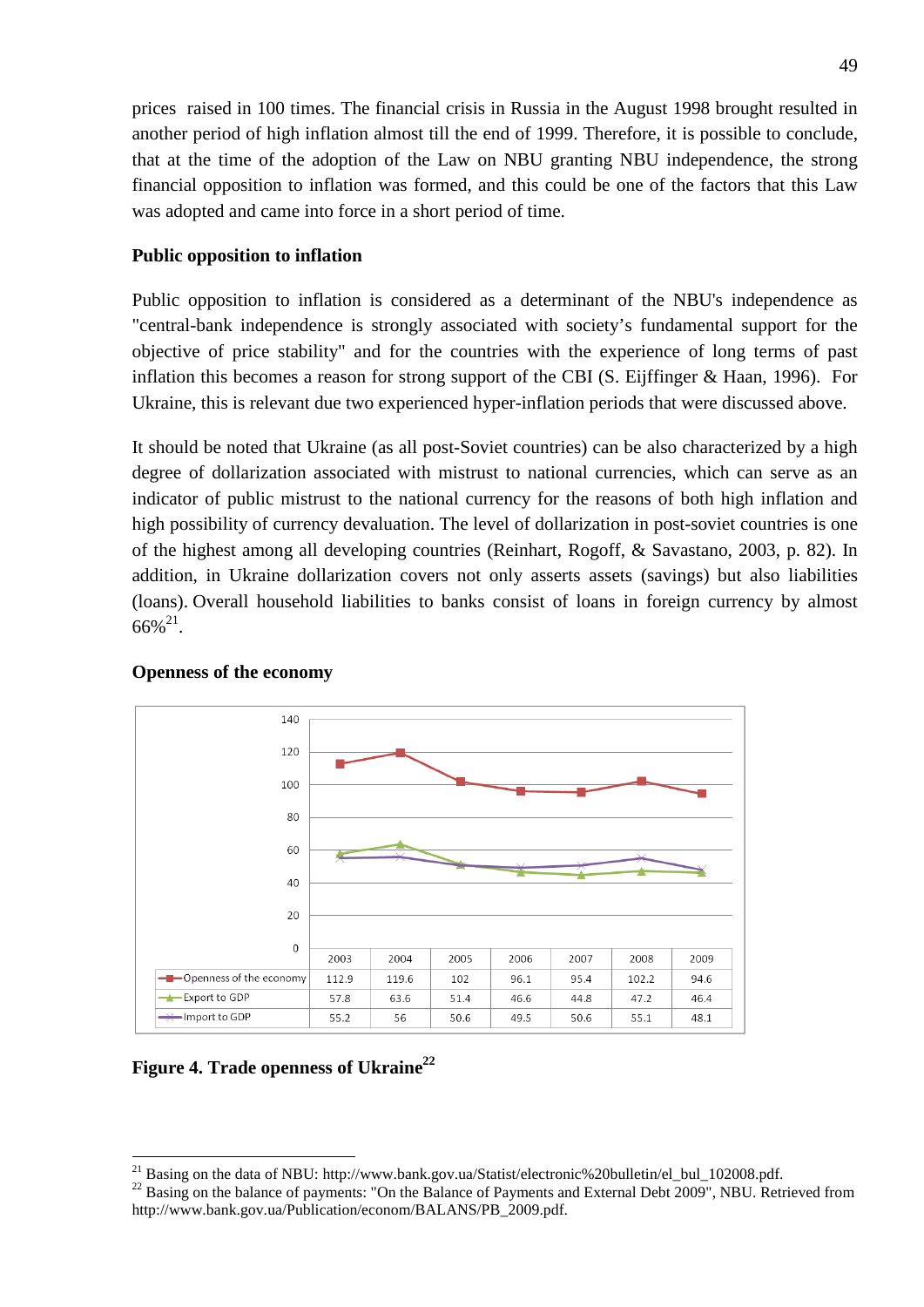prices raised in 100 times. The financial crisis in Russia in the August 1998 brought resulted in another period of high inflation almost till the end of 1999. Therefore, it is possible to conclude, that at the time of the adoption of the Law on NBU granting NBU independence, the strong financial opposition to inflation was formed, and this could be one of the factors that this Law was adopted and came into force in a short period of time.

### Public opposition to inflation

Public opposition to inflation is considered as a determinant of the NBU's independence as "central-bank independence is strongly associated with society's fundamental support for the objective of price stability" and for the countries with the experience of long terms of past inflation this becomes a reason for strong support of the CBI (S. Eijffinger & Haan, 1996). For Ukraine, this is relevant due two experienced hyper-inflation periods that were discussed above.

It should be noted that Ukraine (as all post-Soviet countries) can be also characterized by a high degree of dollarization associated with mistrust to national currencies, which can serve as an indicator of public mistrust to the national currency for the reasons of both high inflation and high possibility of currency devaluation. The level of dollarization in post-soviet countries is one of the highest among all developing countries (Reinhart, Rogoff, & Savastano, 2003, p. 82). In addition, in Ukraine dollarization covers not only asserts assets (savings) but also liabilities (loans). Overall household liabilities to banks consist of loans in foreign currency by almost 66%[21].

### Openness of the economy

| | 2003 | 2004 | 2005 | 2006 | 2007 | 2008 | 2009 |
|---|---|---|---|---|---|---|---|
| Openness of the economy | 112.9 | 119.6 | 102 | 96.1 | 95.4 | 102.2 | 94.6 |
| Export to GDP | 57.8 | 63.6 | 51.4 | 46.6 | 44.8 | 47.2 | 46.4 |
| Import to GDP | 55.2 | 56 | 50.6 | 49.5 | 50.6 | 55.1 | 48.1 |

**Figure 4. Trade openness of Ukraine[22]**

[21] Basing on the data of NBU: http://www.bank.gov.ua/Statist/electronic%20bulletin/el_bul_102008.pdf.

[22] Basing on the balance of payments: "On the Balance of Payments and External Debt 2009", NBU. Retrieved from http://www.bank.gov.ua/Publication/econom/BALANS/PB_2009.pdf.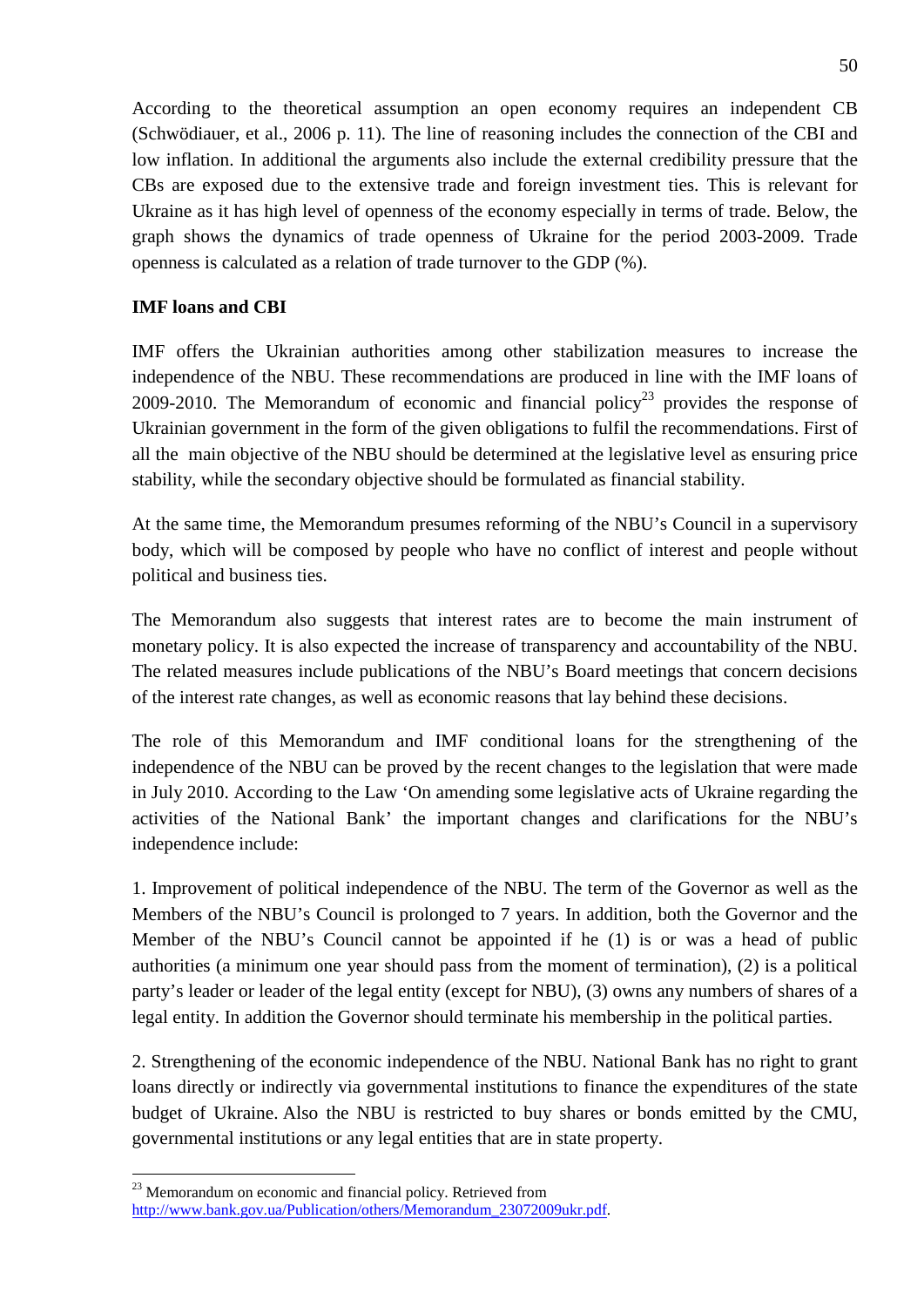According to the theoretical assumption an open economy requires an independent CB (Schwödiauer, et al., 2006 p. 11). The line of reasoning includes the connection of the CBI and low inflation. In additional the arguments also include the external credibility pressure that the CBs are exposed due to the extensive trade and foreign investment ties. This is relevant for Ukraine as it has high level of openness of the economy especially in terms of trade. Below, the graph shows the dynamics of trade openness of Ukraine for the period 2003-2009. Trade openness is calculated as a relation of trade turnover to the GDP (%).

**IMF loans and CBI**

IMF offers the Ukrainian authorities among other stabilization measures to increase the independence of the NBU. These recommendations are produced in line with the IMF loans of 2009-2010. The Memorandum of economic and financial policy[23] provides the response of Ukrainian government in the form of the given obligations to fulfil the recommendations. First of all the main objective of the NBU should be determined at the legislative level as ensuring price stability, while the secondary objective should be formulated as financial stability.

At the same time, the Memorandum presumes reforming of the NBU's Council in a supervisory body, which will be composed by people who have no conflict of interest and people without political and business ties.

The Memorandum also suggests that interest rates are to become the main instrument of monetary policy. It is also expected the increase of transparency and accountability of the NBU. The related measures include publications of the NBU's Board meetings that concern decisions of the interest rate changes, as well as economic reasons that lay behind these decisions.

The role of this Memorandum and IMF conditional loans for the strengthening of the independence of the NBU can be proved by the recent changes to the legislation that were made in July 2010. According to the Law 'On amending some legislative acts of Ukraine regarding the activities of the National Bank' the important changes and clarifications for the NBU's independence include:

1. Improvement of political independence of the NBU. The term of the Governor as well as the Members of the NBU's Council is prolonged to 7 years. In addition, both the Governor and the Member of the NBU's Council cannot be appointed if he (1) is or was a head of public authorities (a minimum one year should pass from the moment of termination), (2) is a political party's leader or leader of the legal entity (except for NBU), (3) owns any numbers of shares of a legal entity. In addition the Governor should terminate his membership in the political parties.

2. Strengthening of the economic independence of the NBU. National Bank has no right to grant loans directly or indirectly via governmental institutions to finance the expenditures of the state budget of Ukraine. Also the NBU is restricted to buy shares or bonds emitted by the CMU, governmental institutions or any legal entities that are in state property.

[23] Memorandum on economic and financial policy. Retrieved from http://www.bank.gov.ua/Publication/others/Memorandum_23072009ukr.pdf.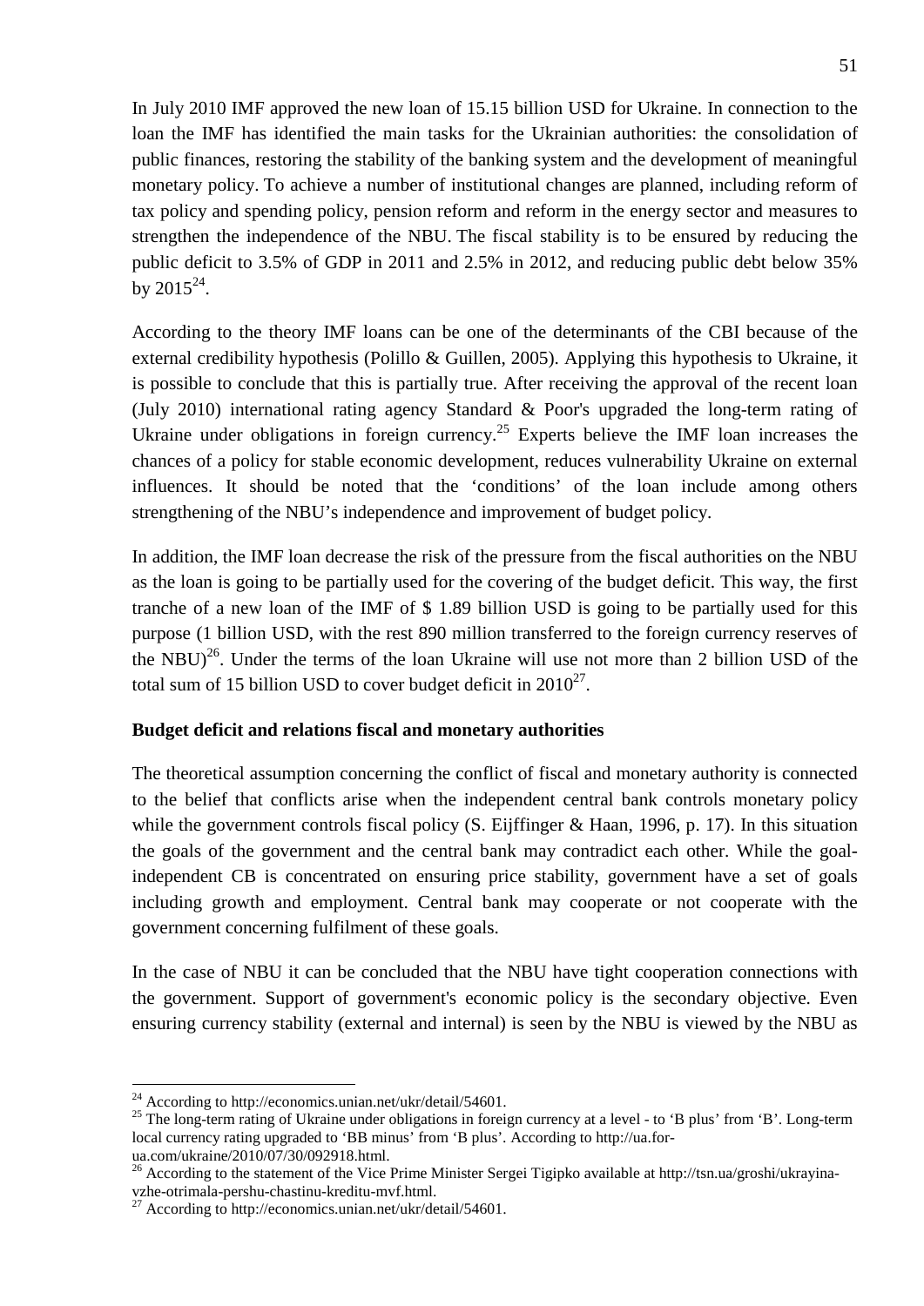In July 2010 IMF approved the new loan of 15.15 billion USD for Ukraine. In connection to the loan the IMF has identified the main tasks for the Ukrainian authorities: the consolidation of public finances, restoring the stability of the banking system and the development of meaningful monetary policy. To achieve a number of institutional changes are planned, including reform of tax policy and spending policy, pension reform and reform in the energy sector and measures to strengthen the independence of the NBU. The fiscal stability is to be ensured by reducing the public deficit to 3.5% of GDP in 2011 and 2.5% in 2012, and reducing public debt below 35% by 2015[24].

According to the theory IMF loans can be one of the determinants of the CBI because of the external credibility hypothesis (Polillo & Guillen, 2005). Applying this hypothesis to Ukraine, it is possible to conclude that this is partially true. After receiving the approval of the recent loan (July 2010) international rating agency Standard & Poor's upgraded the long-term rating of Ukraine under obligations in foreign currency.[25] Experts believe the IMF loan increases the chances of a policy for stable economic development, reduces vulnerability Ukraine on external influences. It should be noted that the 'conditions' of the loan include among others strengthening of the NBU's independence and improvement of budget policy.

In addition, the IMF loan decrease the risk of the pressure from the fiscal authorities on the NBU as the loan is going to be partially used for the covering of the budget deficit. This way, the first tranche of a new loan of the IMF of $ 1.89 billion USD is going to be partially used for this purpose (1 billion USD, with the rest 890 million transferred to the foreign currency reserves of the NBU)[26]. Under the terms of the loan Ukraine will use not more than 2 billion USD of the total sum of 15 billion USD to cover budget deficit in 2010[27].

**Budget deficit and relations fiscal and monetary authorities**

The theoretical assumption concerning the conflict of fiscal and monetary authority is connected to the belief that conflicts arise when the independent central bank controls monetary policy while the government controls fiscal policy (S. Eijffinger & Haan, 1996, p. 17). In this situation the goals of the government and the central bank may contradict each other. While the goal-independent CB is concentrated on ensuring price stability, government have a set of goals including growth and employment. Central bank may cooperate or not cooperate with the government concerning fulfilment of these goals.

In the case of NBU it can be concluded that the NBU have tight cooperation connections with the government. Support of government's economic policy is the secondary objective. Even ensuring currency stability (external and internal) is seen by the NBU is viewed by the NBU as

---

[24] According to http://economics.unian.net/ukr/detail/54601.

[25] The long-term rating of Ukraine under obligations in foreign currency at a level - to 'B plus' from 'B'. Long-term local currency rating upgraded to 'BB minus' from 'B plus'. According to http://ua.for-ua.com/ukraine/2010/07/30/092918.html.

[26] According to the statement of the Vice Prime Minister Sergei Tigipko available at http://tsn.ua/groshi/ukrayina-vzhe-otrimala-pershu-chastinu-kreditu-mvf.html.

[27] According to http://economics.unian.net/ukr/detail/54601.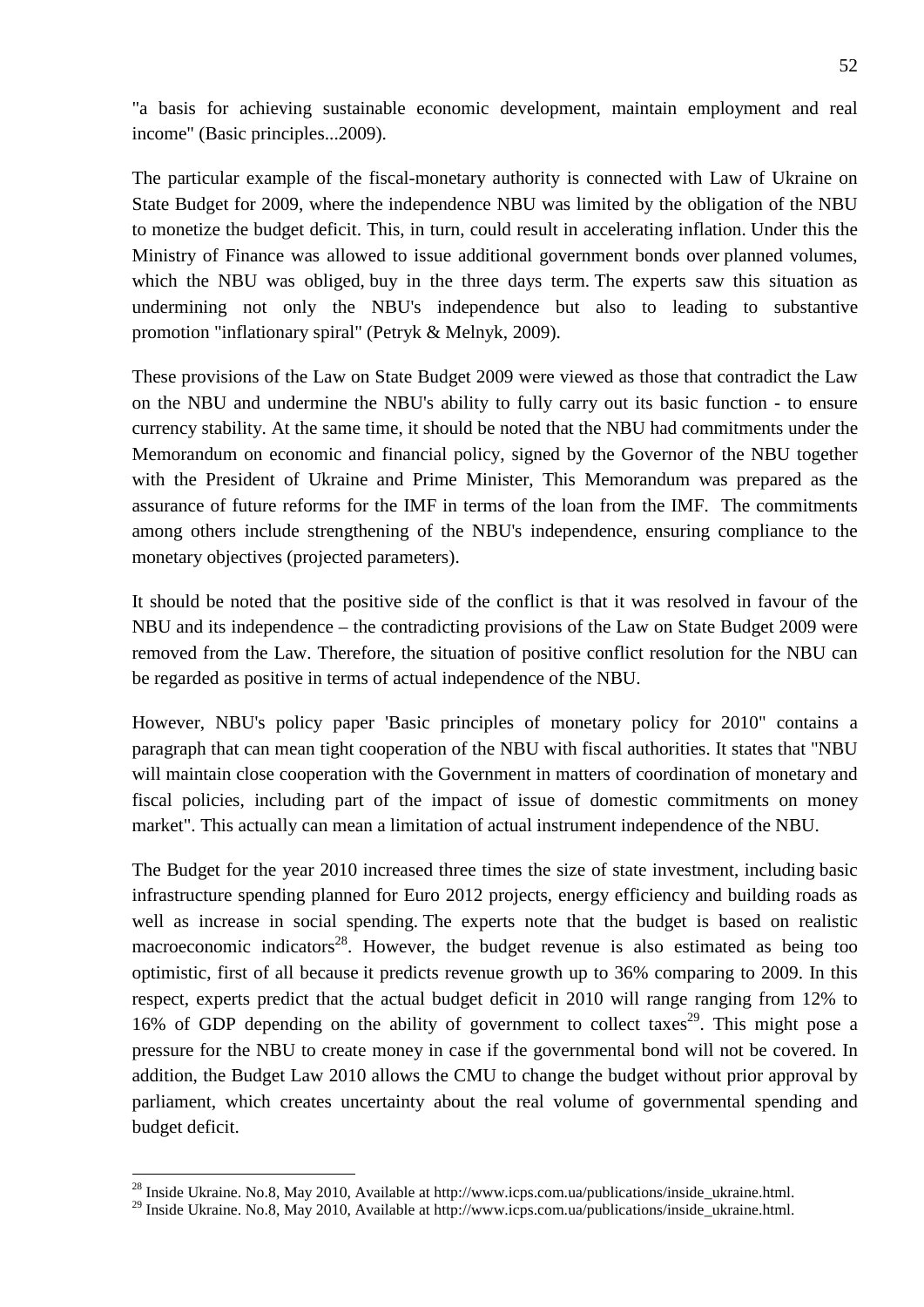"a basis for achieving sustainable economic development, maintain employment and real income" (Basic principles...2009).

The particular example of the fiscal-monetary authority is connected with Law of Ukraine on State Budget for 2009, where the independence NBU was limited by the obligation of the NBU to monetize the budget deficit. This, in turn, could result in accelerating inflation. Under this the Ministry of Finance was allowed to issue additional government bonds over planned volumes, which the NBU was obliged, buy in the three days term. The experts saw this situation as undermining not only the NBU's independence but also to leading to substantive promotion "inflationary spiral" (Petryk & Melnyk, 2009).

These provisions of the Law on State Budget 2009 were viewed as those that contradict the Law on the NBU and undermine the NBU's ability to fully carry out its basic function - to ensure currency stability. At the same time, it should be noted that the NBU had commitments under the Memorandum on economic and financial policy, signed by the Governor of the NBU together with the President of Ukraine and Prime Minister, This Memorandum was prepared as the assurance of future reforms for the IMF in terms of the loan from the IMF. The commitments among others include strengthening of the NBU's independence, ensuring compliance to the monetary objectives (projected parameters).

It should be noted that the positive side of the conflict is that it was resolved in favour of the NBU and its independence – the contradicting provisions of the Law on State Budget 2009 were removed from the Law. Therefore, the situation of positive conflict resolution for the NBU can be regarded as positive in terms of actual independence of the NBU.

However, NBU's policy paper 'Basic principles of monetary policy for 2010" contains a paragraph that can mean tight cooperation of the NBU with fiscal authorities. It states that "NBU will maintain close cooperation with the Government in matters of coordination of monetary and fiscal policies, including part of the impact of issue of domestic commitments on money market". This actually can mean a limitation of actual instrument independence of the NBU.

The Budget for the year 2010 increased three times the size of state investment, including basic infrastructure spending planned for Euro 2012 projects, energy efficiency and building roads as well as increase in social spending. The experts note that the budget is based on realistic macroeconomic indicators[28]. However, the budget revenue is also estimated as being too optimistic, first of all because it predicts revenue growth up to 36% comparing to 2009. In this respect, experts predict that the actual budget deficit in 2010 will range ranging from 12% to 16% of GDP depending on the ability of government to collect taxes[29]. This might pose a pressure for the NBU to create money in case if the governmental bond will not be covered. In addition, the Budget Law 2010 allows the CMU to change the budget without prior approval by parliament, which creates uncertainty about the real volume of governmental spending and budget deficit.

[28] Inside Ukraine. No.8, May 2010, Available at http://www.icps.com.ua/publications/inside_ukraine.html.
[29] Inside Ukraine. No.8, May 2010, Available at http://www.icps.com.ua/publications/inside_ukraine.html.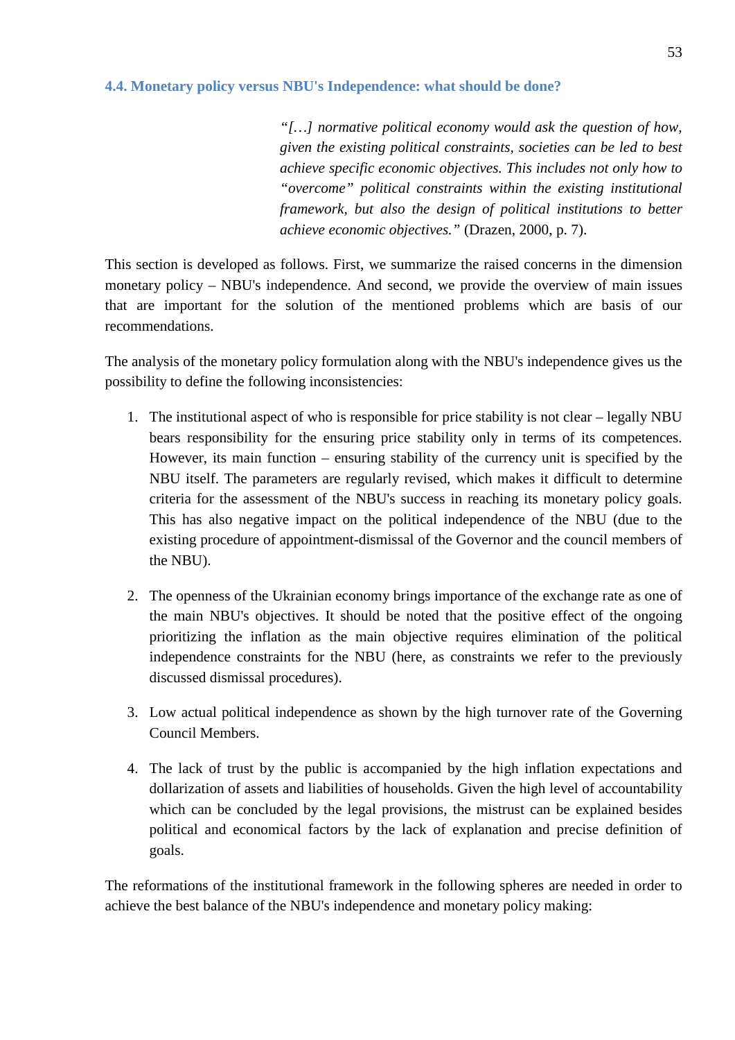### 4.4. Monetary policy versus NBU's Independence: what should be done?

> *"[…] normative political economy would ask the question of how, given the existing political constraints, societies can be led to best achieve specific economic objectives. This includes not only how to "overcome" political constraints within the existing institutional framework, but also the design of political institutions to better achieve economic objectives."* (Drazen, 2000, p. 7).

This section is developed as follows. First, we summarize the raised concerns in the dimension monetary policy – NBU's independence. And second, we provide the overview of main issues that are important for the solution of the mentioned problems which are basis of our recommendations.

The analysis of the monetary policy formulation along with the NBU's independence gives us the possibility to define the following inconsistencies:

1. The institutional aspect of who is responsible for price stability is not clear – legally NBU bears responsibility for the ensuring price stability only in terms of its competences. However, its main function – ensuring stability of the currency unit is specified by the NBU itself. The parameters are regularly revised, which makes it difficult to determine criteria for the assessment of the NBU's success in reaching its monetary policy goals. This has also negative impact on the political independence of the NBU (due to the existing procedure of appointment-dismissal of the Governor and the council members of the NBU).

2. The openness of the Ukrainian economy brings importance of the exchange rate as one of the main NBU's objectives. It should be noted that the positive effect of the ongoing prioritizing the inflation as the main objective requires elimination of the political independence constraints for the NBU (here, as constraints we refer to the previously discussed dismissal procedures).

3. Low actual political independence as shown by the high turnover rate of the Governing Council Members.

4. The lack of trust by the public is accompanied by the high inflation expectations and dollarization of assets and liabilities of households. Given the high level of accountability which can be concluded by the legal provisions, the mistrust can be explained besides political and economical factors by the lack of explanation and precise definition of goals.

The reformations of the institutional framework in the following spheres are needed in order to achieve the best balance of the NBU's independence and monetary policy making: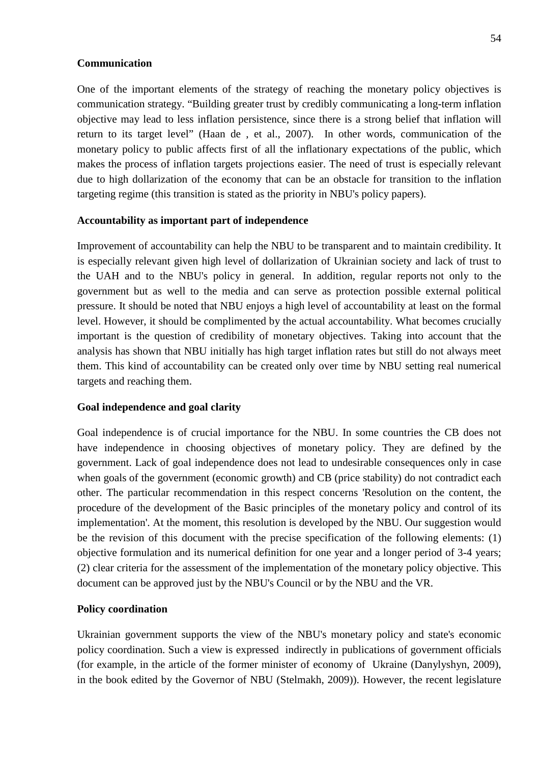**Communication**

One of the important elements of the strategy of reaching the monetary policy objectives is communication strategy. "Building greater trust by credibly communicating a long-term inflation objective may lead to less inflation persistence, since there is a strong belief that inflation will return to its target level" (Haan de , et al., 2007). In other words, communication of the monetary policy to public affects first of all the inflationary expectations of the public, which makes the process of inflation targets projections easier. The need of trust is especially relevant due to high dollarization of the economy that can be an obstacle for transition to the inflation targeting regime (this transition is stated as the priority in NBU's policy papers).

**Accountability as important part of independence**

Improvement of accountability can help the NBU to be transparent and to maintain credibility. It is especially relevant given high level of dollarization of Ukrainian society and lack of trust to the UAH and to the NBU's policy in general. In addition, regular reports not only to the government but as well to the media and can serve as protection possible external political pressure. It should be noted that NBU enjoys a high level of accountability at least on the formal level. However, it should be complimented by the actual accountability. What becomes crucially important is the question of credibility of monetary objectives. Taking into account that the analysis has shown that NBU initially has high target inflation rates but still do not always meet them. This kind of accountability can be created only over time by NBU setting real numerical targets and reaching them.

**Goal independence and goal clarity**

Goal independence is of crucial importance for the NBU. In some countries the CB does not have independence in choosing objectives of monetary policy. They are defined by the government. Lack of goal independence does not lead to undesirable consequences only in case when goals of the government (economic growth) and CB (price stability) do not contradict each other. The particular recommendation in this respect concerns 'Resolution on the content, the procedure of the development of the Basic principles of the monetary policy and control of its implementation'. At the moment, this resolution is developed by the NBU. Our suggestion would be the revision of this document with the precise specification of the following elements: (1) objective formulation and its numerical definition for one year and a longer period of 3-4 years; (2) clear criteria for the assessment of the implementation of the monetary policy objective. This document can be approved just by the NBU's Council or by the NBU and the VR.

**Policy coordination**

Ukrainian government supports the view of the NBU's monetary policy and state's economic policy coordination. Such a view is expressed indirectly in publications of government officials (for example, in the article of the former minister of economy of Ukraine (Danylyshyn, 2009), in the book edited by the Governor of NBU (Stelmakh, 2009)). However, the recent legislature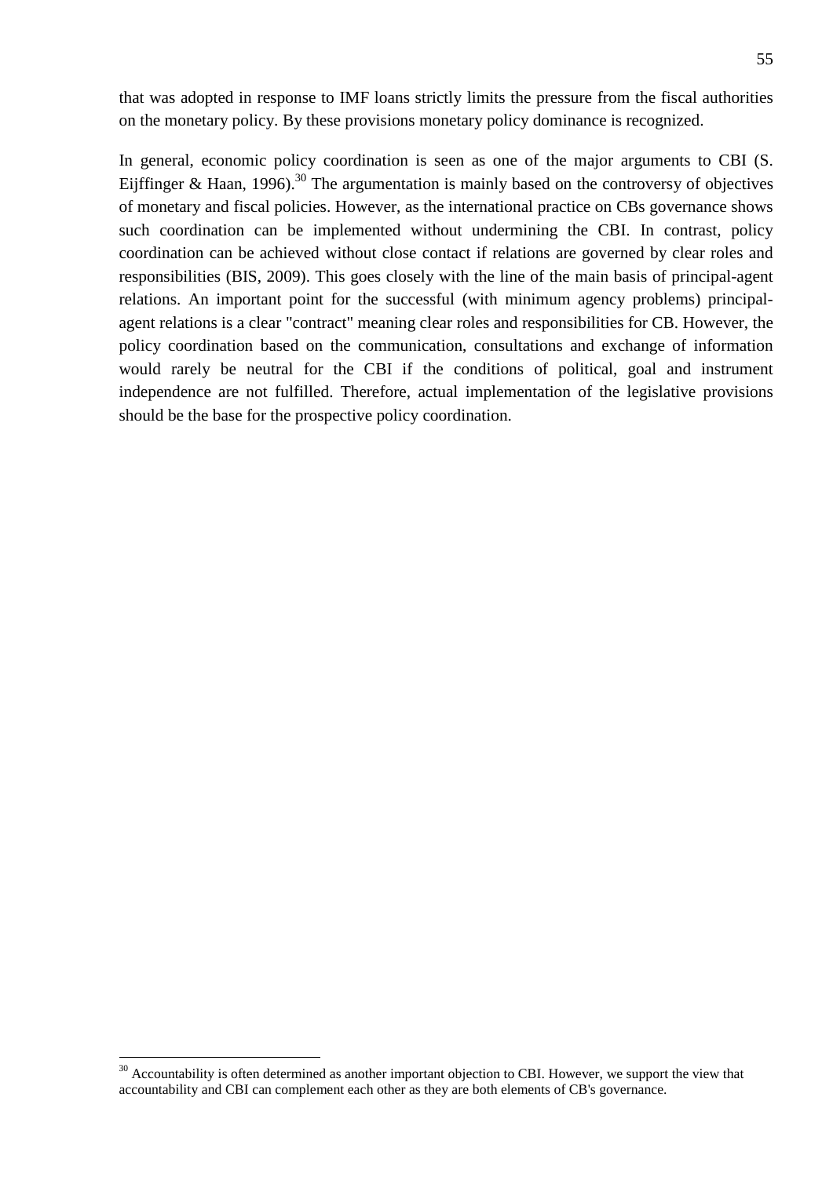that was adopted in response to IMF loans strictly limits the pressure from the fiscal authorities on the monetary policy. By these provisions monetary policy dominance is recognized.

In general, economic policy coordination is seen as one of the major arguments to CBI (S. Eijffinger & Haan, 1996).[30] The argumentation is mainly based on the controversy of objectives of monetary and fiscal policies. However, as the international practice on CBs governance shows such coordination can be implemented without undermining the CBI. In contrast, policy coordination can be achieved without close contact if relations are governed by clear roles and responsibilities (BIS, 2009). This goes closely with the line of the main basis of principal-agent relations. An important point for the successful (with minimum agency problems) principal-agent relations is a clear "contract" meaning clear roles and responsibilities for CB. However, the policy coordination based on the communication, consultations and exchange of information would rarely be neutral for the CBI if the conditions of political, goal and instrument independence are not fulfilled. Therefore, actual implementation of the legislative provisions should be the base for the prospective policy coordination.

[30] Accountability is often determined as another important objection to CBI. However, we support the view that accountability and CBI can complement each other as they are both elements of CB's governance.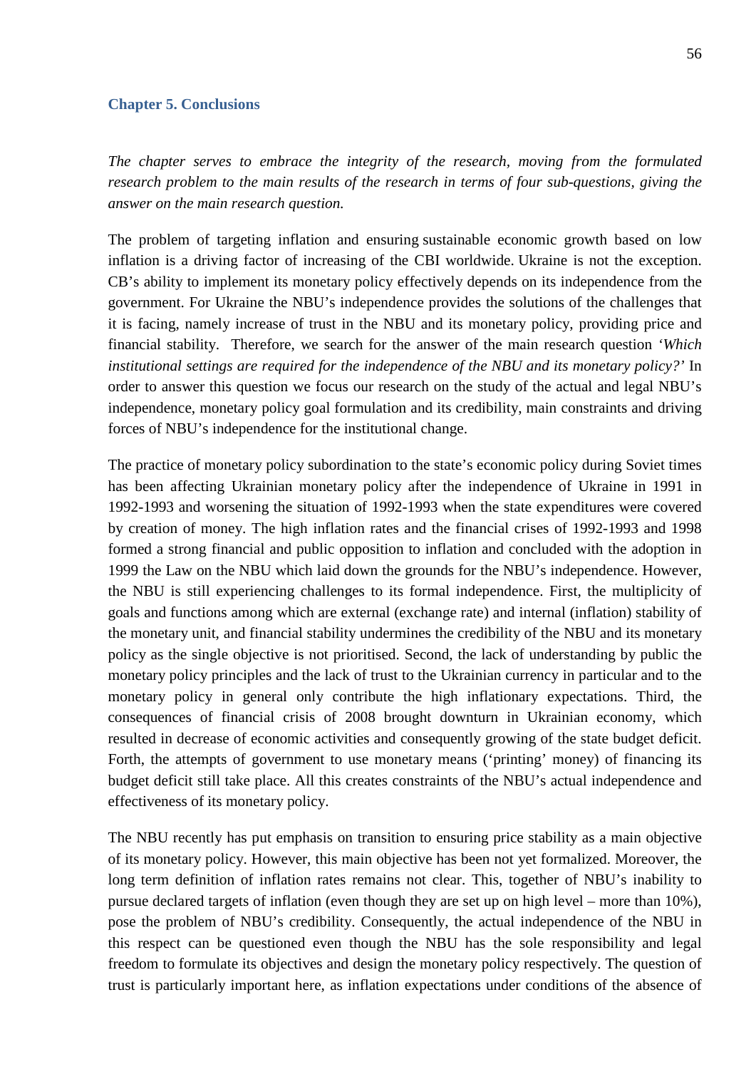## Chapter 5. Conclusions

*The chapter serves to embrace the integrity of the research, moving from the formulated research problem to the main results of the research in terms of four sub-questions, giving the answer on the main research question.*

The problem of targeting inflation and ensuring sustainable economic growth based on low inflation is a driving factor of increasing of the CBI worldwide. Ukraine is not the exception. CB's ability to implement its monetary policy effectively depends on its independence from the government. For Ukraine the NBU's independence provides the solutions of the challenges that it is facing, namely increase of trust in the NBU and its monetary policy, providing price and financial stability. Therefore, we search for the answer of the main research question '*Which institutional settings are required for the independence of the NBU and its monetary policy?*' In order to answer this question we focus our research on the study of the actual and legal NBU's independence, monetary policy goal formulation and its credibility, main constraints and driving forces of NBU's independence for the institutional change.

The practice of monetary policy subordination to the state's economic policy during Soviet times has been affecting Ukrainian monetary policy after the independence of Ukraine in 1991 in 1992-1993 and worsening the situation of 1992-1993 when the state expenditures were covered by creation of money. The high inflation rates and the financial crises of 1992-1993 and 1998 formed a strong financial and public opposition to inflation and concluded with the adoption in 1999 the Law on the NBU which laid down the grounds for the NBU's independence. However, the NBU is still experiencing challenges to its formal independence. First, the multiplicity of goals and functions among which are external (exchange rate) and internal (inflation) stability of the monetary unit, and financial stability undermines the credibility of the NBU and its monetary policy as the single objective is not prioritised. Second, the lack of understanding by public the monetary policy principles and the lack of trust to the Ukrainian currency in particular and to the monetary policy in general only contribute the high inflationary expectations. Third, the consequences of financial crisis of 2008 brought downturn in Ukrainian economy, which resulted in decrease of economic activities and consequently growing of the state budget deficit. Forth, the attempts of government to use monetary means ('printing' money) of financing its budget deficit still take place. All this creates constraints of the NBU's actual independence and effectiveness of its monetary policy.

The NBU recently has put emphasis on transition to ensuring price stability as a main objective of its monetary policy. However, this main objective has been not yet formalized. Moreover, the long term definition of inflation rates remains not clear. This, together of NBU's inability to pursue declared targets of inflation (even though they are set up on high level – more than 10%), pose the problem of NBU's credibility. Consequently, the actual independence of the NBU in this respect can be questioned even though the NBU has the sole responsibility and legal freedom to formulate its objectives and design the monetary policy respectively. The question of trust is particularly important here, as inflation expectations under conditions of the absence of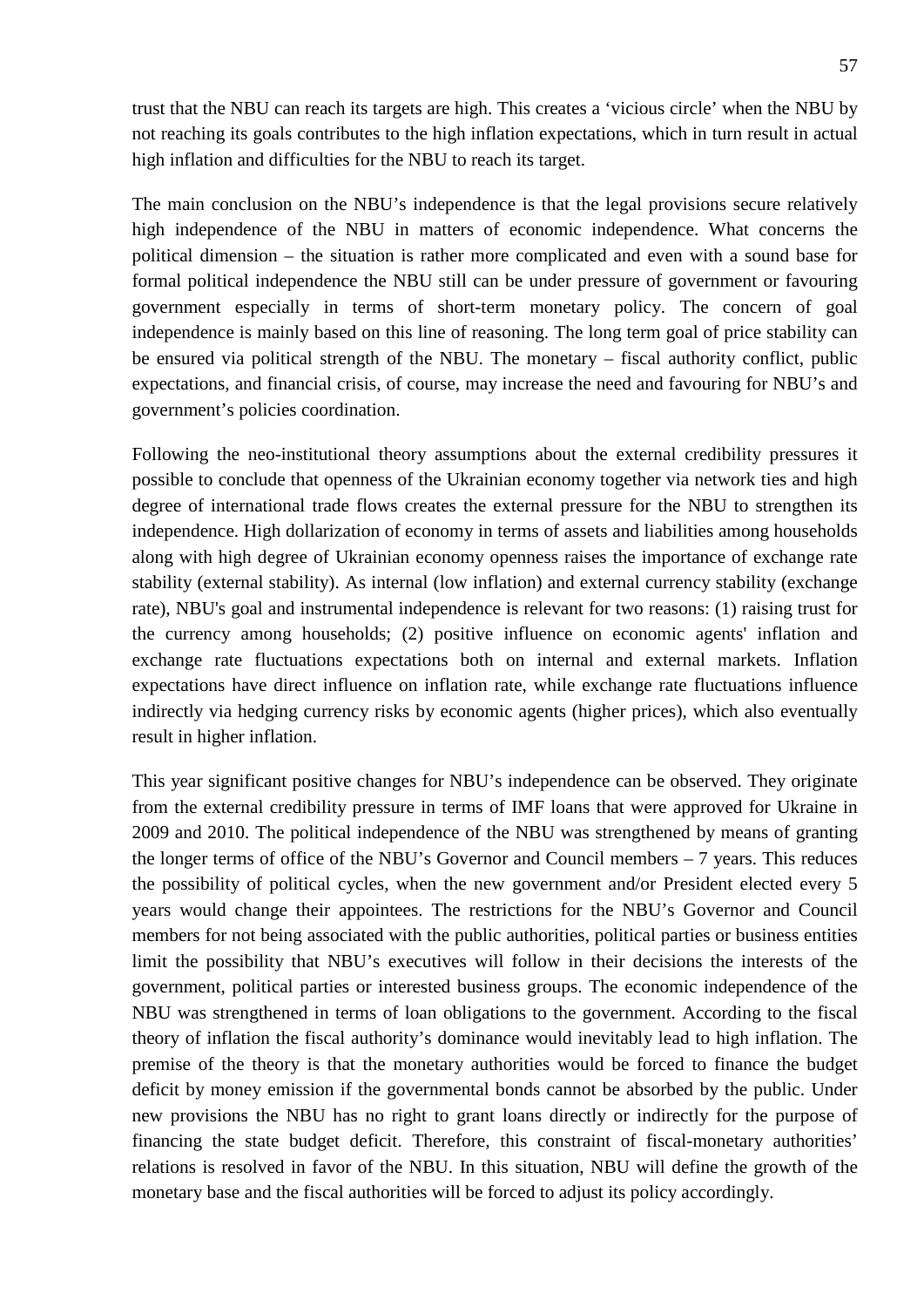trust that the NBU can reach its targets are high. This creates a 'vicious circle' when the NBU by not reaching its goals contributes to the high inflation expectations, which in turn result in actual high inflation and difficulties for the NBU to reach its target.

The main conclusion on the NBU's independence is that the legal provisions secure relatively high independence of the NBU in matters of economic independence. What concerns the political dimension – the situation is rather more complicated and even with a sound base for formal political independence the NBU still can be under pressure of government or favouring government especially in terms of short-term monetary policy. The concern of goal independence is mainly based on this line of reasoning. The long term goal of price stability can be ensured via political strength of the NBU. The monetary – fiscal authority conflict, public expectations, and financial crisis, of course, may increase the need and favouring for NBU's and government's policies coordination.

Following the neo-institutional theory assumptions about the external credibility pressures it possible to conclude that openness of the Ukrainian economy together via network ties and high degree of international trade flows creates the external pressure for the NBU to strengthen its independence. High dollarization of economy in terms of assets and liabilities among households along with high degree of Ukrainian economy openness raises the importance of exchange rate stability (external stability). As internal (low inflation) and external currency stability (exchange rate), NBU's goal and instrumental independence is relevant for two reasons: (1) raising trust for the currency among households; (2) positive influence on economic agents' inflation and exchange rate fluctuations expectations both on internal and external markets. Inflation expectations have direct influence on inflation rate, while exchange rate fluctuations influence indirectly via hedging currency risks by economic agents (higher prices), which also eventually result in higher inflation.

This year significant positive changes for NBU's independence can be observed. They originate from the external credibility pressure in terms of IMF loans that were approved for Ukraine in 2009 and 2010. The political independence of the NBU was strengthened by means of granting the longer terms of office of the NBU's Governor and Council members – 7 years. This reduces the possibility of political cycles, when the new government and/or President elected every 5 years would change their appointees. The restrictions for the NBU's Governor and Council members for not being associated with the public authorities, political parties or business entities limit the possibility that NBU's executives will follow in their decisions the interests of the government, political parties or interested business groups. The economic independence of the NBU was strengthened in terms of loan obligations to the government. According to the fiscal theory of inflation the fiscal authority's dominance would inevitably lead to high inflation. The premise of the theory is that the monetary authorities would be forced to finance the budget deficit by money emission if the governmental bonds cannot be absorbed by the public. Under new provisions the NBU has no right to grant loans directly or indirectly for the purpose of financing the state budget deficit. Therefore, this constraint of fiscal-monetary authorities' relations is resolved in favor of the NBU. In this situation, NBU will define the growth of the monetary base and the fiscal authorities will be forced to adjust its policy accordingly.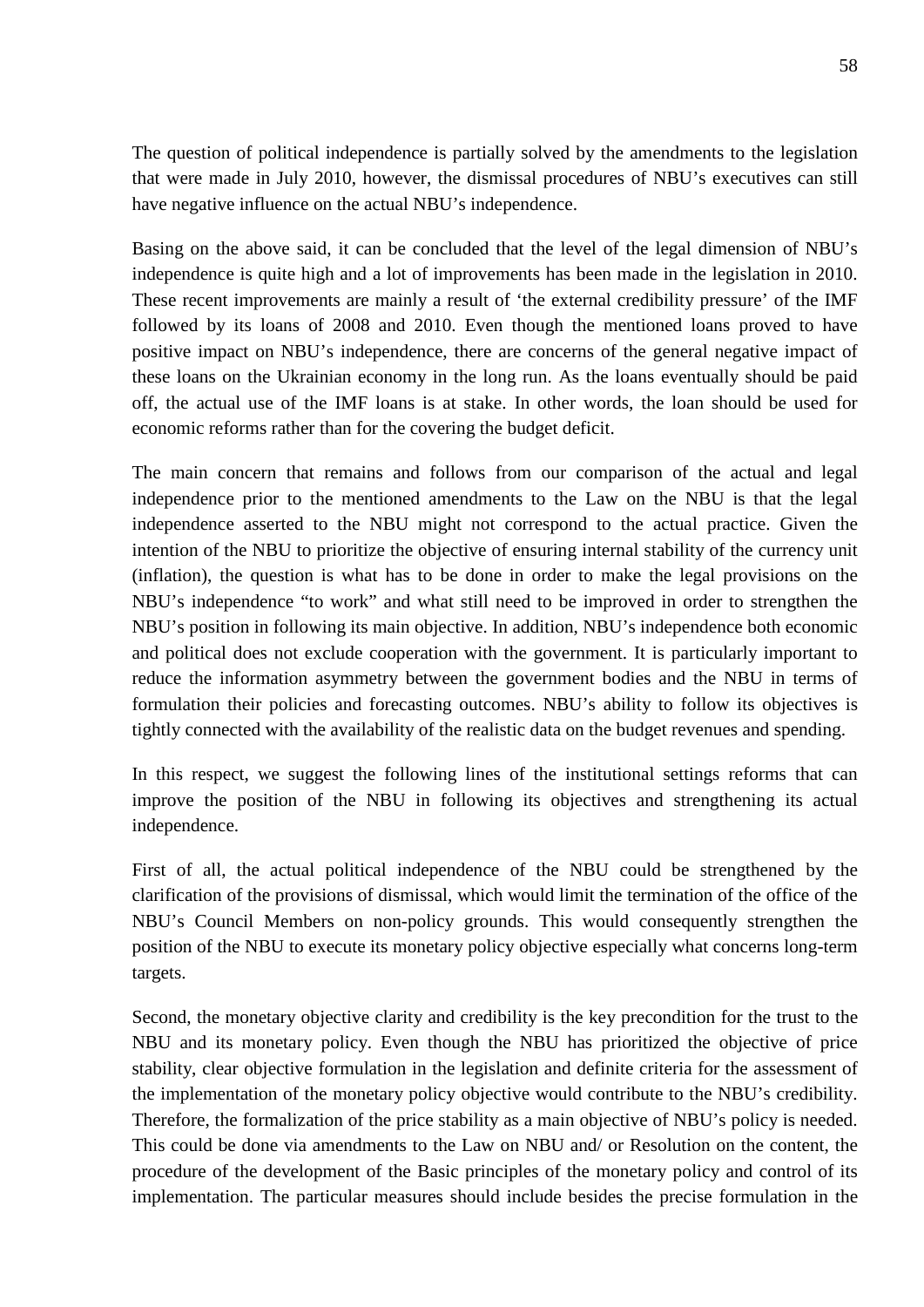The question of political independence is partially solved by the amendments to the legislation that were made in July 2010, however, the dismissal procedures of NBU's executives can still have negative influence on the actual NBU's independence.

Basing on the above said, it can be concluded that the level of the legal dimension of NBU's independence is quite high and a lot of improvements has been made in the legislation in 2010. These recent improvements are mainly a result of 'the external credibility pressure' of the IMF followed by its loans of 2008 and 2010. Even though the mentioned loans proved to have positive impact on NBU's independence, there are concerns of the general negative impact of these loans on the Ukrainian economy in the long run. As the loans eventually should be paid off, the actual use of the IMF loans is at stake. In other words, the loan should be used for economic reforms rather than for the covering the budget deficit.

The main concern that remains and follows from our comparison of the actual and legal independence prior to the mentioned amendments to the Law on the NBU is that the legal independence asserted to the NBU might not correspond to the actual practice. Given the intention of the NBU to prioritize the objective of ensuring internal stability of the currency unit (inflation), the question is what has to be done in order to make the legal provisions on the NBU's independence "to work" and what still need to be improved in order to strengthen the NBU's position in following its main objective. In addition, NBU's independence both economic and political does not exclude cooperation with the government. It is particularly important to reduce the information asymmetry between the government bodies and the NBU in terms of formulation their policies and forecasting outcomes. NBU's ability to follow its objectives is tightly connected with the availability of the realistic data on the budget revenues and spending.

In this respect, we suggest the following lines of the institutional settings reforms that can improve the position of the NBU in following its objectives and strengthening its actual independence.

First of all, the actual political independence of the NBU could be strengthened by the clarification of the provisions of dismissal, which would limit the termination of the office of the NBU's Council Members on non-policy grounds. This would consequently strengthen the position of the NBU to execute its monetary policy objective especially what concerns long-term targets.

Second, the monetary objective clarity and credibility is the key precondition for the trust to the NBU and its monetary policy. Even though the NBU has prioritized the objective of price stability, clear objective formulation in the legislation and definite criteria for the assessment of the implementation of the monetary policy objective would contribute to the NBU's credibility. Therefore, the formalization of the price stability as a main objective of NBU's policy is needed. This could be done via amendments to the Law on NBU and/ or Resolution on the content, the procedure of the development of the Basic principles of the monetary policy and control of its implementation. The particular measures should include besides the precise formulation in the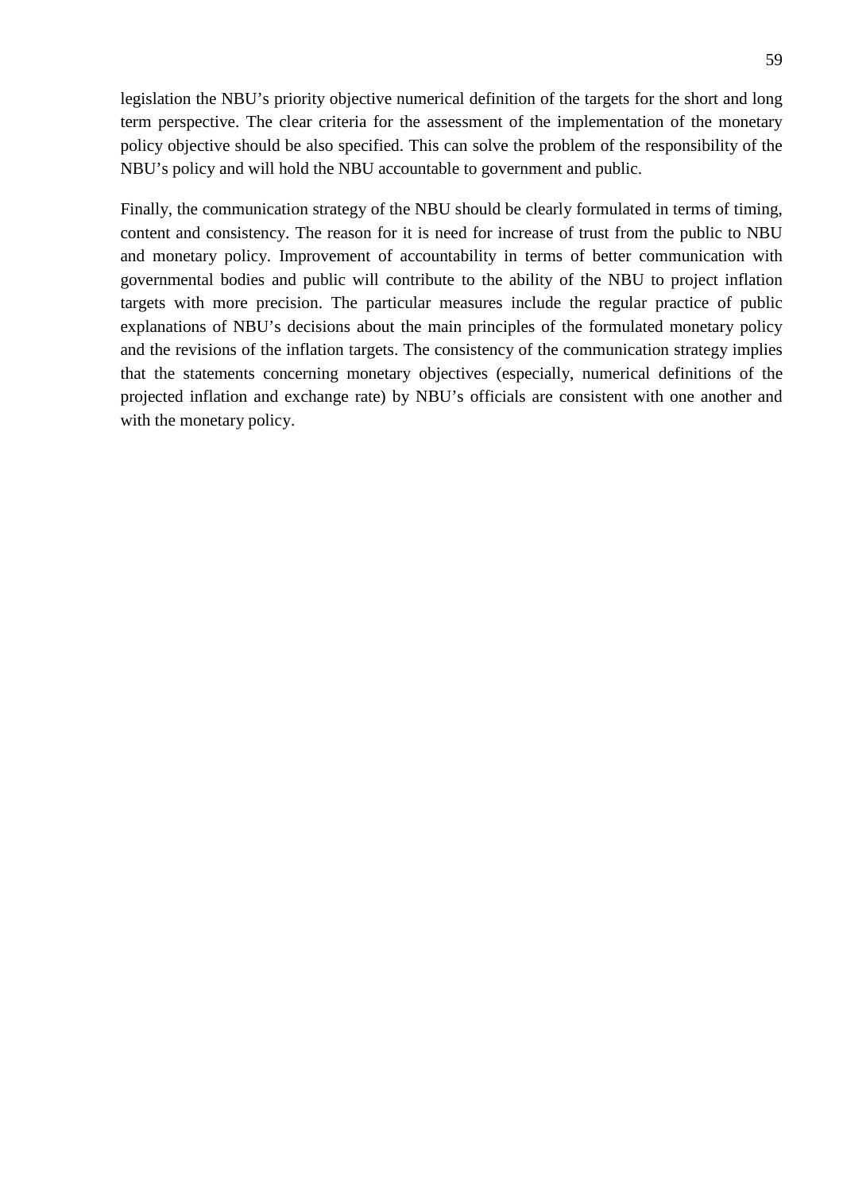legislation the NBU's priority objective numerical definition of the targets for the short and long term perspective. The clear criteria for the assessment of the implementation of the monetary policy objective should be also specified. This can solve the problem of the responsibility of the NBU's policy and will hold the NBU accountable to government and public.

Finally, the communication strategy of the NBU should be clearly formulated in terms of timing, content and consistency. The reason for it is need for increase of trust from the public to NBU and monetary policy. Improvement of accountability in terms of better communication with governmental bodies and public will contribute to the ability of the NBU to project inflation targets with more precision. The particular measures include the regular practice of public explanations of NBU's decisions about the main principles of the formulated monetary policy and the revisions of the inflation targets. The consistency of the communication strategy implies that the statements concerning monetary objectives (especially, numerical definitions of the projected inflation and exchange rate) by NBU's officials are consistent with one another and with the monetary policy.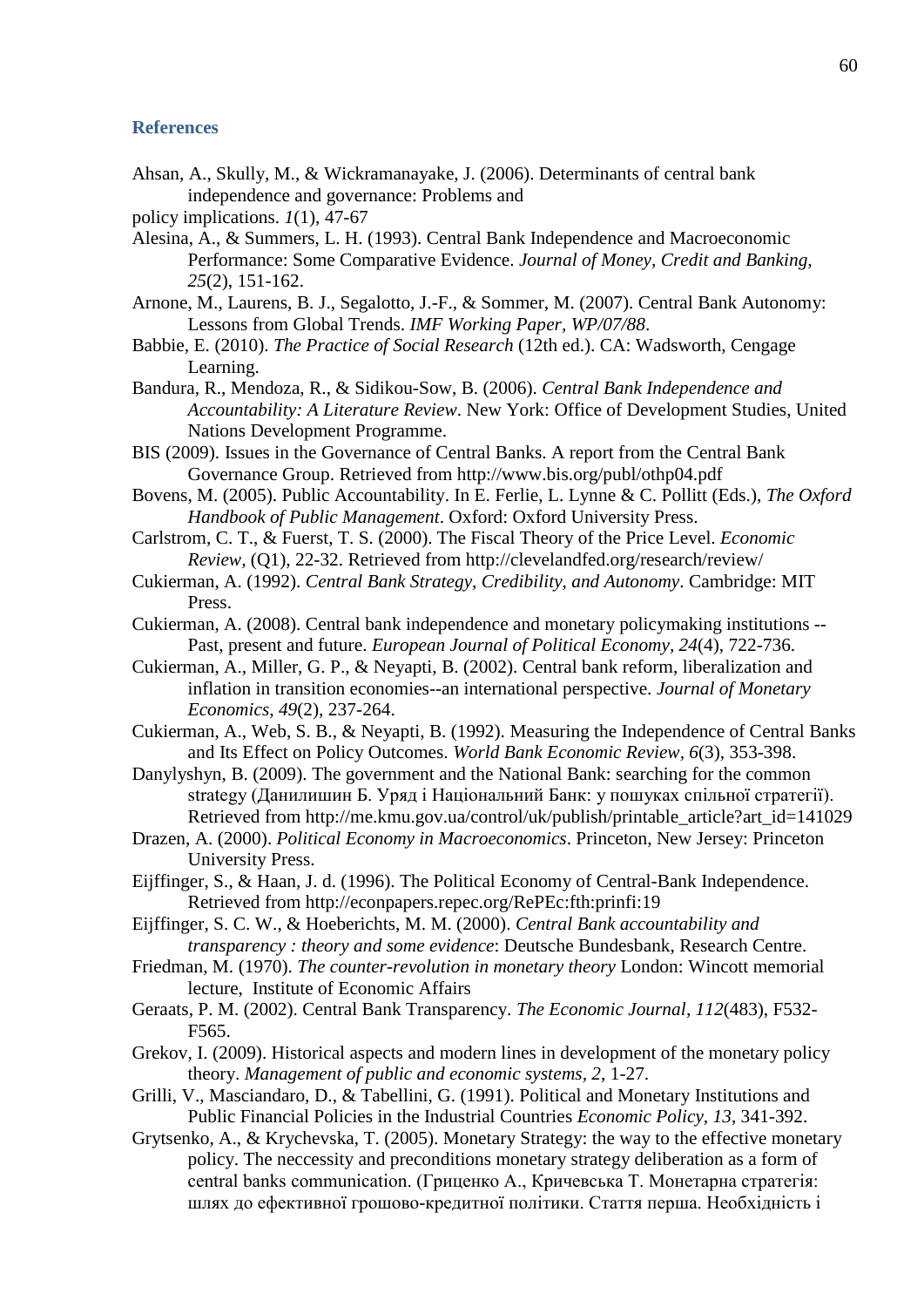## References

Ahsan, A., Skully, M., & Wickramanayake, J. (2006). Determinants of central bank independence and governance: Problems and
policy implications. *1*(1), 47-67

Alesina, A., & Summers, L. H. (1993). Central Bank Independence and Macroeconomic Performance: Some Comparative Evidence. *Journal of Money, Credit and Banking, 25*(2), 151-162.

Arnone, M., Laurens, B. J., Segalotto, J.-F., & Sommer, M. (2007). Central Bank Autonomy: Lessons from Global Trends. *IMF Working Paper, WP/07/88*.

Babbie, E. (2010). *The Practice of Social Research* (12th ed.). CA: Wadsworth, Cengage Learning.

Bandura, R., Mendoza, R., & Sidikou-Sow, B. (2006). *Central Bank Independence and Accountability: A Literature Review*. New York: Office of Development Studies, United Nations Development Programme.

BIS (2009). Issues in the Governance of Central Banks. A report from the Central Bank Governance Group. Retrieved from http://www.bis.org/publ/othp04.pdf

Bovens, M. (2005). Public Accountability. In E. Ferlie, L. Lynne & C. Pollitt (Eds.), *The Oxford Handbook of Public Management*. Oxford: Oxford University Press.

Carlstrom, C. T., & Fuerst, T. S. (2000). The Fiscal Theory of the Price Level. *Economic Review*, (Q1), 22-32. Retrieved from http://clevelandfed.org/research/review/

Cukierman, A. (1992). *Central Bank Strategy, Credibility, and Autonomy*. Cambridge: MIT Press.

Cukierman, A. (2008). Central bank independence and monetary policymaking institutions -- Past, present and future. *European Journal of Political Economy, 24*(4), 722-736.

Cukierman, A., Miller, G. P., & Neyapti, B. (2002). Central bank reform, liberalization and inflation in transition economies--an international perspective. *Journal of Monetary Economics, 49*(2), 237-264.

Cukierman, A., Web, S. B., & Neyapti, B. (1992). Measuring the Independence of Central Banks and Its Effect on Policy Outcomes. *World Bank Economic Review, 6*(3), 353-398.

Danylyshyn, B. (2009). The government and the National Bank: searching for the common strategy (Данилишин Б. Уряд і Національний Банк: у пошуках спільної стратегії). Retrieved from http://me.kmu.gov.ua/control/uk/publish/printable_article?art_id=141029

Drazen, A. (2000). *Political Economy in Macroeconomics*. Princeton, New Jersey: Princeton University Press.

Eijffinger, S., & Haan, J. d. (1996). The Political Economy of Central-Bank Independence. Retrieved from http://econpapers.repec.org/RePEc:fth:prinfi:19

Eijffinger, S. C. W., & Hoeberichts, M. M. (2000). *Central Bank accountability and transparency : theory and some evidence*: Deutsche Bundesbank, Research Centre.

Friedman, M. (1970). *The counter-revolution in monetary theory* London: Wincott memorial lecture, Institute of Economic Affairs

Geraats, P. M. (2002). Central Bank Transparency. *The Economic Journal, 112*(483), F532-F565.

Grekov, I. (2009). Historical aspects and modern lines in development of the monetary policy theory. *Management of public and economic systems, 2*, 1-27.

Grilli, V., Masciandaro, D., & Tabellini, G. (1991). Political and Monetary Institutions and Public Financial Policies in the Industrial Countries *Economic Policy, 13*, 341-392.

Grytsenko, A., & Krychevska, T. (2005). Monetary Strategy: the way to the effective monetary policy. The neccessity and preconditions monetary strategy deliberation as a form of central banks communication. (Гриценко А., Кричевська Т. Монетарна стратегія: шлях до ефективної грошово-кредитної політики. Стаття перша. Необхідність і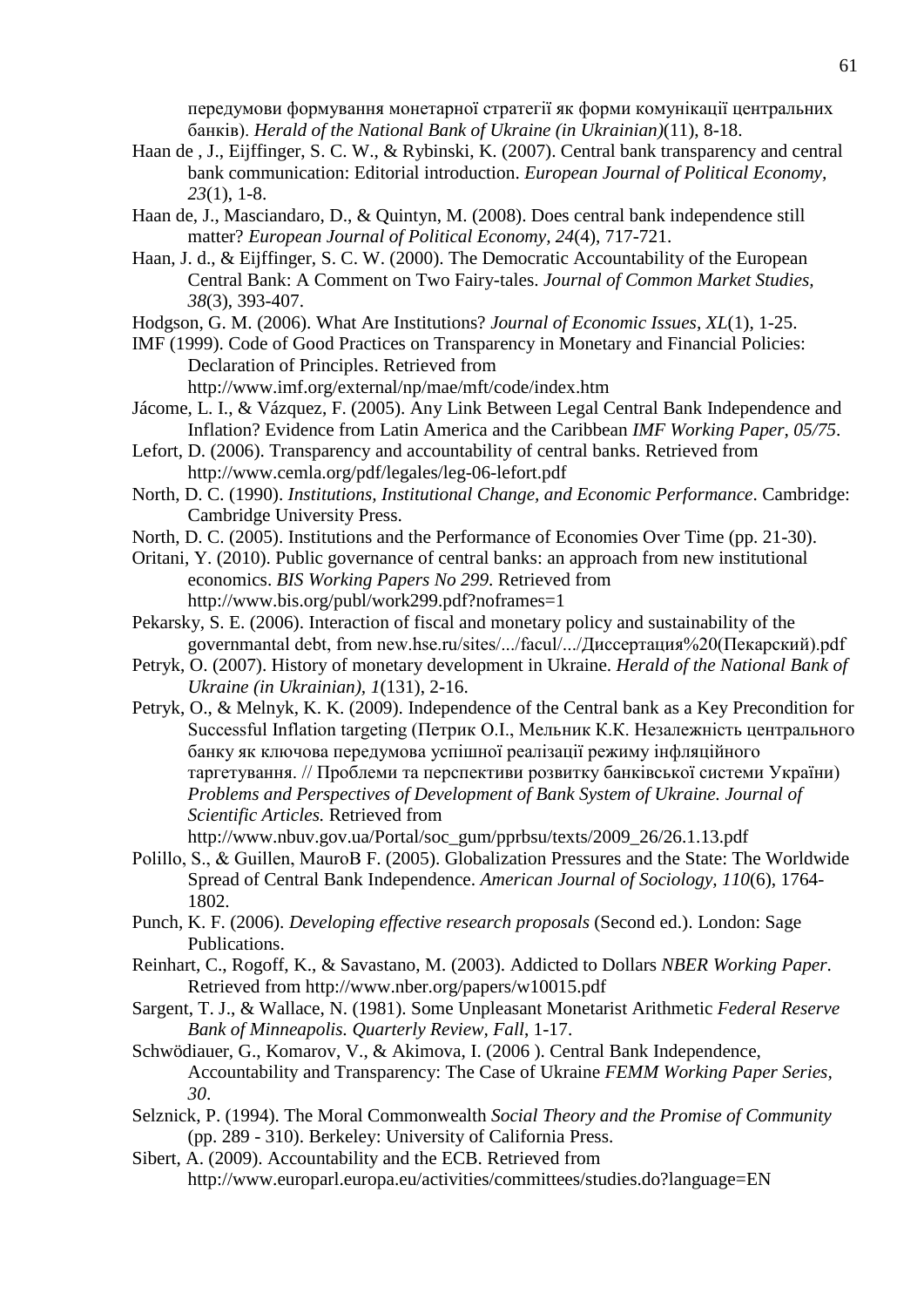передумови формування монетарної стратегії як форми комунікації центральних банків). *Herald of the National Bank of Ukraine (in Ukrainian)*(11), 8-18.

Haan de , J., Eijffinger, S. C. W., & Rybinski, K. (2007). Central bank transparency and central bank communication: Editorial introduction. *European Journal of Political Economy, 23*(1), 1-8.

Haan de, J., Masciandaro, D., & Quintyn, M. (2008). Does central bank independence still matter? *European Journal of Political Economy, 24*(4), 717-721.

Haan, J. d., & Eijffinger, S. C. W. (2000). The Democratic Accountability of the European Central Bank: A Comment on Two Fairy-tales. *Journal of Common Market Studies, 38*(3), 393-407.

Hodgson, G. M. (2006). What Are Institutions? *Journal of Economic Issues, XL*(1), 1-25.

IMF (1999). Code of Good Practices on Transparency in Monetary and Financial Policies: Declaration of Principles. Retrieved from http://www.imf.org/external/np/mae/mft/code/index.htm

Jácome, L. I., & Vázquez, F. (2005). Any Link Between Legal Central Bank Independence and Inflation? Evidence from Latin America and the Caribbean *IMF Working Paper, 05/75*.

Lefort, D. (2006). Transparency and accountability of central banks. Retrieved from http://www.cemla.org/pdf/legales/leg-06-lefort.pdf

North, D. C. (1990). *Institutions, Institutional Change, and Economic Performance*. Cambridge: Cambridge University Press.

North, D. C. (2005). Institutions and the Performance of Economies Over Time (pp. 21-30).

Oritani, Y. (2010). Public governance of central banks: an approach from new institutional economics. *BIS Working Papers No 299.* Retrieved from http://www.bis.org/publ/work299.pdf?noframes=1

Pekarsky, S. E. (2006). Interaction of fiscal and monetary policy and sustainability of the governmantal debt, from new.hse.ru/sites/.../facul/.../Диссертация%20(Пекарский).pdf

Petryk, O. (2007). History of monetary development in Ukraine. *Herald of the National Bank of Ukraine (in Ukrainian), 1*(131), 2-16.

Petryk, O., & Melnyk, K. K. (2009). Independence of the Central bank as a Key Precondition for Successful Inflation targeting (Петрик О.І., Мельник К.К. Незалежність центрального банку як ключова передумова успішної реалізації режиму інфляційного таргетування. // Проблеми та перспективи розвитку банківської системи України) *Problems and Perspectives of Development of Bank System of Ukraine. Journal of Scientific Articles.* Retrieved from http://www.nbuv.gov.ua/Portal/soc_gum/pprbsu/texts/2009_26/26.1.13.pdf

Polillo, S., & Guillen, MauroB F. (2005). Globalization Pressures and the State: The Worldwide Spread of Central Bank Independence. *American Journal of Sociology, 110*(6), 1764-1802.

Punch, K. F. (2006). *Developing effective research proposals* (Second ed.). London: Sage Publications.

Reinhart, C., Rogoff, K., & Savastano, M. (2003). Addicted to Dollars *NBER Working Paper*. Retrieved from http://www.nber.org/papers/w10015.pdf

Sargent, T. J., & Wallace, N. (1981). Some Unpleasant Monetarist Arithmetic *Federal Reserve Bank of Minneapolis. Quarterly Review, Fall*, 1-17.

Schwödiauer, G., Komarov, V., & Akimova, I. (2006 ). Central Bank Independence, Accountability and Transparency: The Case of Ukraine *FEMM Working Paper Series, 30*.

Selznick, P. (1994). The Moral Commonwealth *Social Theory and the Promise of Community* (pp. 289 - 310). Berkeley: University of California Press.

Sibert, A. (2009). Accountability and the ECB. Retrieved from http://www.europarl.europa.eu/activities/committees/studies.do?language=EN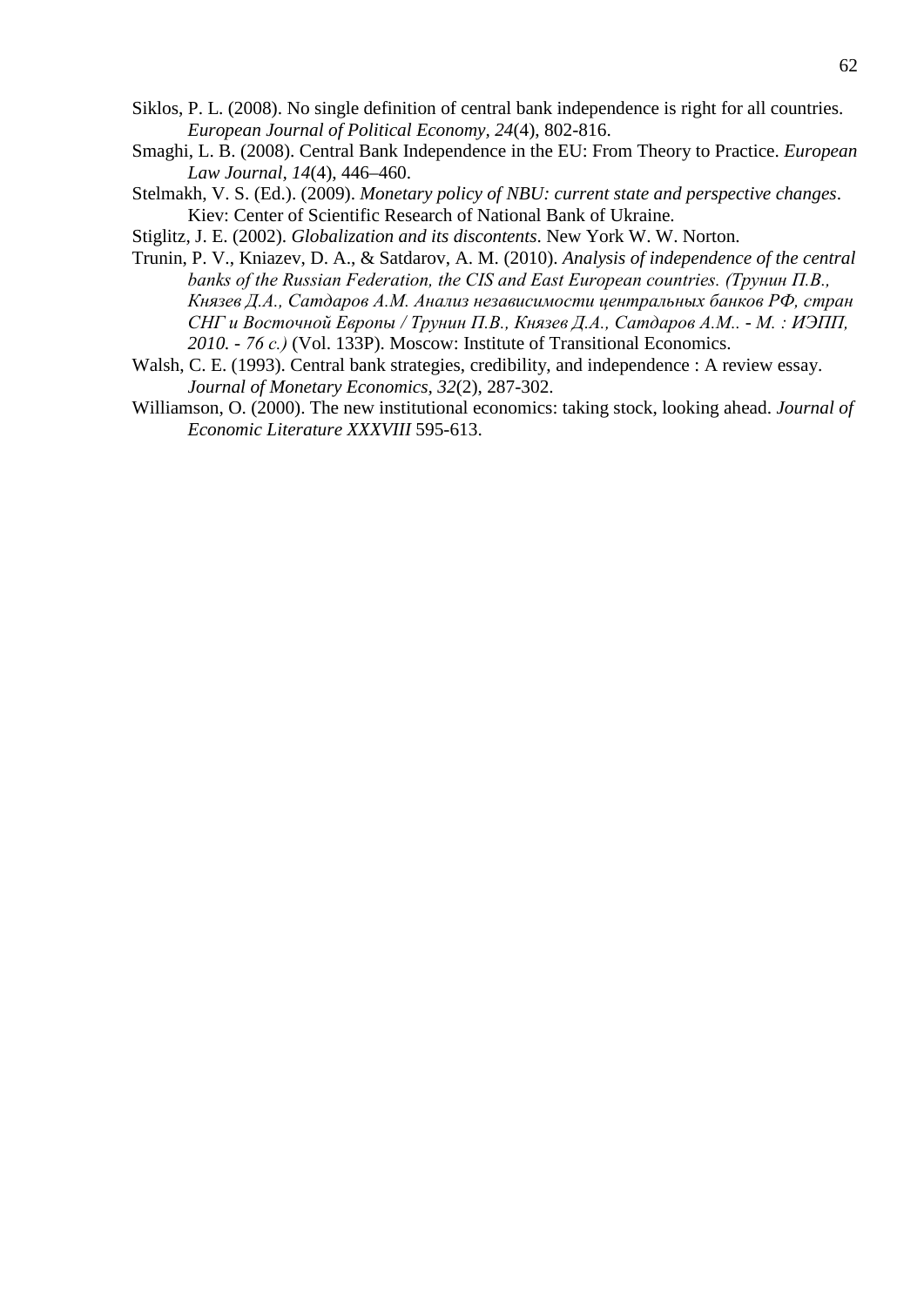Siklos, P. L. (2008). No single definition of central bank independence is right for all countries. *European Journal of Political Economy, 24*(4), 802-816.

Smaghi, L. B. (2008). Central Bank Independence in the EU: From Theory to Practice. *European Law Journal, 14*(4), 446–460.

Stelmakh, V. S. (Ed.). (2009). *Monetary policy of NBU: current state and perspective changes*. Kiev: Center of Scientific Research of National Bank of Ukraine.

Stiglitz, J. E. (2002). *Globalization and its discontents*. New York W. W. Norton.

Trunin, P. V., Kniazev, D. A., & Satdarov, A. M. (2010). *Analysis of independence of the central banks of the Russian Federation, the CIS and East European countries. (Трунин П.В., Князев Д.А., Сатдаров А.М. Анализ независимости центральных банков РФ, стран СНГ и Восточной Европы / Трунин П.В., Князев Д.А., Сатдаров А.М.. - М. : ИЭПП, 2010. - 76 с.)* (Vol. 133P). Moscow: Institute of Transitional Economics.

Walsh, C. E. (1993). Central bank strategies, credibility, and independence : A review essay. *Journal of Monetary Economics, 32*(2), 287-302.

Williamson, O. (2000). The new institutional economics: taking stock, looking ahead. *Journal of Economic Literature XXXVIII* 595-613.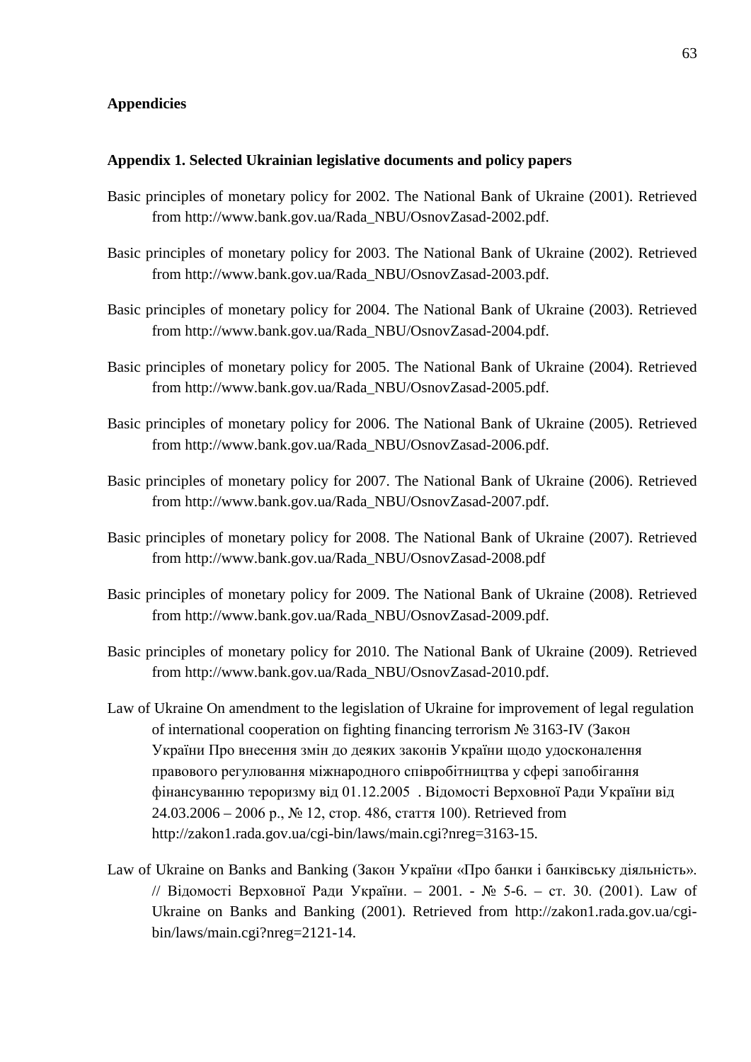**Appendicies**

**Appendix 1. Selected Ukrainian legislative documents and policy papers**

Basic principles of monetary policy for 2002. The National Bank of Ukraine (2001). Retrieved from http://www.bank.gov.ua/Rada_NBU/OsnovZasad-2002.pdf.

Basic principles of monetary policy for 2003. The National Bank of Ukraine (2002). Retrieved from http://www.bank.gov.ua/Rada_NBU/OsnovZasad-2003.pdf.

Basic principles of monetary policy for 2004. The National Bank of Ukraine (2003). Retrieved from http://www.bank.gov.ua/Rada_NBU/OsnovZasad-2004.pdf.

Basic principles of monetary policy for 2005. The National Bank of Ukraine (2004). Retrieved from http://www.bank.gov.ua/Rada_NBU/OsnovZasad-2005.pdf.

Basic principles of monetary policy for 2006. The National Bank of Ukraine (2005). Retrieved from http://www.bank.gov.ua/Rada_NBU/OsnovZasad-2006.pdf.

Basic principles of monetary policy for 2007. The National Bank of Ukraine (2006). Retrieved from http://www.bank.gov.ua/Rada_NBU/OsnovZasad-2007.pdf.

Basic principles of monetary policy for 2008. The National Bank of Ukraine (2007). Retrieved from http://www.bank.gov.ua/Rada_NBU/OsnovZasad-2008.pdf

Basic principles of monetary policy for 2009. The National Bank of Ukraine (2008). Retrieved from http://www.bank.gov.ua/Rada_NBU/OsnovZasad-2009.pdf.

Basic principles of monetary policy for 2010. The National Bank of Ukraine (2009). Retrieved from http://www.bank.gov.ua/Rada_NBU/OsnovZasad-2010.pdf.

Law of Ukraine On amendment to the legislation of Ukraine for improvement of legal regulation of international cooperation on fighting financing terrorism № 3163-IV (Закон України Про внесення змін до деяких законів України щодо удосконалення правового регулювання міжнародного співробітництва у сфері запобігання фінансуванню тероризму від 01.12.2005 . Відомості Верховної Ради України від 24.03.2006 – 2006 р., № 12, стор. 486, стаття 100). Retrieved from http://zakon1.rada.gov.ua/cgi-bin/laws/main.cgi?nreg=3163-15.

Law of Ukraine on Banks and Banking (Закон України «Про банки і банківську діяльність». // Відомості Верховної Ради України. – 2001. - № 5-6. – ст. 30. (2001). Law of Ukraine on Banks and Banking (2001). Retrieved from http://zakon1.rada.gov.ua/cgi-bin/laws/main.cgi?nreg=2121-14.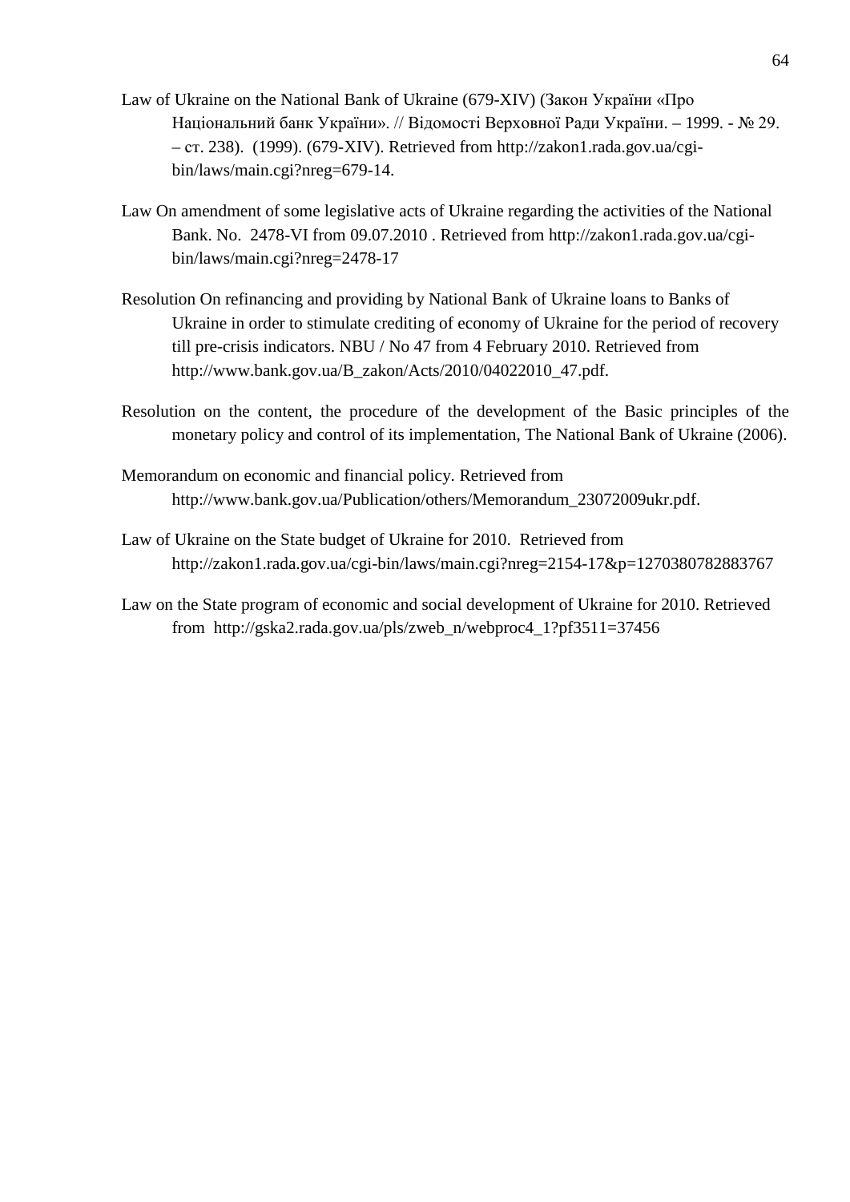Law of Ukraine on the National Bank of Ukraine (679-XIV) (Закон України «Про Національний банк України». // Відомості Верховної Ради України. – 1999. - № 29. – ст. 238). (1999). (679-XIV). Retrieved from http://zakon1.rada.gov.ua/cgi-bin/laws/main.cgi?nreg=679-14.

Law On amendment of some legislative acts of Ukraine regarding the activities of the National Bank. No. 2478-VI from 09.07.2010 . Retrieved from http://zakon1.rada.gov.ua/cgi-bin/laws/main.cgi?nreg=2478-17

Resolution On refinancing and providing by National Bank of Ukraine loans to Banks of Ukraine in order to stimulate crediting of economy of Ukraine for the period of recovery till pre-crisis indicators. NBU / No 47 from 4 February 2010. Retrieved from http://www.bank.gov.ua/B_zakon/Acts/2010/04022010_47.pdf.

Resolution on the content, the procedure of the development of the Basic principles of the monetary policy and control of its implementation, The National Bank of Ukraine (2006).

Memorandum on economic and financial policy. Retrieved from http://www.bank.gov.ua/Publication/others/Memorandum_23072009ukr.pdf.

Law of Ukraine on the State budget of Ukraine for 2010. Retrieved from http://zakon1.rada.gov.ua/cgi-bin/laws/main.cgi?nreg=2154-17&p=1270380782883767

Law on the State program of economic and social development of Ukraine for 2010. Retrieved from http://gska2.rada.gov.ua/pls/zweb_n/webproc4_1?pf3511=37456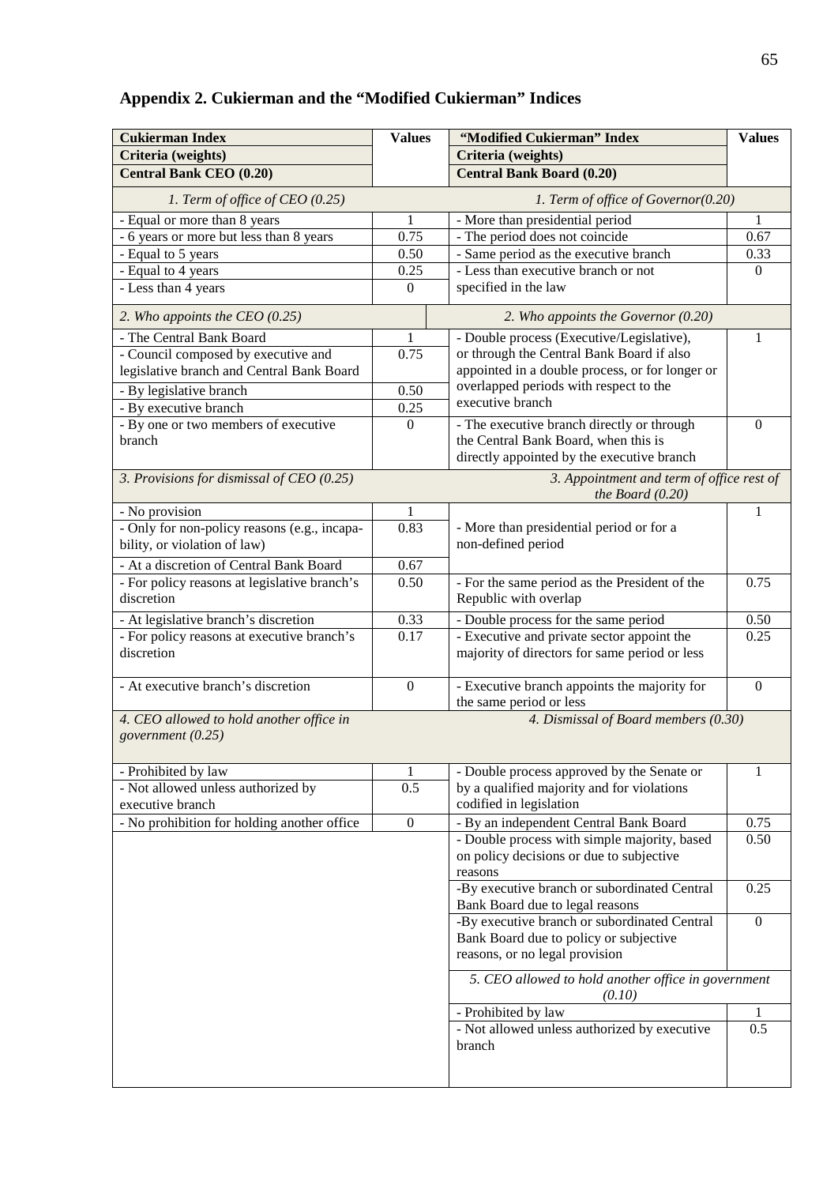## Appendix 2. Cukierman and the "Modified Cukierman" Indices

| Cukierman Index | Values | "Modified Cukierman" Index | Values |
|---|---|---|---|
| **Criteria (weights)** | | **Criteria (weights)** | |
| **Central Bank CEO (0.20)** | | **Central Bank Board (0.20)** | |
| *1. Term of office of CEO (0.25)* | | *1. Term of office of Governor(0.20)* | |
| - Equal or more than 8 years | 1 | - More than presidential period | 1 |
| - 6 years or more but less than 8 years | 0.75 | - The period does not coincide | 0.67 |
| - Equal to 5 years | 0.50 | - Same period as the executive branch | 0.33 |
| - Equal to 4 years | 0.25 | - Less than executive branch or not specified in the law | 0 |
| - Less than 4 years | 0 | | |
| *2. Who appoints the CEO (0.25)* | | *2. Who appoints the Governor (0.20)* | |
| - The Central Bank Board | 1 | - Double process (Executive/Legislative), or through the Central Bank Board if also appointed in a double process, or for longer or overlapped periods with respect to the executive branch | 1 |
| - Council composed by executive and legislative branch and Central Bank Board | 0.75 | | |
| - By legislative branch | 0.50 | | |
| - By executive branch | 0.25 | | |
| - By one or two members of executive branch | 0 | - The executive branch directly or through the Central Bank Board, when this is directly appointed by the executive branch | 0 |
| *3. Provisions for dismissal of CEO (0.25)* | | *3. Appointment and term of office rest of the Board (0.20)* | |
| - No provision | 1 | - More than presidential period or for a non-defined period | 1 |
| - Only for non-policy reasons (e.g., incapability, or violation of law) | 0.83 | | |
| - At a discretion of Central Bank Board | 0.67 | | |
| - For policy reasons at legislative branch's discretion | 0.50 | - For the same period as the President of the Republic with overlap | 0.75 |
| - At legislative branch's discretion | 0.33 | - Double process for the same period | 0.50 |
| - For policy reasons at executive branch's discretion | 0.17 | - Executive and private sector appoint the majority of directors for same period or less | 0.25 |
| - At executive branch's discretion | 0 | - Executive branch appoints the majority for the same period or less | 0 |
| *4. CEO allowed to hold another office in government (0.25)* | | *4. Dismissal of Board members (0.30)* | |
| - Prohibited by law | 1 | - Double process approved by the Senate or by a qualified majority and for violations codified in legislation | 1 |
| - Not allowed unless authorized by executive branch | 0.5 | | |
| - No prohibition for holding another office | 0 | - By an independent Central Bank Board | 0.75 |
| | | - Double process with simple majority, based on policy decisions or due to subjective reasons | 0.50 |
| | | -By executive branch or subordinated Central Bank Board due to legal reasons | 0.25 |
| | | -By executive branch or subordinated Central Bank Board due to policy or subjective reasons, or no legal provision | 0 |
| | | *5. CEO allowed to hold another office in government (0.10)* | |
| | | - Prohibited by law | 1 |
| | | - Not allowed unless authorized by executive branch | 0.5 |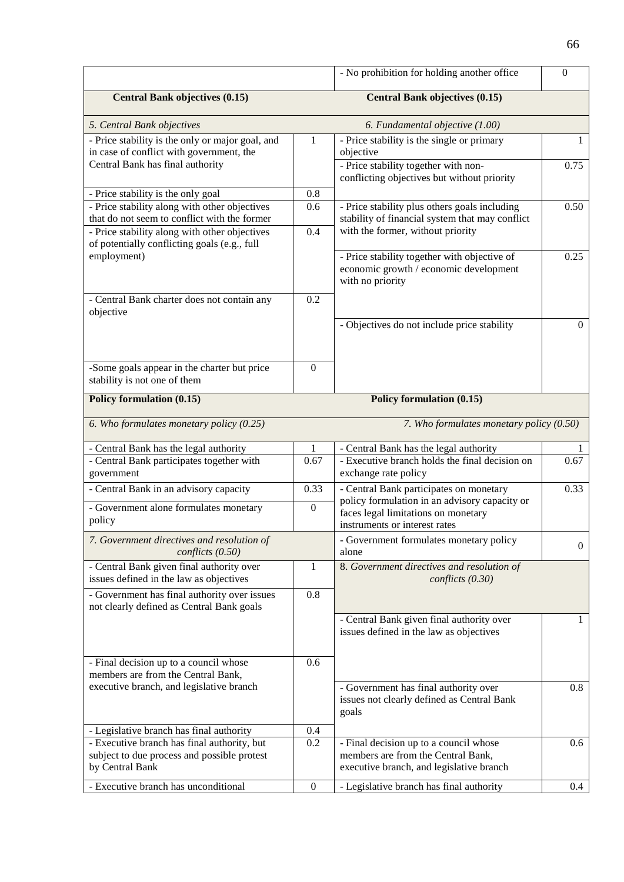| | | | |
|---|---|---|---|
| | | - No prohibition for holding another office | 0 |
| **Central Bank objectives (0.15)** | | **Central Bank objectives (0.15)** | |
| *5. Central Bank objectives* | | *6. Fundamental objective (1.00)* | |
| - Price stability is the only or major goal, and in case of conflict with government, the Central Bank has final authority | 1 | - Price stability is the single or primary objective | 1 |
| | | - Price stability together with non-conflicting objectives but without priority | 0.75 |
| - Price stability is the only goal | 0.8 | | |
| - Price stability along with other objectives that do not seem to conflict with the former | 0.6 | - Price stability plus others goals including stability of financial system that may conflict with the former, without priority | 0.50 |
| - Price stability along with other objectives of potentially conflicting goals (e.g., full employment) | 0.4 | | |
| | | - Price stability together with objective of economic growth / economic development with no priority | 0.25 |
| - Central Bank charter does not contain any objective | 0.2 | | |
| | | - Objectives do not include price stability | 0 |
| -Some goals appear in the charter but price stability is not one of them | 0 | | |
| **Policy formulation (0.15)** | | **Policy formulation (0.15)** | |
| *6. Who formulates monetary policy (0.25)* | | *7. Who formulates monetary policy (0.50)* | |
| - Central Bank has the legal authority | 1 | - Central Bank has the legal authority | 1 |
| - Central Bank participates together with government | 0.67 | - Executive branch holds the final decision on exchange rate policy | 0.67 |
| - Central Bank in an advisory capacity | 0.33 | - Central Bank participates on monetary policy formulation in an advisory capacity or faces legal limitations on monetary instruments or interest rates | 0.33 |
| - Government alone formulates monetary policy | 0 | | |
| *7. Government directives and resolution of conflicts (0.50)* | | - Government formulates monetary policy alone | 0 |
| - Central Bank given final authority over issues defined in the law as objectives | 1 | *8. Government directives and resolution of conflicts (0.30)* | |
| - Government has final authority over issues not clearly defined as Central Bank goals | 0.8 | | |
| | | - Central Bank given final authority over issues defined in the law as objectives | 1 |
| - Final decision up to a council whose members are from the Central Bank, executive branch, and legislative branch | 0.6 | | |
| | | - Government has final authority over issues not clearly defined as Central Bank goals | 0.8 |
| - Legislative branch has final authority | 0.4 | | |
| - Executive branch has final authority, but subject to due process and possible protest by Central Bank | 0.2 | - Final decision up to a council whose members are from the Central Bank, executive branch, and legislative branch | 0.6 |
| - Executive branch has unconditional | 0 | - Legislative branch has final authority | 0.4 |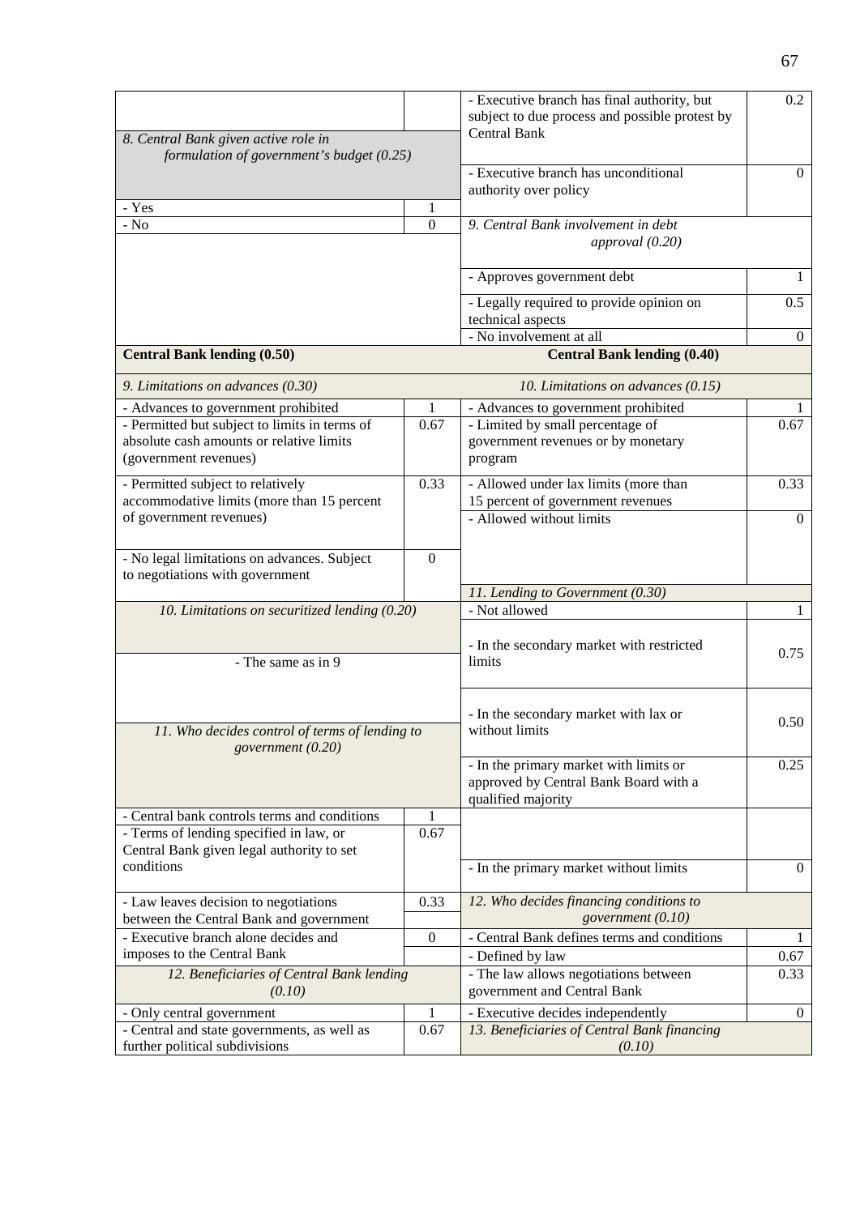| | | | |
|---|---|---|---|
| *8. Central Bank given active role in formulation of government's budget (0.25)* | | - Executive branch has final authority, but subject to due process and possible protest by Central Bank | 0.2 |
| | | - Executive branch has unconditional authority over policy | 0 |
| - Yes | 1 | | |
| - No | 0 | *9. Central Bank involvement in debt approval (0.20)* | |
| | | - Approves government debt | 1 |
| | | - Legally required to provide opinion on technical aspects | 0.5 |
| | | - No involvement at all | 0 |
| **Central Bank lending (0.50)** | | **Central Bank lending (0.40)** | |
| *9. Limitations on advances (0.30)* | | *10. Limitations on advances (0.15)* | |
| - Advances to government prohibited | 1 | - Advances to government prohibited | 1 |
| - Permitted but subject to limits in terms of absolute cash amounts or relative limits (government revenues) | 0.67 | - Limited by small percentage of government revenues or by monetary program | 0.67 |
| - Permitted subject to relatively accommodative limits (more than 15 percent of government revenues) | 0.33 | - Allowed under lax limits (more than 15 percent of government revenues | 0.33 |
| | | - Allowed without limits | 0 |
| - No legal limitations on advances. Subject to negotiations with government | 0 | | |
| | | *11. Lending to Government (0.30)* | |
| *10. Limitations on securitized lending (0.20)* | | - Not allowed | 1 |
| - The same as in 9 | | - In the secondary market with restricted limits | 0.75 |
| *11. Who decides control of terms of lending to government (0.20)* | | - In the secondary market with lax or without limits | 0.50 |
| | | - In the primary market with limits or approved by Central Bank Board with a qualified majority | 0.25 |
| - Central bank controls terms and conditions | 1 | | |
| - Terms of lending specified in law, or Central Bank given legal authority to set conditions | 0.67 | - In the primary market without limits | 0 |
| - Law leaves decision to negotiations between the Central Bank and government | 0.33 | *12. Who decides financing conditions to government (0.10)* | |
| - Executive branch alone decides and imposes to the Central Bank | 0 | - Central Bank defines terms and conditions | 1 |
| | | - Defined by law | 0.67 |
| *12. Beneficiaries of Central Bank lending (0.10)* | | - The law allows negotiations between government and Central Bank | 0.33 |
| - Only central government | 1 | - Executive decides independently | 0 |
| - Central and state governments, as well as further political subdivisions | 0.67 | *13. Beneficiaries of Central Bank financing (0.10)* | |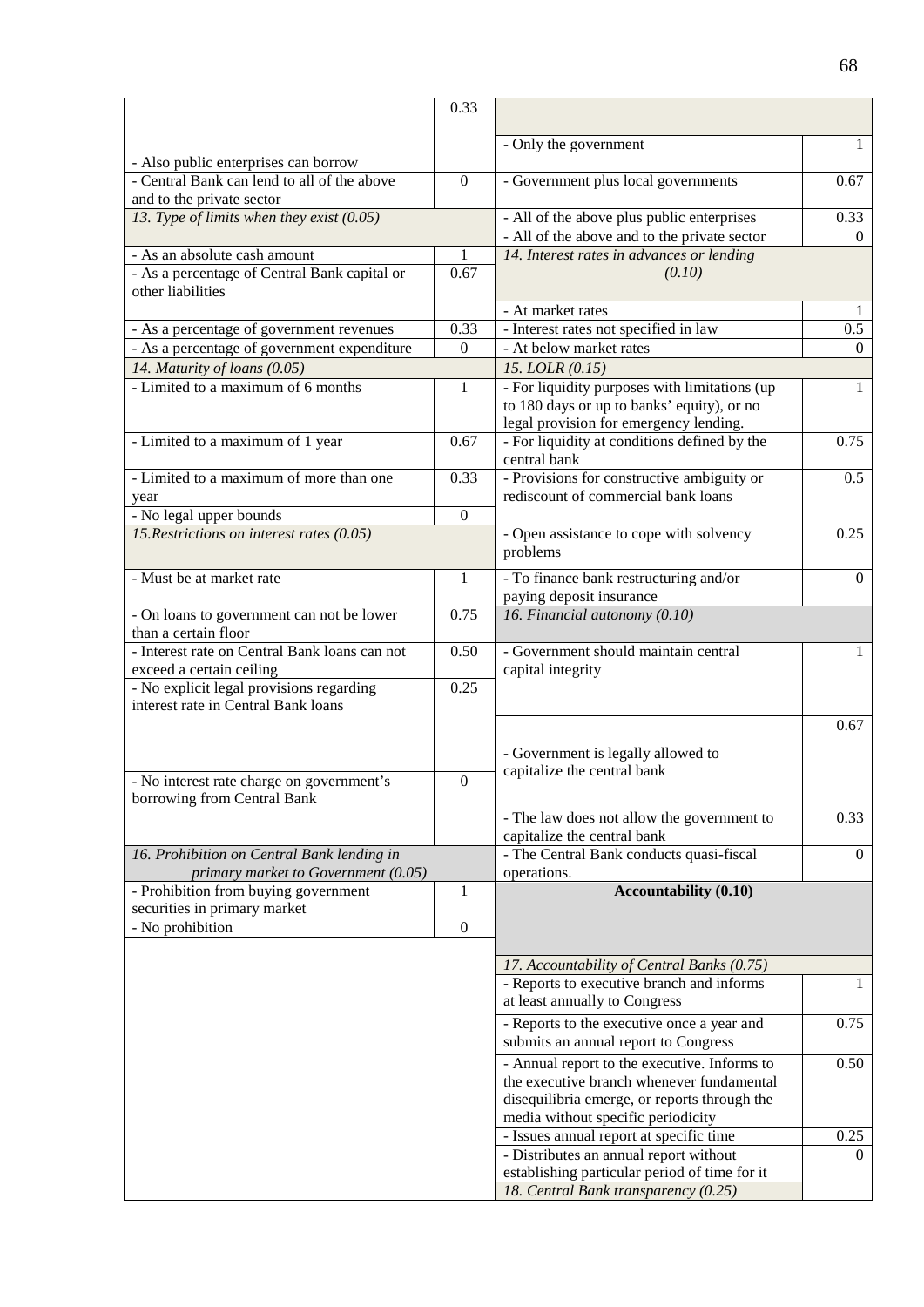| | | | |
|---|---|---|---|
| - Also public enterprises can borrow | 0.33 | - Only the government | 1 |
| - Central Bank can lend to all of the above and to the private sector | 0 | - Government plus local governments | 0.67 |
| *13. Type of limits when they exist (0.05)* | | - All of the above plus public enterprises | 0.33 |
| | | - All of the above and to the private sector | 0 |
| - As an absolute cash amount | 1 | *14. Interest rates in advances or lending (0.10)* | |
| - As a percentage of Central Bank capital or other liabilities | 0.67 | - At market rates | 1 |
| - As a percentage of government revenues | 0.33 | - Interest rates not specified in law | 0.5 |
| - As a percentage of government expenditure | 0 | - At below market rates | 0 |
| *14. Maturity of loans (0.05)* | | *15. LOLR (0.15)* | |
| - Limited to a maximum of 6 months | 1 | - For liquidity purposes with limitations (up to 180 days or up to banks' equity), or no legal provision for emergency lending. | 1 |
| - Limited to a maximum of 1 year | 0.67 | - For liquidity at conditions defined by the central bank | 0.75 |
| - Limited to a maximum of more than one year | 0.33 | - Provisions for constructive ambiguity or rediscount of commercial bank loans | 0.5 |
| - No legal upper bounds | 0 | | |
| *15.Restrictions on interest rates (0.05)* | | - Open assistance to cope with solvency problems | 0.25 |
| - Must be at market rate | 1 | - To finance bank restructuring and/or paying deposit insurance | 0 |
| - On loans to government can not be lower than a certain floor | 0.75 | *16. Financial autonomy (0.10)* | |
| - Interest rate on Central Bank loans can not exceed a certain ceiling | 0.50 | - Government should maintain central capital integrity | 1 |
| - No explicit legal provisions regarding interest rate in Central Bank loans | 0.25 | | |
| - No interest rate charge on government's borrowing from Central Bank | 0 | - Government is legally allowed to capitalize the central bank | 0.67 |
| | | - The law does not allow the government to capitalize the central bank | 0.33 |
| *16. Prohibition on Central Bank lending in primary market to Government (0.05)* | | - The Central Bank conducts quasi-fiscal operations. | 0 |
| - Prohibition from buying government securities in primary market | 1 | **Accountability (0.10)** | |
| - No prohibition | 0 | | |
| | | *17. Accountability of Central Banks (0.75)* | |
| | | - Reports to executive branch and informs at least annually to Congress | 1 |
| | | - Reports to the executive once a year and submits an annual report to Congress | 0.75 |
| | | - Annual report to the executive. Informs to the executive branch whenever fundamental disequilibria emerge, or reports through the media without specific periodicity | 0.50 |
| | | - Issues annual report at specific time | 0.25 |
| | | - Distributes an annual report without establishing particular period of time for it | 0 |
| | | *18. Central Bank transparency (0.25)* | |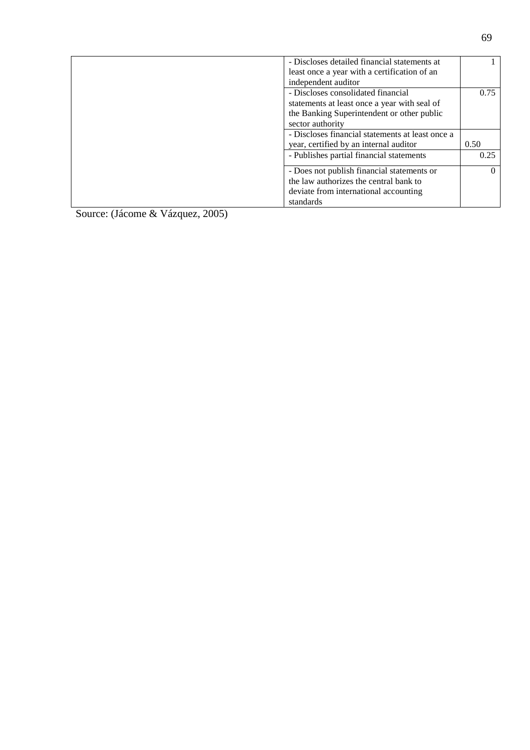| | | |
|---|---|---|
| | - Discloses detailed financial statements at least once a year with a certification of an independent auditor | 1 |
| | - Discloses consolidated financial statements at least once a year with seal of the Banking Superintendent or other public sector authority | 0.75 |
| | - Discloses financial statements at least once a year, certified by an internal auditor | 0.50 |
| | - Publishes partial financial statements | 0.25 |
| | - Does not publish financial statements or the law authorizes the central bank to deviate from international accounting standards | 0 |

Source: (Jácome & Vázquez, 2005)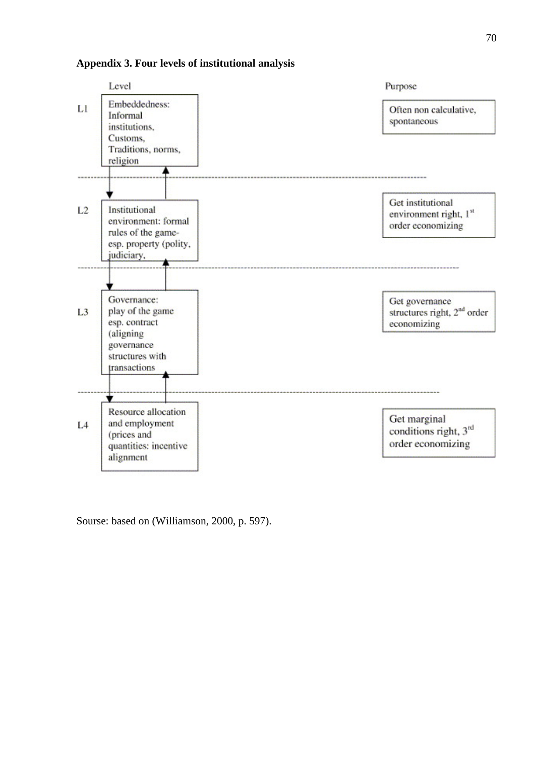**Appendix 3. Four levels of institutional analysis**

| | Level | Purpose |
|---|---|---|
| L1 | Embeddedness: Informal institutions, Customs, Traditions, norms, religion | Often non calculative, spontaneous |
| L2 | Institutional environment: formal rules of the game- esp. property (polity, judiciary, | Get institutional environment right, 1st order economizing |
| L3 | Governance: play of the game esp. contract (aligning governance structures with transactions | Get governance structures right, 2nd order economizing |
| L4 | Resource allocation and employment (prices and quantities: incentive alignment | Get marginal conditions right, 3rd order economizing |

Sourse: based on (Williamson, 2000, p. 597).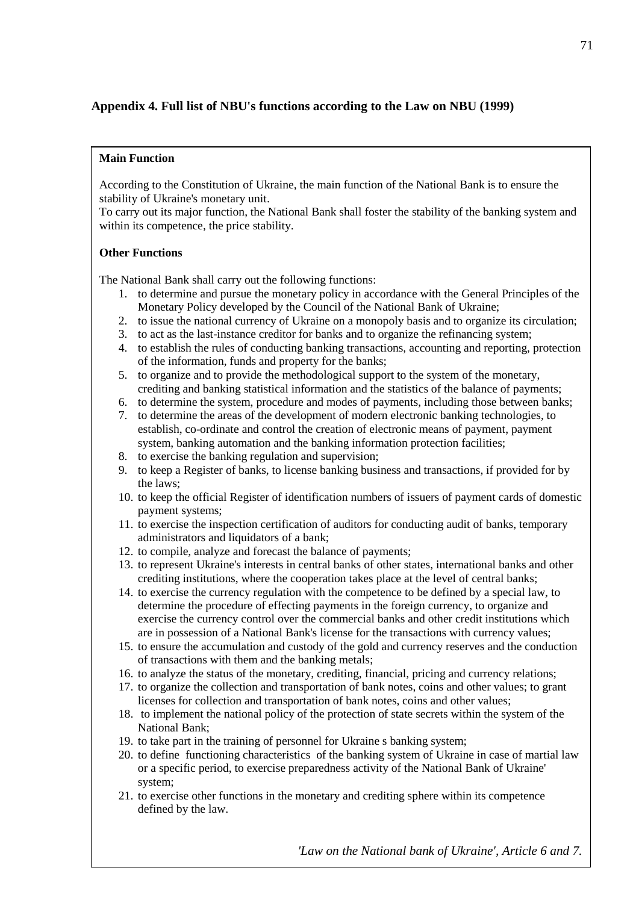## Appendix 4. Full list of NBU's functions according to the Law on NBU (1999)

**Main Function**

According to the Constitution of Ukraine, the main function of the National Bank is to ensure the stability of Ukraine's monetary unit.
To carry out its major function, the National Bank shall foster the stability of the banking system and within its competence, the price stability.

**Other Functions**

The National Bank shall carry out the following functions:

1. to determine and pursue the monetary policy in accordance with the General Principles of the Monetary Policy developed by the Council of the National Bank of Ukraine;
2. to issue the national currency of Ukraine on a monopoly basis and to organize its circulation;
3. to act as the last-instance creditor for banks and to organize the refinancing system;
4. to establish the rules of conducting banking transactions, accounting and reporting, protection of the information, funds and property for the banks;
5. to organize and to provide the methodological support to the system of the monetary, crediting and banking statistical information and the statistics of the balance of payments;
6. to determine the system, procedure and modes of payments, including those between banks;
7. to determine the areas of the development of modern electronic banking technologies, to establish, co-ordinate and control the creation of electronic means of payment, payment system, banking automation and the banking information protection facilities;
8. to exercise the banking regulation and supervision;
9. to keep a Register of banks, to license banking business and transactions, if provided for by the laws;
10. to keep the official Register of identification numbers of issuers of payment cards of domestic payment systems;
11. to exercise the inspection certification of auditors for conducting audit of banks, temporary administrators and liquidators of a bank;
12. to compile, analyze and forecast the balance of payments;
13. to represent Ukraine's interests in central banks of other states, international banks and other crediting institutions, where the cooperation takes place at the level of central banks;
14. to exercise the currency regulation with the competence to be defined by a special law, to determine the procedure of effecting payments in the foreign currency, to organize and exercise the currency control over the commercial banks and other credit institutions which are in possession of a National Bank's license for the transactions with currency values;
15. to ensure the accumulation and custody of the gold and currency reserves and the conduction of transactions with them and the banking metals;
16. to analyze the status of the monetary, crediting, financial, pricing and currency relations;
17. to organize the collection and transportation of bank notes, coins and other values; to grant licenses for collection and transportation of bank notes, coins and other values;
18. to implement the national policy of the protection of state secrets within the system of the National Bank;
19. to take part in the training of personnel for Ukraine s banking system;
20. to define functioning characteristics of the banking system of Ukraine in case of martial law or a specific period, to exercise preparedness activity of the National Bank of Ukraine' system;
21. to exercise other functions in the monetary and crediting sphere within its competence defined by the law.

*'Law on the National bank of Ukraine', Article 6 and 7.*